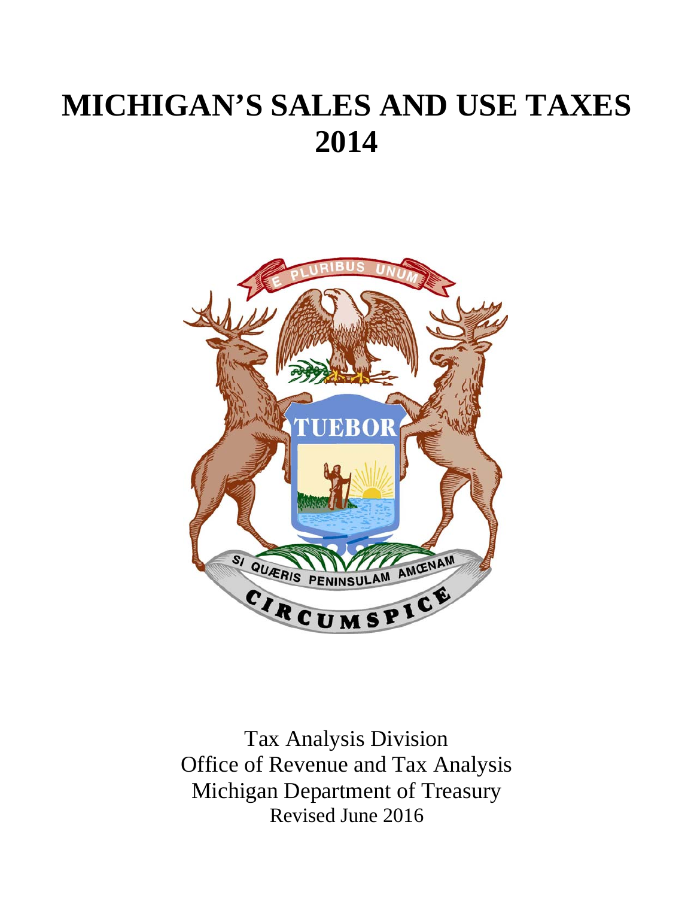# MICHIGAN'S SALES AND USE TAXES 2014

Tax Analysis Division
Office of Revenue and Tax Analysis
Michigan Department of Treasury
Revised June 2016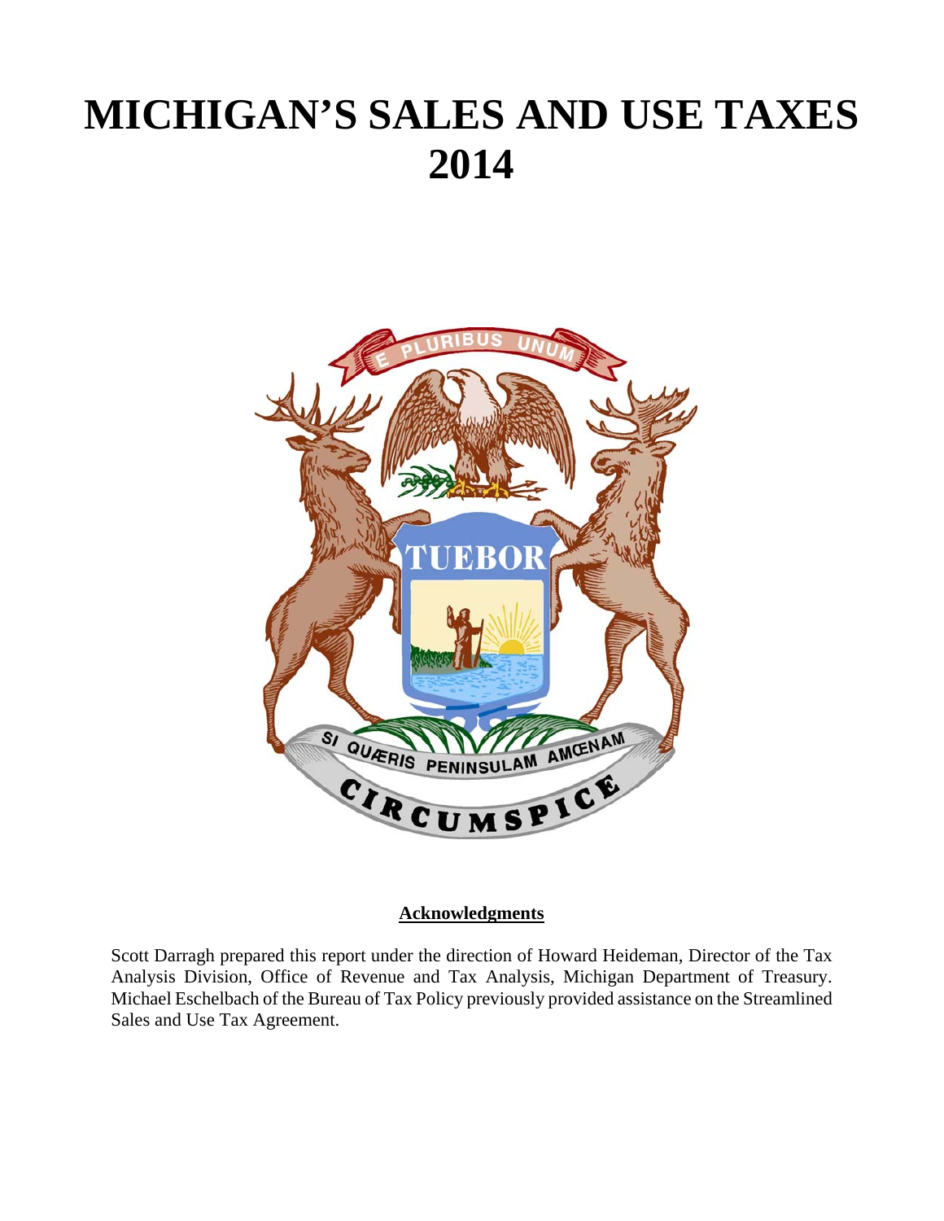# MICHIGAN'S SALES AND USE TAXES 2014

**Acknowledgments**

Scott Darragh prepared this report under the direction of Howard Heideman, Director of the Tax Analysis Division, Office of Revenue and Tax Analysis, Michigan Department of Treasury. Michael Eschelbach of the Bureau of Tax Policy previously provided assistance on the Streamlined Sales and Use Tax Agreement.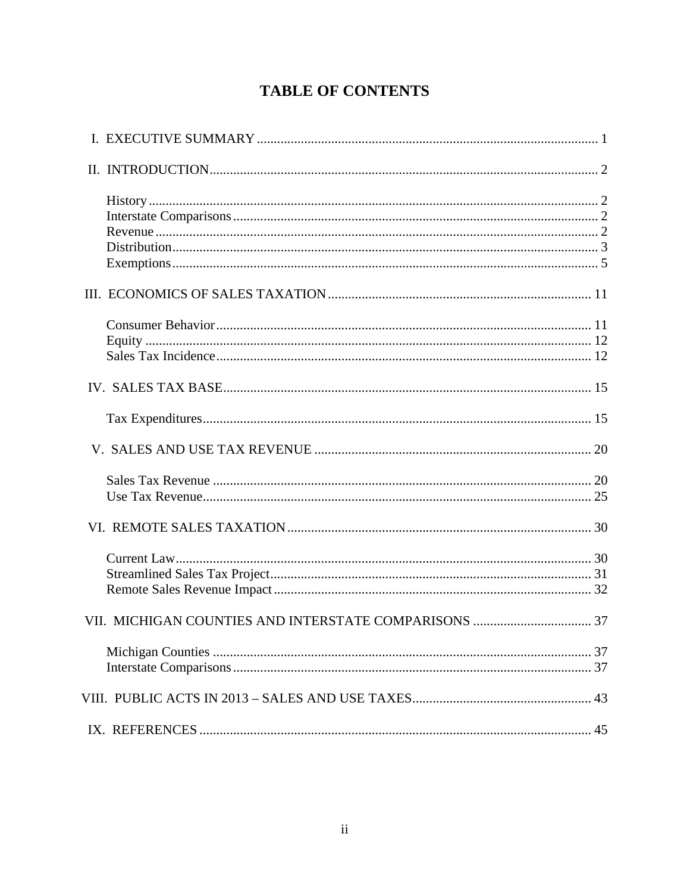# TABLE OF CONTENTS

I. EXECUTIVE SUMMARY ..................................................................................................... 1

II. INTRODUCTION.................................................................................................................. 2

- History ................................................................................................................................. 2
- Interstate Comparisons ........................................................................................................ 2
- Revenue ............................................................................................................................... 2
- Distribution .......................................................................................................................... 3
- Exemptions .......................................................................................................................... 5

III. ECONOMICS OF SALES TAXATION ............................................................................. 11

- Consumer Behavior ........................................................................................................... 11
- Equity ................................................................................................................................ 12
- Sales Tax Incidence ........................................................................................................... 12

IV. SALES TAX BASE ............................................................................................................ 15

- Tax Expenditures ............................................................................................................... 15

V. SALES AND USE TAX REVENUE .................................................................................. 20

- Sales Tax Revenue ............................................................................................................. 20
- Use Tax Revenue ................................................................................................................ 25

VI. REMOTE SALES TAXATION ......................................................................................... 30

- Current Law ....................................................................................................................... 30
- Streamlined Sales Tax Project ............................................................................................ 31
- Remote Sales Revenue Impact ........................................................................................... 32

VII. MICHIGAN COUNTIES AND INTERSTATE COMPARISONS ................................... 37

- Michigan Counties ............................................................................................................. 37
- Interstate Comparisons ...................................................................................................... 37

VIII. PUBLIC ACTS IN 2013 – SALES AND USE TAXES .................................................... 43

IX. REFERENCES .................................................................................................................... 45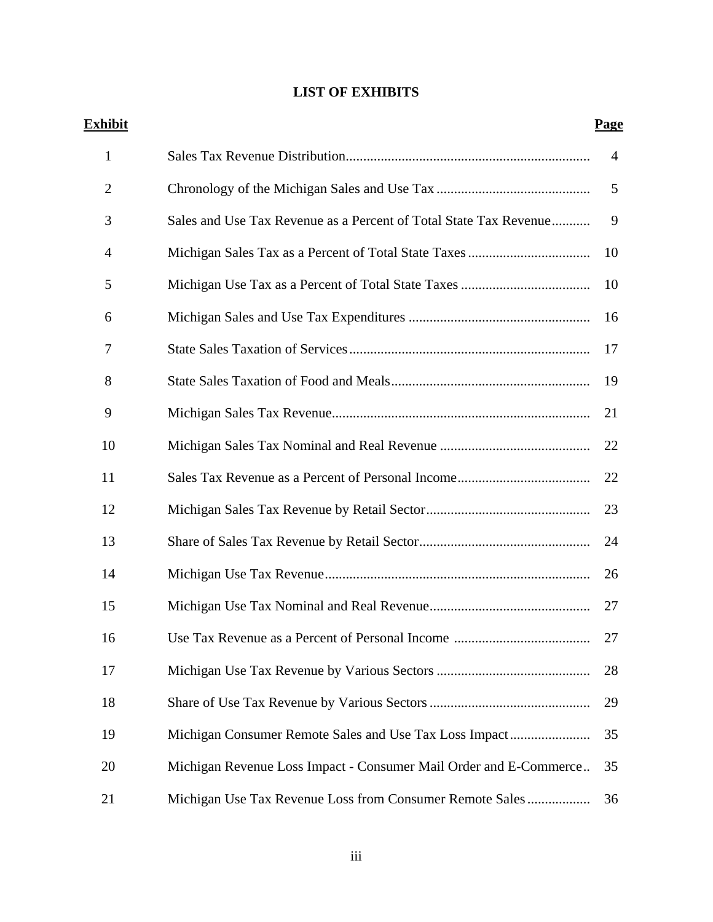# LIST OF EXHIBITS

| Exhibit | | Page |
|---|---|---|
| 1 | Sales Tax Revenue Distribution | 4 |
| 2 | Chronology of the Michigan Sales and Use Tax | 5 |
| 3 | Sales and Use Tax Revenue as a Percent of Total State Tax Revenue | 9 |
| 4 | Michigan Sales Tax as a Percent of Total State Taxes | 10 |
| 5 | Michigan Use Tax as a Percent of Total State Taxes | 10 |
| 6 | Michigan Sales and Use Tax Expenditures | 16 |
| 7 | State Sales Taxation of Services | 17 |
| 8 | State Sales Taxation of Food and Meals | 19 |
| 9 | Michigan Sales Tax Revenue | 21 |
| 10 | Michigan Sales Tax Nominal and Real Revenue | 22 |
| 11 | Sales Tax Revenue as a Percent of Personal Income | 22 |
| 12 | Michigan Sales Tax Revenue by Retail Sector | 23 |
| 13 | Share of Sales Tax Revenue by Retail Sector | 24 |
| 14 | Michigan Use Tax Revenue | 26 |
| 15 | Michigan Use Tax Nominal and Real Revenue | 27 |
| 16 | Use Tax Revenue as a Percent of Personal Income | 27 |
| 17 | Michigan Use Tax Revenue by Various Sectors | 28 |
| 18 | Share of Use Tax Revenue by Various Sectors | 29 |
| 19 | Michigan Consumer Remote Sales and Use Tax Loss Impact | 35 |
| 20 | Michigan Revenue Loss Impact - Consumer Mail Order and E-Commerce | 35 |
| 21 | Michigan Use Tax Revenue Loss from Consumer Remote Sales | 36 |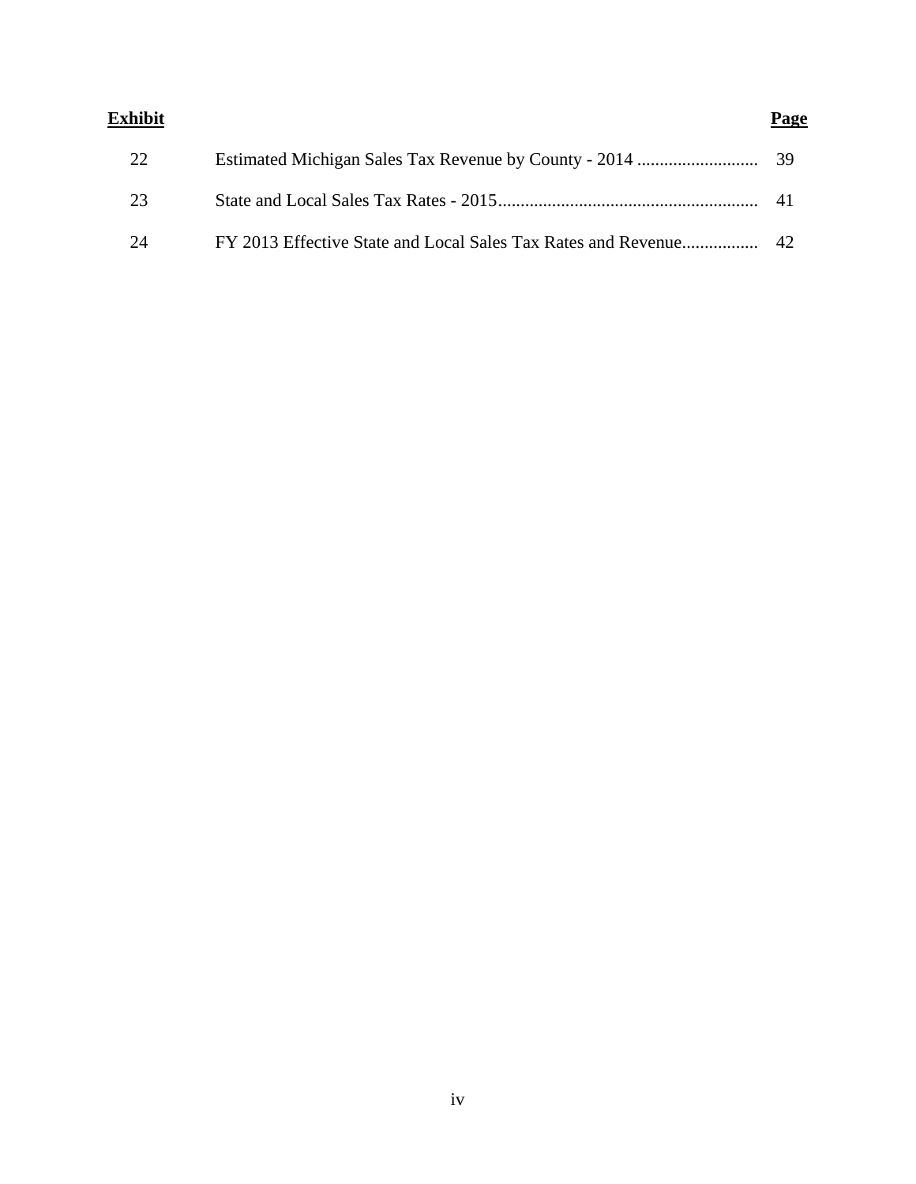| Exhibit | | Page |
|---|---|---|
| 22 | Estimated Michigan Sales Tax Revenue by County - 2014 | 39 |
| 23 | State and Local Sales Tax Rates - 2015 | 41 |
| 24 | FY 2013 Effective State and Local Sales Tax Rates and Revenue | 42 |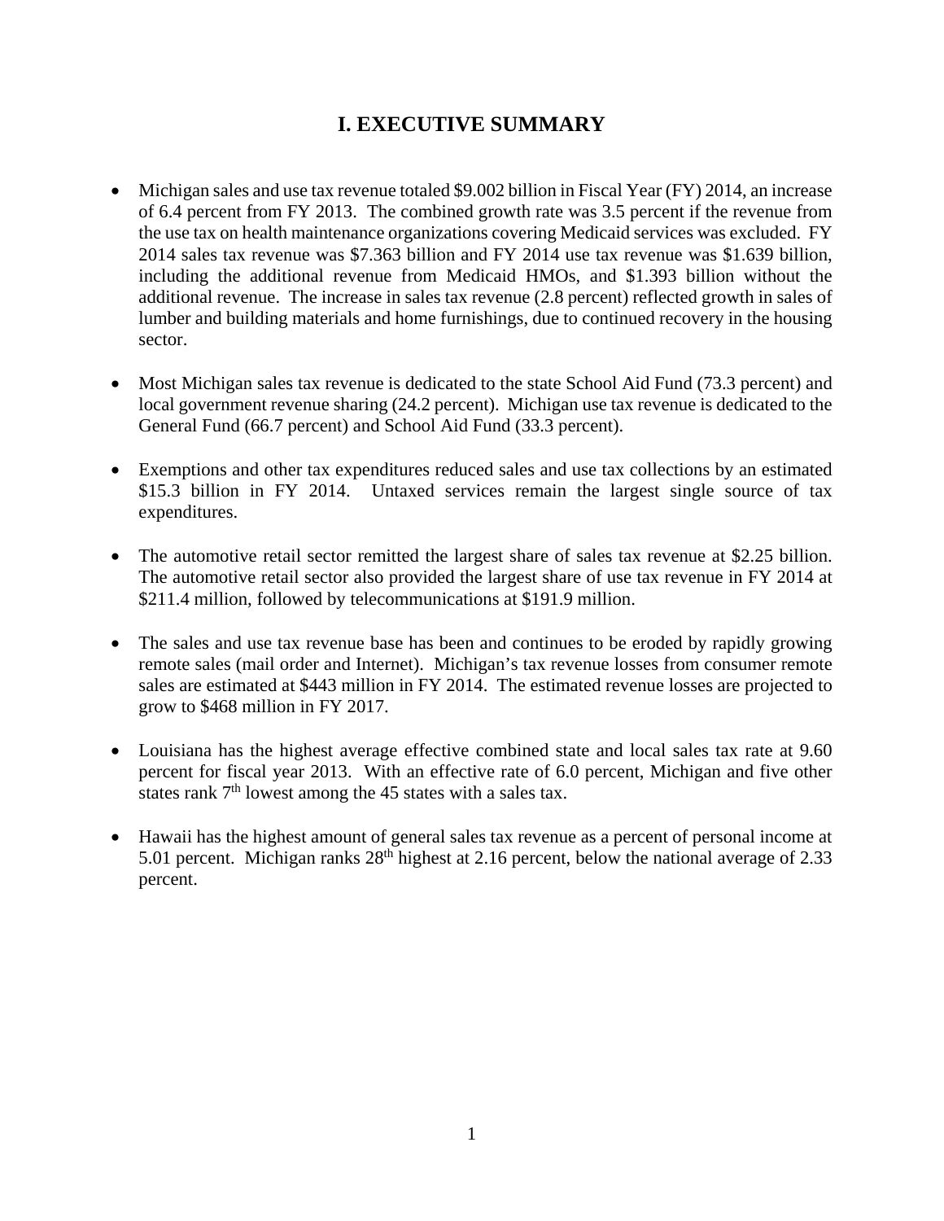# I. EXECUTIVE SUMMARY

- Michigan sales and use tax revenue totaled $9.002 billion in Fiscal Year (FY) 2014, an increase of 6.4 percent from FY 2013. The combined growth rate was 3.5 percent if the revenue from the use tax on health maintenance organizations covering Medicaid services was excluded. FY 2014 sales tax revenue was $7.363 billion and FY 2014 use tax revenue was $1.639 billion, including the additional revenue from Medicaid HMOs, and $1.393 billion without the additional revenue. The increase in sales tax revenue (2.8 percent) reflected growth in sales of lumber and building materials and home furnishings, due to continued recovery in the housing sector.

- Most Michigan sales tax revenue is dedicated to the state School Aid Fund (73.3 percent) and local government revenue sharing (24.2 percent). Michigan use tax revenue is dedicated to the General Fund (66.7 percent) and School Aid Fund (33.3 percent).

- Exemptions and other tax expenditures reduced sales and use tax collections by an estimated $15.3 billion in FY 2014. Untaxed services remain the largest single source of tax expenditures.

- The automotive retail sector remitted the largest share of sales tax revenue at $2.25 billion. The automotive retail sector also provided the largest share of use tax revenue in FY 2014 at $211.4 million, followed by telecommunications at $191.9 million.

- The sales and use tax revenue base has been and continues to be eroded by rapidly growing remote sales (mail order and Internet). Michigan's tax revenue losses from consumer remote sales are estimated at $443 million in FY 2014. The estimated revenue losses are projected to grow to $468 million in FY 2017.

- Louisiana has the highest average effective combined state and local sales tax rate at 9.60 percent for fiscal year 2013. With an effective rate of 6.0 percent, Michigan and five other states rank 7th lowest among the 45 states with a sales tax.

- Hawaii has the highest amount of general sales tax revenue as a percent of personal income at 5.01 percent. Michigan ranks 28th highest at 2.16 percent, below the national average of 2.33 percent.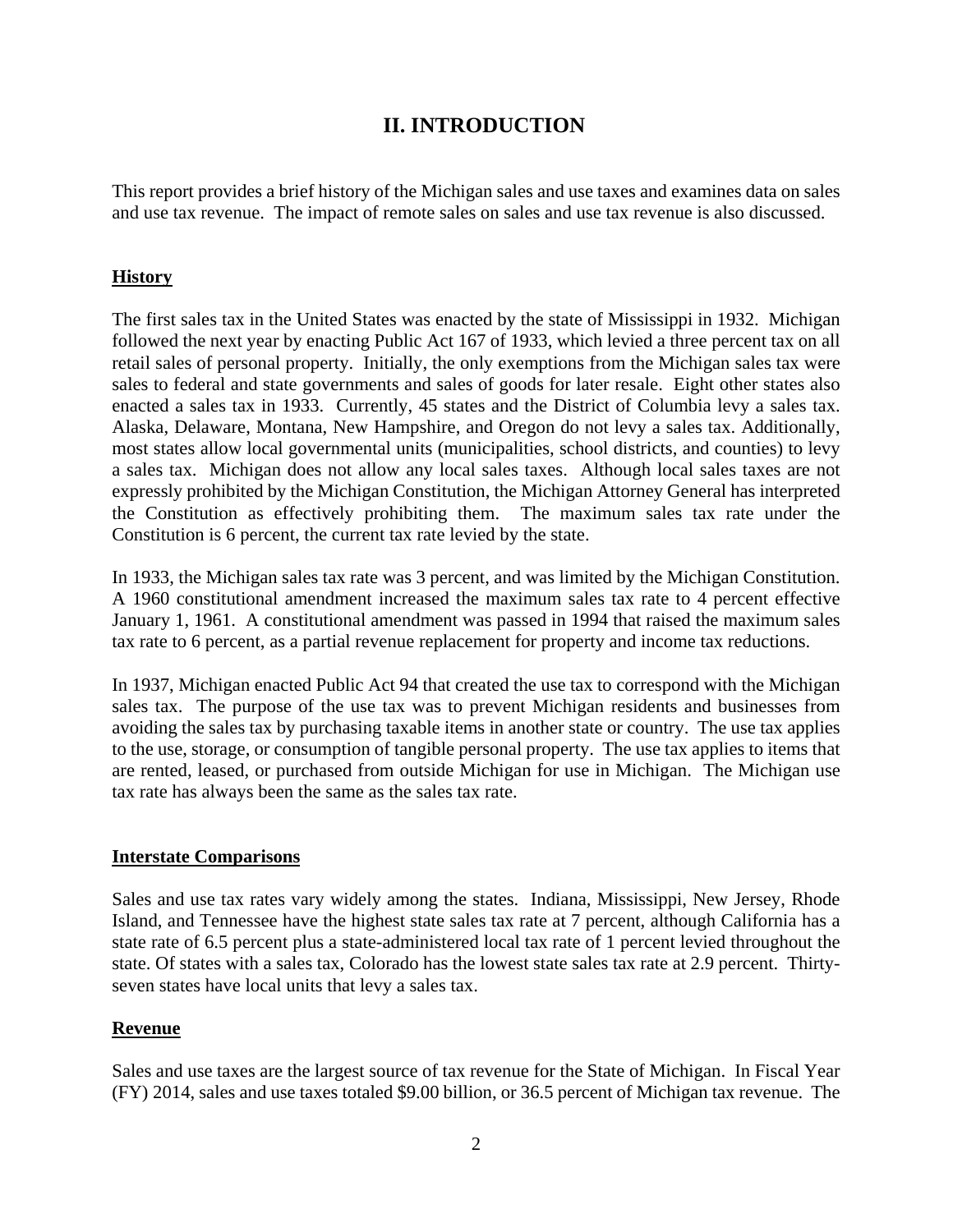# II. INTRODUCTION

This report provides a brief history of the Michigan sales and use taxes and examines data on sales and use tax revenue. The impact of remote sales on sales and use tax revenue is also discussed.

## History

The first sales tax in the United States was enacted by the state of Mississippi in 1932. Michigan followed the next year by enacting Public Act 167 of 1933, which levied a three percent tax on all retail sales of personal property. Initially, the only exemptions from the Michigan sales tax were sales to federal and state governments and sales of goods for later resale. Eight other states also enacted a sales tax in 1933. Currently, 45 states and the District of Columbia levy a sales tax. Alaska, Delaware, Montana, New Hampshire, and Oregon do not levy a sales tax. Additionally, most states allow local governmental units (municipalities, school districts, and counties) to levy a sales tax. Michigan does not allow any local sales taxes. Although local sales taxes are not expressly prohibited by the Michigan Constitution, the Michigan Attorney General has interpreted the Constitution as effectively prohibiting them. The maximum sales tax rate under the Constitution is 6 percent, the current tax rate levied by the state.

In 1933, the Michigan sales tax rate was 3 percent, and was limited by the Michigan Constitution. A 1960 constitutional amendment increased the maximum sales tax rate to 4 percent effective January 1, 1961. A constitutional amendment was passed in 1994 that raised the maximum sales tax rate to 6 percent, as a partial revenue replacement for property and income tax reductions.

In 1937, Michigan enacted Public Act 94 that created the use tax to correspond with the Michigan sales tax. The purpose of the use tax was to prevent Michigan residents and businesses from avoiding the sales tax by purchasing taxable items in another state or country. The use tax applies to the use, storage, or consumption of tangible personal property. The use tax applies to items that are rented, leased, or purchased from outside Michigan for use in Michigan. The Michigan use tax rate has always been the same as the sales tax rate.

## Interstate Comparisons

Sales and use tax rates vary widely among the states. Indiana, Mississippi, New Jersey, Rhode Island, and Tennessee have the highest state sales tax rate at 7 percent, although California has a state rate of 6.5 percent plus a state-administered local tax rate of 1 percent levied throughout the state. Of states with a sales tax, Colorado has the lowest state sales tax rate at 2.9 percent. Thirty-seven states have local units that levy a sales tax.

## Revenue

Sales and use taxes are the largest source of tax revenue for the State of Michigan. In Fiscal Year (FY) 2014, sales and use taxes totaled $9.00 billion, or 36.5 percent of Michigan tax revenue. The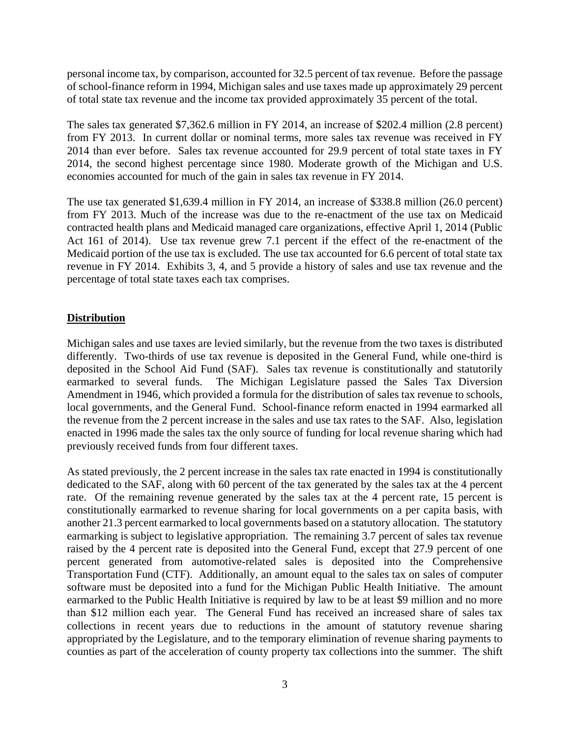personal income tax, by comparison, accounted for 32.5 percent of tax revenue. Before the passage of school-finance reform in 1994, Michigan sales and use taxes made up approximately 29 percent of total state tax revenue and the income tax provided approximately 35 percent of the total.

The sales tax generated $7,362.6 million in FY 2014, an increase of $202.4 million (2.8 percent) from FY 2013. In current dollar or nominal terms, more sales tax revenue was received in FY 2014 than ever before. Sales tax revenue accounted for 29.9 percent of total state taxes in FY 2014, the second highest percentage since 1980. Moderate growth of the Michigan and U.S. economies accounted for much of the gain in sales tax revenue in FY 2014.

The use tax generated $1,639.4 million in FY 2014, an increase of $338.8 million (26.0 percent) from FY 2013. Much of the increase was due to the re-enactment of the use tax on Medicaid contracted health plans and Medicaid managed care organizations, effective April 1, 2014 (Public Act 161 of 2014). Use tax revenue grew 7.1 percent if the effect of the re-enactment of the Medicaid portion of the use tax is excluded. The use tax accounted for 6.6 percent of total state tax revenue in FY 2014. Exhibits 3, 4, and 5 provide a history of sales and use tax revenue and the percentage of total state taxes each tax comprises.

## Distribution

Michigan sales and use taxes are levied similarly, but the revenue from the two taxes is distributed differently. Two-thirds of use tax revenue is deposited in the General Fund, while one-third is deposited in the School Aid Fund (SAF). Sales tax revenue is constitutionally and statutorily earmarked to several funds. The Michigan Legislature passed the Sales Tax Diversion Amendment in 1946, which provided a formula for the distribution of sales tax revenue to schools, local governments, and the General Fund. School-finance reform enacted in 1994 earmarked all the revenue from the 2 percent increase in the sales and use tax rates to the SAF. Also, legislation enacted in 1996 made the sales tax the only source of funding for local revenue sharing which had previously received funds from four different taxes.

As stated previously, the 2 percent increase in the sales tax rate enacted in 1994 is constitutionally dedicated to the SAF, along with 60 percent of the tax generated by the sales tax at the 4 percent rate. Of the remaining revenue generated by the sales tax at the 4 percent rate, 15 percent is constitutionally earmarked to revenue sharing for local governments on a per capita basis, with another 21.3 percent earmarked to local governments based on a statutory allocation. The statutory earmarking is subject to legislative appropriation. The remaining 3.7 percent of sales tax revenue raised by the 4 percent rate is deposited into the General Fund, except that 27.9 percent of one percent generated from automotive-related sales is deposited into the Comprehensive Transportation Fund (CTF). Additionally, an amount equal to the sales tax on sales of computer software must be deposited into a fund for the Michigan Public Health Initiative. The amount earmarked to the Public Health Initiative is required by law to be at least $9 million and no more than $12 million each year. The General Fund has received an increased share of sales tax collections in recent years due to reductions in the amount of statutory revenue sharing appropriated by the Legislature, and to the temporary elimination of revenue sharing payments to counties as part of the acceleration of county property tax collections into the summer. The shift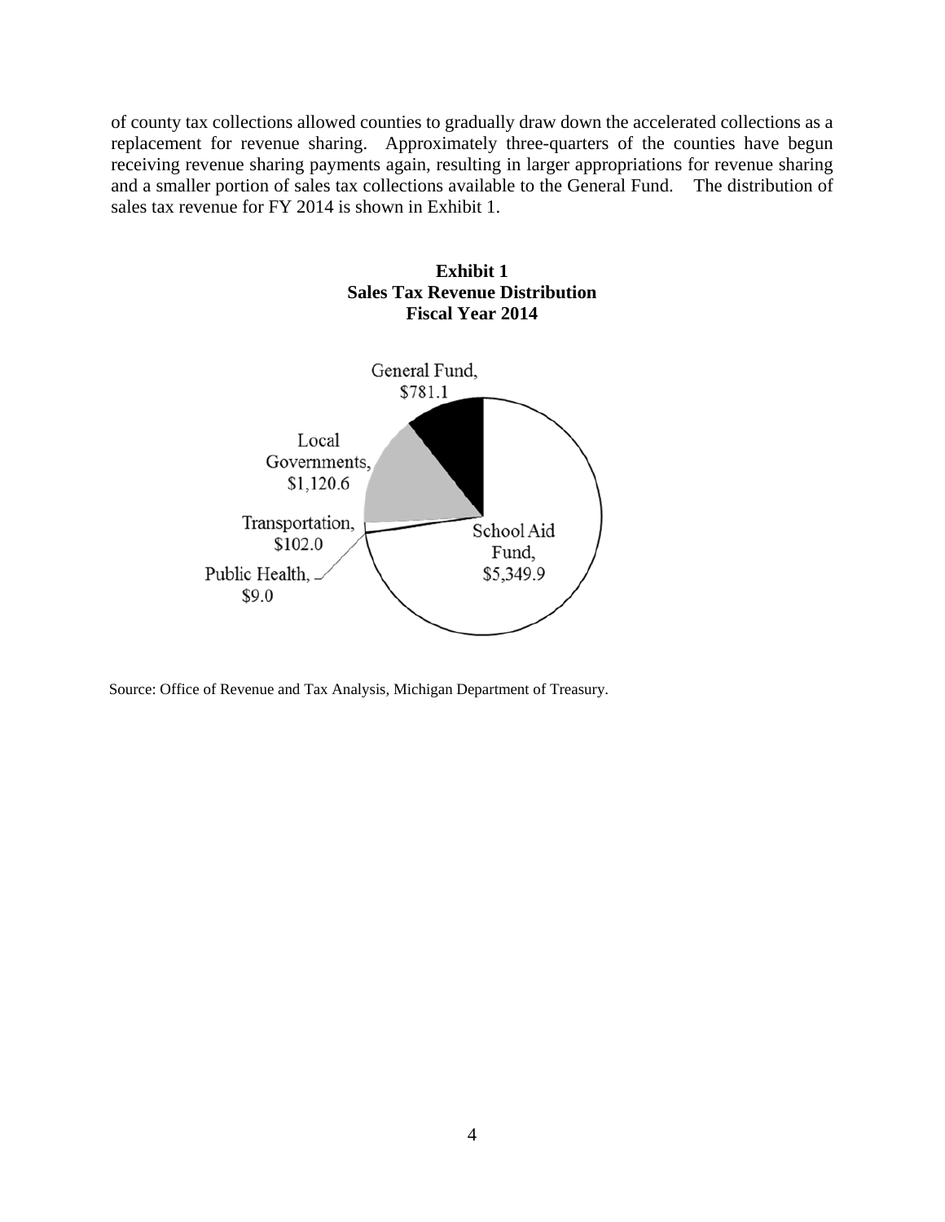of county tax collections allowed counties to gradually draw down the accelerated collections as a replacement for revenue sharing. Approximately three-quarters of the counties have begun receiving revenue sharing payments again, resulting in larger appropriations for revenue sharing and a smaller portion of sales tax collections available to the General Fund. The distribution of sales tax revenue for FY 2014 is shown in Exhibit 1.

**Exhibit 1**
**Sales Tax Revenue Distribution**
**Fiscal Year 2014**

General Fund, $781.1

Local Governments, $1,120.6

Transportation, $102.0

Public Health, $9.0

School Aid Fund, $5,349.9

Source: Office of Revenue and Tax Analysis, Michigan Department of Treasury.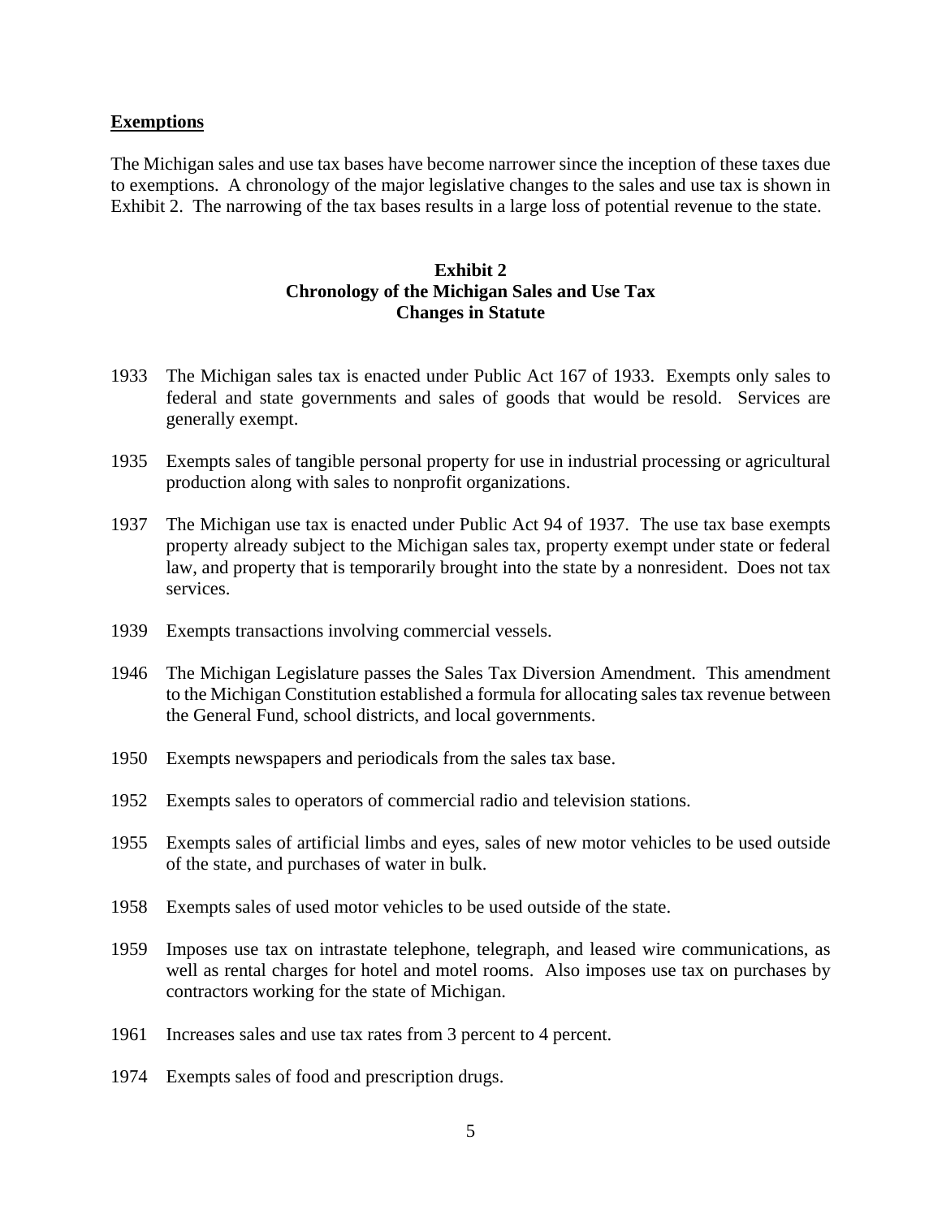**Exemptions**

The Michigan sales and use tax bases have become narrower since the inception of these taxes due to exemptions. A chronology of the major legislative changes to the sales and use tax is shown in Exhibit 2. The narrowing of the tax bases results in a large loss of potential revenue to the state.

**Exhibit 2**
**Chronology of the Michigan Sales and Use Tax**
**Changes in Statute**

1933 The Michigan sales tax is enacted under Public Act 167 of 1933. Exempts only sales to federal and state governments and sales of goods that would be resold. Services are generally exempt.

1935 Exempts sales of tangible personal property for use in industrial processing or agricultural production along with sales to nonprofit organizations.

1937 The Michigan use tax is enacted under Public Act 94 of 1937. The use tax base exempts property already subject to the Michigan sales tax, property exempt under state or federal law, and property that is temporarily brought into the state by a nonresident. Does not tax services.

1939 Exempts transactions involving commercial vessels.

1946 The Michigan Legislature passes the Sales Tax Diversion Amendment. This amendment to the Michigan Constitution established a formula for allocating sales tax revenue between the General Fund, school districts, and local governments.

1950 Exempts newspapers and periodicals from the sales tax base.

1952 Exempts sales to operators of commercial radio and television stations.

1955 Exempts sales of artificial limbs and eyes, sales of new motor vehicles to be used outside of the state, and purchases of water in bulk.

1958 Exempts sales of used motor vehicles to be used outside of the state.

1959 Imposes use tax on intrastate telephone, telegraph, and leased wire communications, as well as rental charges for hotel and motel rooms. Also imposes use tax on purchases by contractors working for the state of Michigan.

1961 Increases sales and use tax rates from 3 percent to 4 percent.

1974 Exempts sales of food and prescription drugs.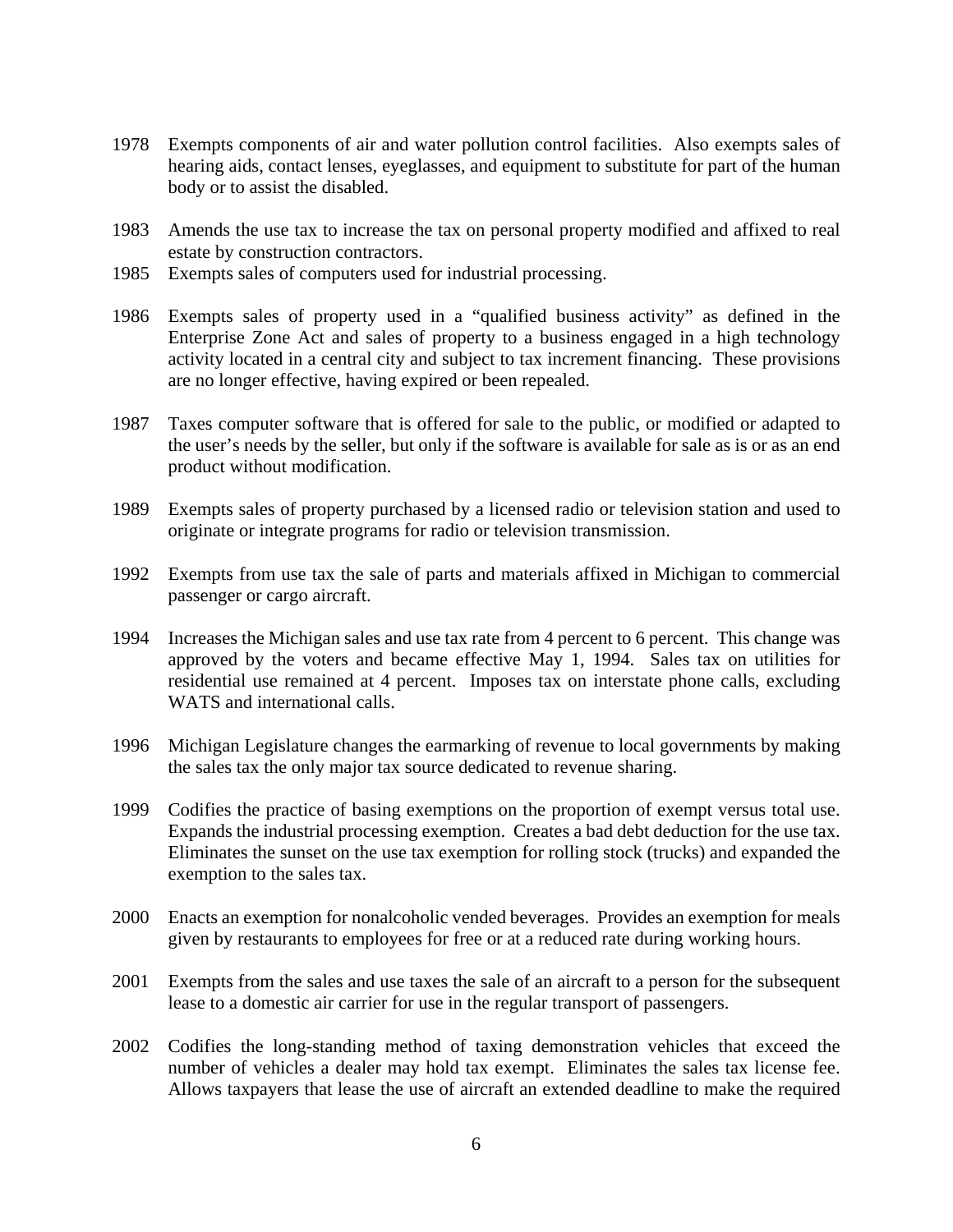1978 Exempts components of air and water pollution control facilities. Also exempts sales of hearing aids, contact lenses, eyeglasses, and equipment to substitute for part of the human body or to assist the disabled.

1983 Amends the use tax to increase the tax on personal property modified and affixed to real estate by construction contractors.

1985 Exempts sales of computers used for industrial processing.

1986 Exempts sales of property used in a "qualified business activity" as defined in the Enterprise Zone Act and sales of property to a business engaged in a high technology activity located in a central city and subject to tax increment financing. These provisions are no longer effective, having expired or been repealed.

1987 Taxes computer software that is offered for sale to the public, or modified or adapted to the user's needs by the seller, but only if the software is available for sale as is or as an end product without modification.

1989 Exempts sales of property purchased by a licensed radio or television station and used to originate or integrate programs for radio or television transmission.

1992 Exempts from use tax the sale of parts and materials affixed in Michigan to commercial passenger or cargo aircraft.

1994 Increases the Michigan sales and use tax rate from 4 percent to 6 percent. This change was approved by the voters and became effective May 1, 1994. Sales tax on utilities for residential use remained at 4 percent. Imposes tax on interstate phone calls, excluding WATS and international calls.

1996 Michigan Legislature changes the earmarking of revenue to local governments by making the sales tax the only major tax source dedicated to revenue sharing.

1999 Codifies the practice of basing exemptions on the proportion of exempt versus total use. Expands the industrial processing exemption. Creates a bad debt deduction for the use tax. Eliminates the sunset on the use tax exemption for rolling stock (trucks) and expanded the exemption to the sales tax.

2000 Enacts an exemption for nonalcoholic vended beverages. Provides an exemption for meals given by restaurants to employees for free or at a reduced rate during working hours.

2001 Exempts from the sales and use taxes the sale of an aircraft to a person for the subsequent lease to a domestic air carrier for use in the regular transport of passengers.

2002 Codifies the long-standing method of taxing demonstration vehicles that exceed the number of vehicles a dealer may hold tax exempt. Eliminates the sales tax license fee. Allows taxpayers that lease the use of aircraft an extended deadline to make the required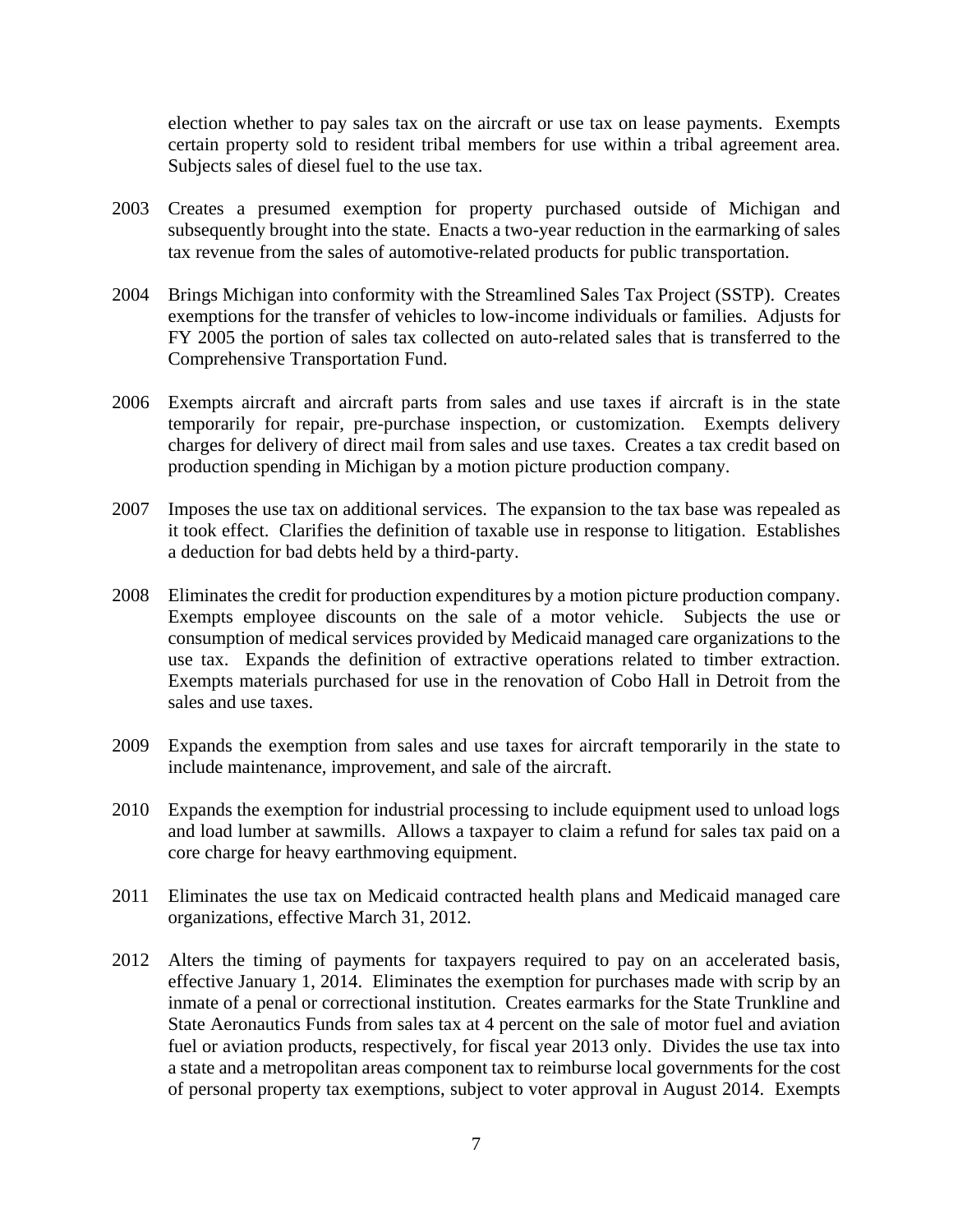election whether to pay sales tax on the aircraft or use tax on lease payments. Exempts certain property sold to resident tribal members for use within a tribal agreement area. Subjects sales of diesel fuel to the use tax.

2003 Creates a presumed exemption for property purchased outside of Michigan and subsequently brought into the state. Enacts a two-year reduction in the earmarking of sales tax revenue from the sales of automotive-related products for public transportation.

2004 Brings Michigan into conformity with the Streamlined Sales Tax Project (SSTP). Creates exemptions for the transfer of vehicles to low-income individuals or families. Adjusts for FY 2005 the portion of sales tax collected on auto-related sales that is transferred to the Comprehensive Transportation Fund.

2006 Exempts aircraft and aircraft parts from sales and use taxes if aircraft is in the state temporarily for repair, pre-purchase inspection, or customization. Exempts delivery charges for delivery of direct mail from sales and use taxes. Creates a tax credit based on production spending in Michigan by a motion picture production company.

2007 Imposes the use tax on additional services. The expansion to the tax base was repealed as it took effect. Clarifies the definition of taxable use in response to litigation. Establishes a deduction for bad debts held by a third-party.

2008 Eliminates the credit for production expenditures by a motion picture production company. Exempts employee discounts on the sale of a motor vehicle. Subjects the use or consumption of medical services provided by Medicaid managed care organizations to the use tax. Expands the definition of extractive operations related to timber extraction. Exempts materials purchased for use in the renovation of Cobo Hall in Detroit from the sales and use taxes.

2009 Expands the exemption from sales and use taxes for aircraft temporarily in the state to include maintenance, improvement, and sale of the aircraft.

2010 Expands the exemption for industrial processing to include equipment used to unload logs and load lumber at sawmills. Allows a taxpayer to claim a refund for sales tax paid on a core charge for heavy earthmoving equipment.

2011 Eliminates the use tax on Medicaid contracted health plans and Medicaid managed care organizations, effective March 31, 2012.

2012 Alters the timing of payments for taxpayers required to pay on an accelerated basis, effective January 1, 2014. Eliminates the exemption for purchases made with scrip by an inmate of a penal or correctional institution. Creates earmarks for the State Trunkline and State Aeronautics Funds from sales tax at 4 percent on the sale of motor fuel and aviation fuel or aviation products, respectively, for fiscal year 2013 only. Divides the use tax into a state and a metropolitan areas component tax to reimburse local governments for the cost of personal property tax exemptions, subject to voter approval in August 2014. Exempts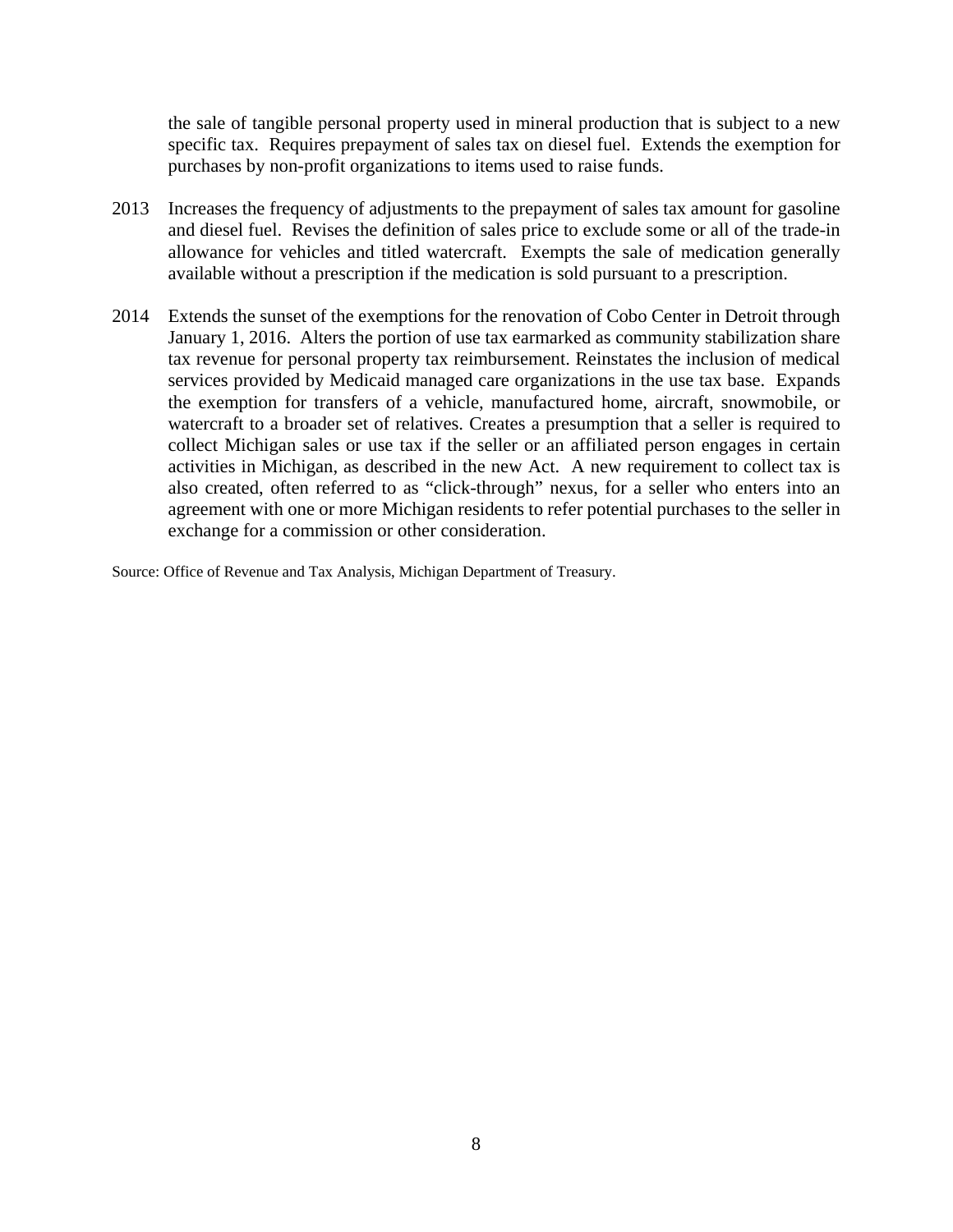the sale of tangible personal property used in mineral production that is subject to a new specific tax. Requires prepayment of sales tax on diesel fuel. Extends the exemption for purchases by non-profit organizations to items used to raise funds.

2013 Increases the frequency of adjustments to the prepayment of sales tax amount for gasoline and diesel fuel. Revises the definition of sales price to exclude some or all of the trade-in allowance for vehicles and titled watercraft. Exempts the sale of medication generally available without a prescription if the medication is sold pursuant to a prescription.

2014 Extends the sunset of the exemptions for the renovation of Cobo Center in Detroit through January 1, 2016. Alters the portion of use tax earmarked as community stabilization share tax revenue for personal property tax reimbursement. Reinstates the inclusion of medical services provided by Medicaid managed care organizations in the use tax base. Expands the exemption for transfers of a vehicle, manufactured home, aircraft, snowmobile, or watercraft to a broader set of relatives. Creates a presumption that a seller is required to collect Michigan sales or use tax if the seller or an affiliated person engages in certain activities in Michigan, as described in the new Act. A new requirement to collect tax is also created, often referred to as "click-through" nexus, for a seller who enters into an agreement with one or more Michigan residents to refer potential purchases to the seller in exchange for a commission or other consideration.

Source: Office of Revenue and Tax Analysis, Michigan Department of Treasury.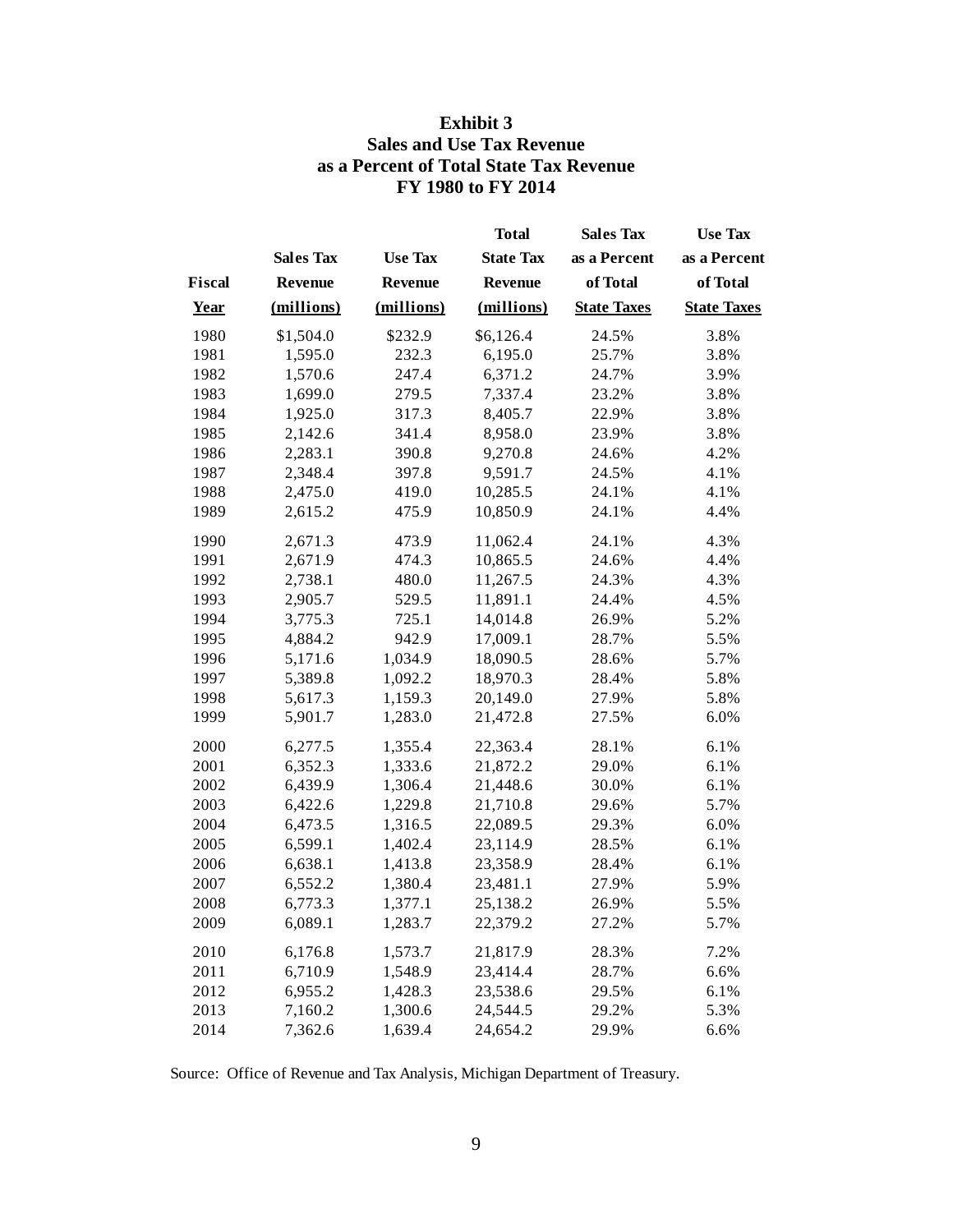**Exhibit 3**
**Sales and Use Tax Revenue as a Percent of Total State Tax Revenue**
**FY 1980 to FY 2014**

| Fiscal Year | Sales Tax Revenue (millions) | Use Tax Revenue (millions) | Total State Tax Revenue (millions) | Sales Tax as a Percent of Total State Taxes | Use Tax as a Percent of Total State Taxes |
|---|---|---|---|---|---|
| 1980 | $1,504.0 | $232.9 | $6,126.4 | 24.5% | 3.8% |
| 1981 | 1,595.0 | 232.3 | 6,195.0 | 25.7% | 3.8% |
| 1982 | 1,570.6 | 247.4 | 6,371.2 | 24.7% | 3.9% |
| 1983 | 1,699.0 | 279.5 | 7,337.4 | 23.2% | 3.8% |
| 1984 | 1,925.0 | 317.3 | 8,405.7 | 22.9% | 3.8% |
| 1985 | 2,142.6 | 341.4 | 8,958.0 | 23.9% | 3.8% |
| 1986 | 2,283.1 | 390.8 | 9,270.8 | 24.6% | 4.2% |
| 1987 | 2,348.4 | 397.8 | 9,591.7 | 24.5% | 4.1% |
| 1988 | 2,475.0 | 419.0 | 10,285.5 | 24.1% | 4.1% |
| 1989 | 2,615.2 | 475.9 | 10,850.9 | 24.1% | 4.4% |
| 1990 | 2,671.3 | 473.9 | 11,062.4 | 24.1% | 4.3% |
| 1991 | 2,671.9 | 474.3 | 10,865.5 | 24.6% | 4.4% |
| 1992 | 2,738.1 | 480.0 | 11,267.5 | 24.3% | 4.3% |
| 1993 | 2,905.7 | 529.5 | 11,891.1 | 24.4% | 4.5% |
| 1994 | 3,775.3 | 725.1 | 14,014.8 | 26.9% | 5.2% |
| 1995 | 4,884.2 | 942.9 | 17,009.1 | 28.7% | 5.5% |
| 1996 | 5,171.6 | 1,034.9 | 18,090.5 | 28.6% | 5.7% |
| 1997 | 5,389.8 | 1,092.2 | 18,970.3 | 28.4% | 5.8% |
| 1998 | 5,617.3 | 1,159.3 | 20,149.0 | 27.9% | 5.8% |
| 1999 | 5,901.7 | 1,283.0 | 21,472.8 | 27.5% | 6.0% |
| 2000 | 6,277.5 | 1,355.4 | 22,363.4 | 28.1% | 6.1% |
| 2001 | 6,352.3 | 1,333.6 | 21,872.2 | 29.0% | 6.1% |
| 2002 | 6,439.9 | 1,306.4 | 21,448.6 | 30.0% | 6.1% |
| 2003 | 6,422.6 | 1,229.8 | 21,710.8 | 29.6% | 5.7% |
| 2004 | 6,473.5 | 1,316.5 | 22,089.5 | 29.3% | 6.0% |
| 2005 | 6,599.1 | 1,402.4 | 23,114.9 | 28.5% | 6.1% |
| 2006 | 6,638.1 | 1,413.8 | 23,358.9 | 28.4% | 6.1% |
| 2007 | 6,552.2 | 1,380.4 | 23,481.1 | 27.9% | 5.9% |
| 2008 | 6,773.3 | 1,377.1 | 25,138.2 | 26.9% | 5.5% |
| 2009 | 6,089.1 | 1,283.7 | 22,379.2 | 27.2% | 5.7% |
| 2010 | 6,176.8 | 1,573.7 | 21,817.9 | 28.3% | 7.2% |
| 2011 | 6,710.9 | 1,548.9 | 23,414.4 | 28.7% | 6.6% |
| 2012 | 6,955.2 | 1,428.3 | 23,538.6 | 29.5% | 6.1% |
| 2013 | 7,160.2 | 1,300.6 | 24,544.5 | 29.2% | 5.3% |
| 2014 | 7,362.6 | 1,639.4 | 24,654.2 | 29.9% | 6.6% |

Source: Office of Revenue and Tax Analysis, Michigan Department of Treasury.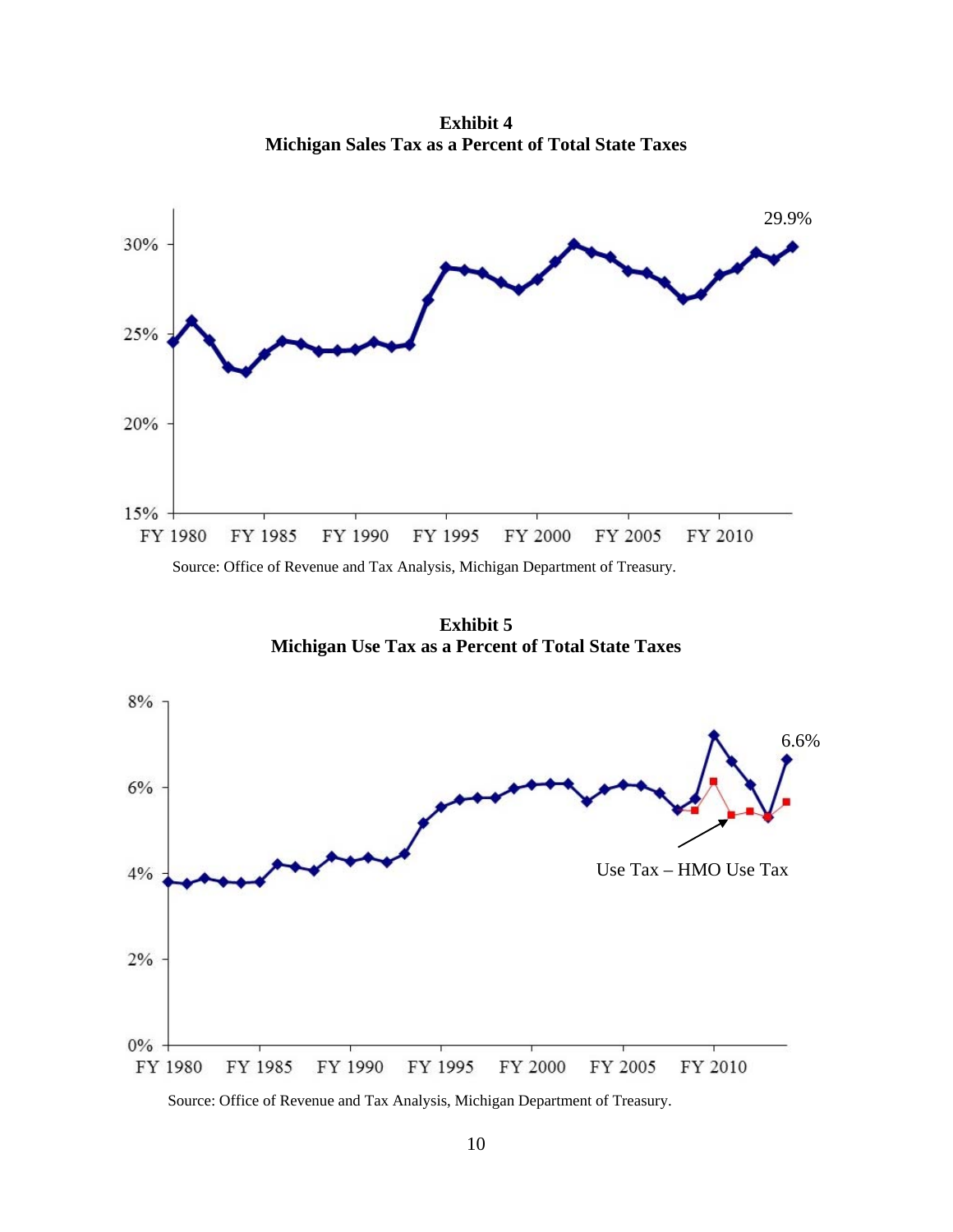**Exhibit 4**
**Michigan Sales Tax as a Percent of Total State Taxes**

29.9%

30%
25%
20%
15%

FY 1980 FY 1985 FY 1990 FY 1995 FY 2000 FY 2005 FY 2010

Source: Office of Revenue and Tax Analysis, Michigan Department of Treasury.

**Exhibit 5**
**Michigan Use Tax as a Percent of Total State Taxes**

8%
6%
4%
2%
0%

6.6%

Use Tax – HMO Use Tax

FY 1980 FY 1985 FY 1990 FY 1995 FY 2000 FY 2005 FY 2010

Source: Office of Revenue and Tax Analysis, Michigan Department of Treasury.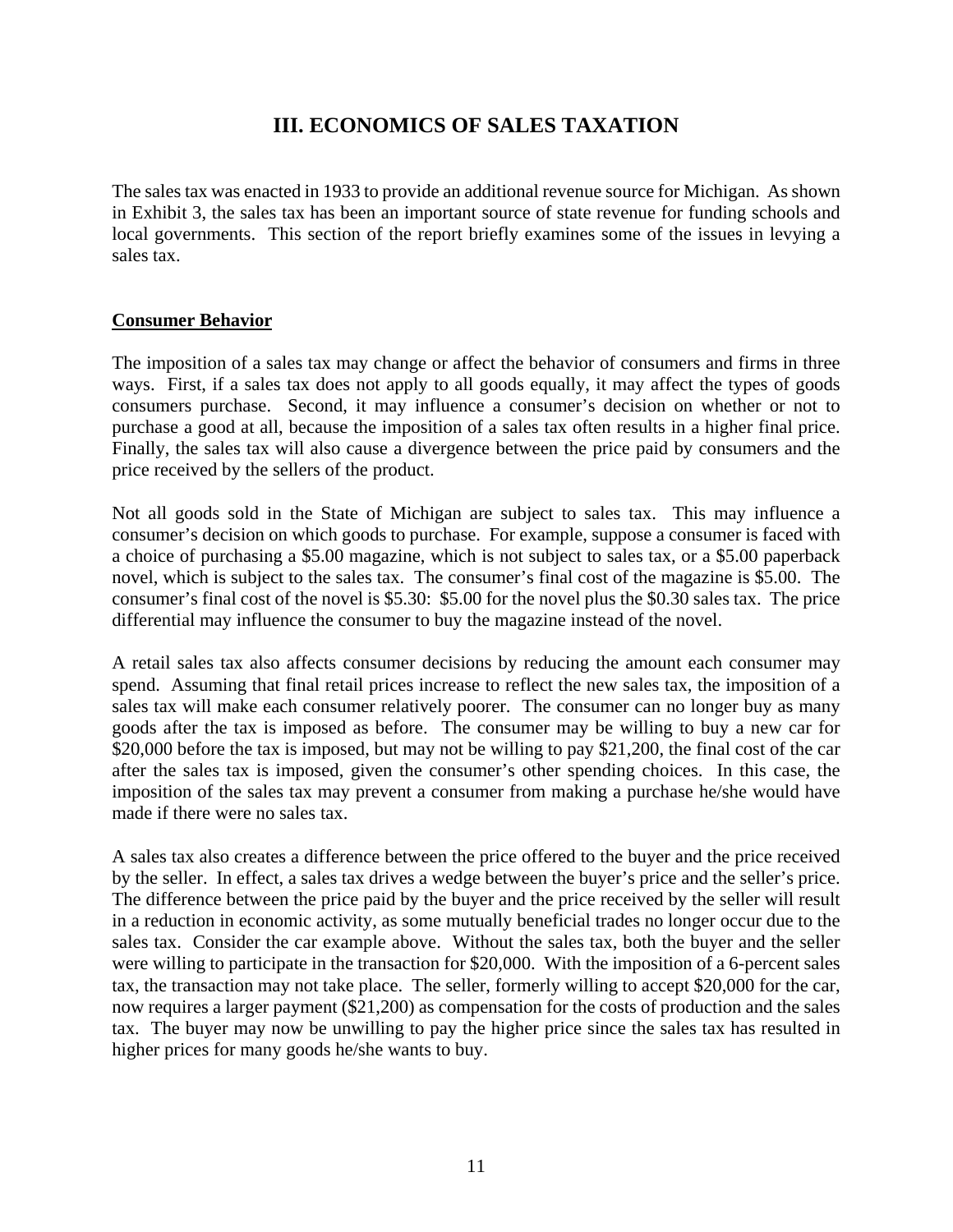# III. ECONOMICS OF SALES TAXATION

The sales tax was enacted in 1933 to provide an additional revenue source for Michigan. As shown in Exhibit 3, the sales tax has been an important source of state revenue for funding schools and local governments. This section of the report briefly examines some of the issues in levying a sales tax.

**Consumer Behavior**

The imposition of a sales tax may change or affect the behavior of consumers and firms in three ways. First, if a sales tax does not apply to all goods equally, it may affect the types of goods consumers purchase. Second, it may influence a consumer's decision on whether or not to purchase a good at all, because the imposition of a sales tax often results in a higher final price. Finally, the sales tax will also cause a divergence between the price paid by consumers and the price received by the sellers of the product.

Not all goods sold in the State of Michigan are subject to sales tax. This may influence a consumer's decision on which goods to purchase. For example, suppose a consumer is faced with a choice of purchasing a $5.00 magazine, which is not subject to sales tax, or a $5.00 paperback novel, which is subject to the sales tax. The consumer's final cost of the magazine is $5.00. The consumer's final cost of the novel is $5.30: $5.00 for the novel plus the $0.30 sales tax. The price differential may influence the consumer to buy the magazine instead of the novel.

A retail sales tax also affects consumer decisions by reducing the amount each consumer may spend. Assuming that final retail prices increase to reflect the new sales tax, the imposition of a sales tax will make each consumer relatively poorer. The consumer can no longer buy as many goods after the tax is imposed as before. The consumer may be willing to buy a new car for $20,000 before the tax is imposed, but may not be willing to pay $21,200, the final cost of the car after the sales tax is imposed, given the consumer's other spending choices. In this case, the imposition of the sales tax may prevent a consumer from making a purchase he/she would have made if there were no sales tax.

A sales tax also creates a difference between the price offered to the buyer and the price received by the seller. In effect, a sales tax drives a wedge between the buyer's price and the seller's price. The difference between the price paid by the buyer and the price received by the seller will result in a reduction in economic activity, as some mutually beneficial trades no longer occur due to the sales tax. Consider the car example above. Without the sales tax, both the buyer and the seller were willing to participate in the transaction for $20,000. With the imposition of a 6-percent sales tax, the transaction may not take place. The seller, formerly willing to accept $20,000 for the car, now requires a larger payment ($21,200) as compensation for the costs of production and the sales tax. The buyer may now be unwilling to pay the higher price since the sales tax has resulted in higher prices for many goods he/she wants to buy.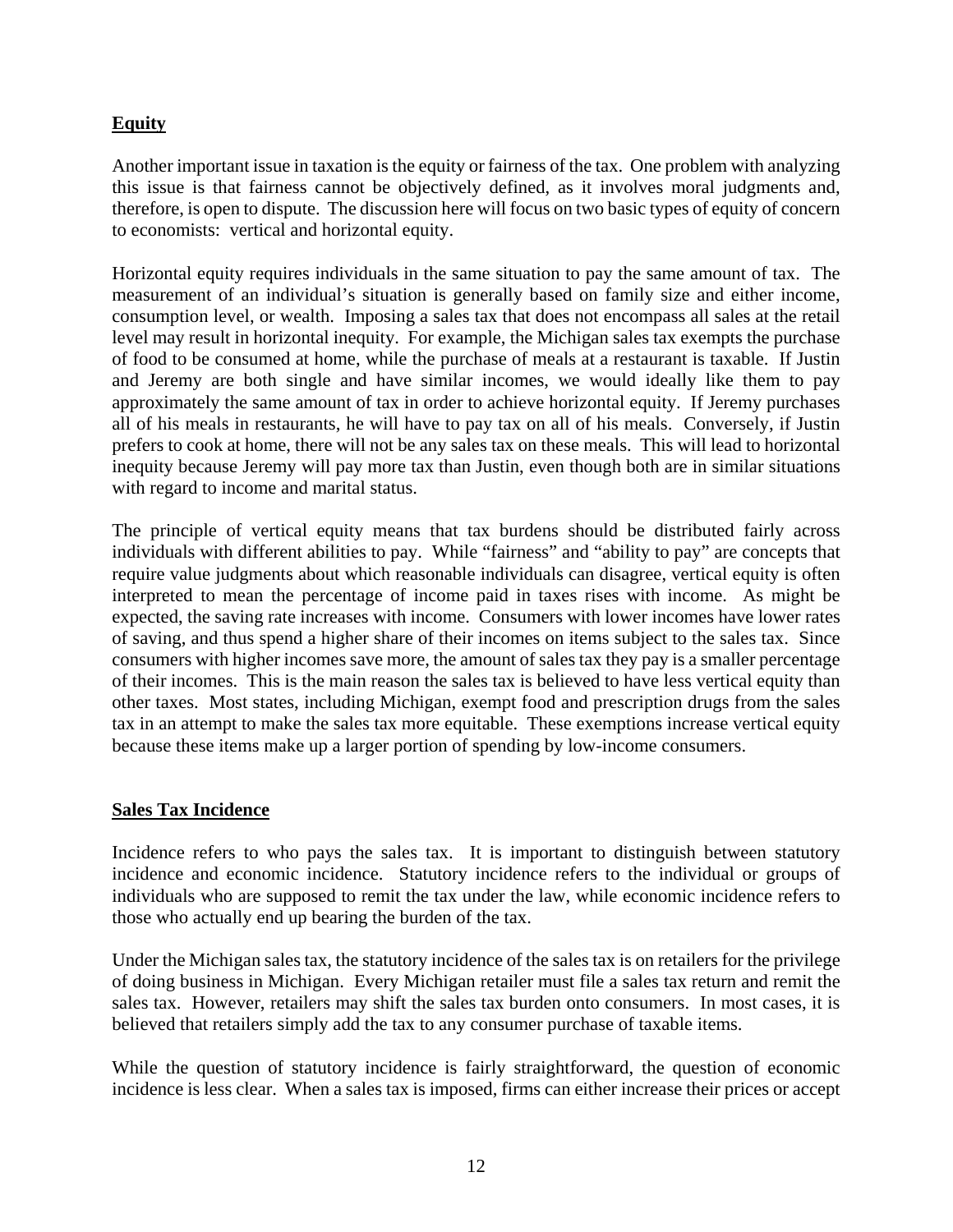## Equity

Another important issue in taxation is the equity or fairness of the tax. One problem with analyzing this issue is that fairness cannot be objectively defined, as it involves moral judgments and, therefore, is open to dispute. The discussion here will focus on two basic types of equity of concern to economists: vertical and horizontal equity.

Horizontal equity requires individuals in the same situation to pay the same amount of tax. The measurement of an individual's situation is generally based on family size and either income, consumption level, or wealth. Imposing a sales tax that does not encompass all sales at the retail level may result in horizontal inequity. For example, the Michigan sales tax exempts the purchase of food to be consumed at home, while the purchase of meals at a restaurant is taxable. If Justin and Jeremy are both single and have similar incomes, we would ideally like them to pay approximately the same amount of tax in order to achieve horizontal equity. If Jeremy purchases all of his meals in restaurants, he will have to pay tax on all of his meals. Conversely, if Justin prefers to cook at home, there will not be any sales tax on these meals. This will lead to horizontal inequity because Jeremy will pay more tax than Justin, even though both are in similar situations with regard to income and marital status.

The principle of vertical equity means that tax burdens should be distributed fairly across individuals with different abilities to pay. While "fairness" and "ability to pay" are concepts that require value judgments about which reasonable individuals can disagree, vertical equity is often interpreted to mean the percentage of income paid in taxes rises with income. As might be expected, the saving rate increases with income. Consumers with lower incomes have lower rates of saving, and thus spend a higher share of their incomes on items subject to the sales tax. Since consumers with higher incomes save more, the amount of sales tax they pay is a smaller percentage of their incomes. This is the main reason the sales tax is believed to have less vertical equity than other taxes. Most states, including Michigan, exempt food and prescription drugs from the sales tax in an attempt to make the sales tax more equitable. These exemptions increase vertical equity because these items make up a larger portion of spending by low-income consumers.

## Sales Tax Incidence

Incidence refers to who pays the sales tax. It is important to distinguish between statutory incidence and economic incidence. Statutory incidence refers to the individual or groups of individuals who are supposed to remit the tax under the law, while economic incidence refers to those who actually end up bearing the burden of the tax.

Under the Michigan sales tax, the statutory incidence of the sales tax is on retailers for the privilege of doing business in Michigan. Every Michigan retailer must file a sales tax return and remit the sales tax. However, retailers may shift the sales tax burden onto consumers. In most cases, it is believed that retailers simply add the tax to any consumer purchase of taxable items.

While the question of statutory incidence is fairly straightforward, the question of economic incidence is less clear. When a sales tax is imposed, firms can either increase their prices or accept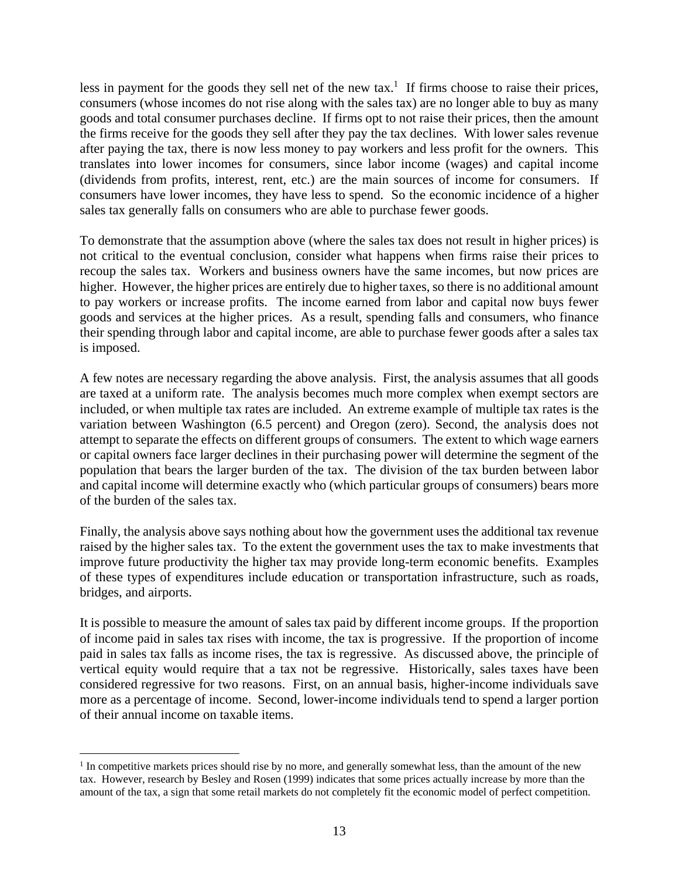less in payment for the goods they sell net of the new tax.[1] If firms choose to raise their prices, consumers (whose incomes do not rise along with the sales tax) are no longer able to buy as many goods and total consumer purchases decline. If firms opt to not raise their prices, then the amount the firms receive for the goods they sell after they pay the tax declines. With lower sales revenue after paying the tax, there is now less money to pay workers and less profit for the owners. This translates into lower incomes for consumers, since labor income (wages) and capital income (dividends from profits, interest, rent, etc.) are the main sources of income for consumers. If consumers have lower incomes, they have less to spend. So the economic incidence of a higher sales tax generally falls on consumers who are able to purchase fewer goods.

To demonstrate that the assumption above (where the sales tax does not result in higher prices) is not critical to the eventual conclusion, consider what happens when firms raise their prices to recoup the sales tax. Workers and business owners have the same incomes, but now prices are higher. However, the higher prices are entirely due to higher taxes, so there is no additional amount to pay workers or increase profits. The income earned from labor and capital now buys fewer goods and services at the higher prices. As a result, spending falls and consumers, who finance their spending through labor and capital income, are able to purchase fewer goods after a sales tax is imposed.

A few notes are necessary regarding the above analysis. First, the analysis assumes that all goods are taxed at a uniform rate. The analysis becomes much more complex when exempt sectors are included, or when multiple tax rates are included. An extreme example of multiple tax rates is the variation between Washington (6.5 percent) and Oregon (zero). Second, the analysis does not attempt to separate the effects on different groups of consumers. The extent to which wage earners or capital owners face larger declines in their purchasing power will determine the segment of the population that bears the larger burden of the tax. The division of the tax burden between labor and capital income will determine exactly who (which particular groups of consumers) bears more of the burden of the sales tax.

Finally, the analysis above says nothing about how the government uses the additional tax revenue raised by the higher sales tax. To the extent the government uses the tax to make investments that improve future productivity the higher tax may provide long-term economic benefits. Examples of these types of expenditures include education or transportation infrastructure, such as roads, bridges, and airports.

It is possible to measure the amount of sales tax paid by different income groups. If the proportion of income paid in sales tax rises with income, the tax is progressive. If the proportion of income paid in sales tax falls as income rises, the tax is regressive. As discussed above, the principle of vertical equity would require that a tax not be regressive. Historically, sales taxes have been considered regressive for two reasons. First, on an annual basis, higher-income individuals save more as a percentage of income. Second, lower-income individuals tend to spend a larger portion of their annual income on taxable items.

---

[1] In competitive markets prices should rise by no more, and generally somewhat less, than the amount of the new tax. However, research by Besley and Rosen (1999) indicates that some prices actually increase by more than the amount of the tax, a sign that some retail markets do not completely fit the economic model of perfect competition.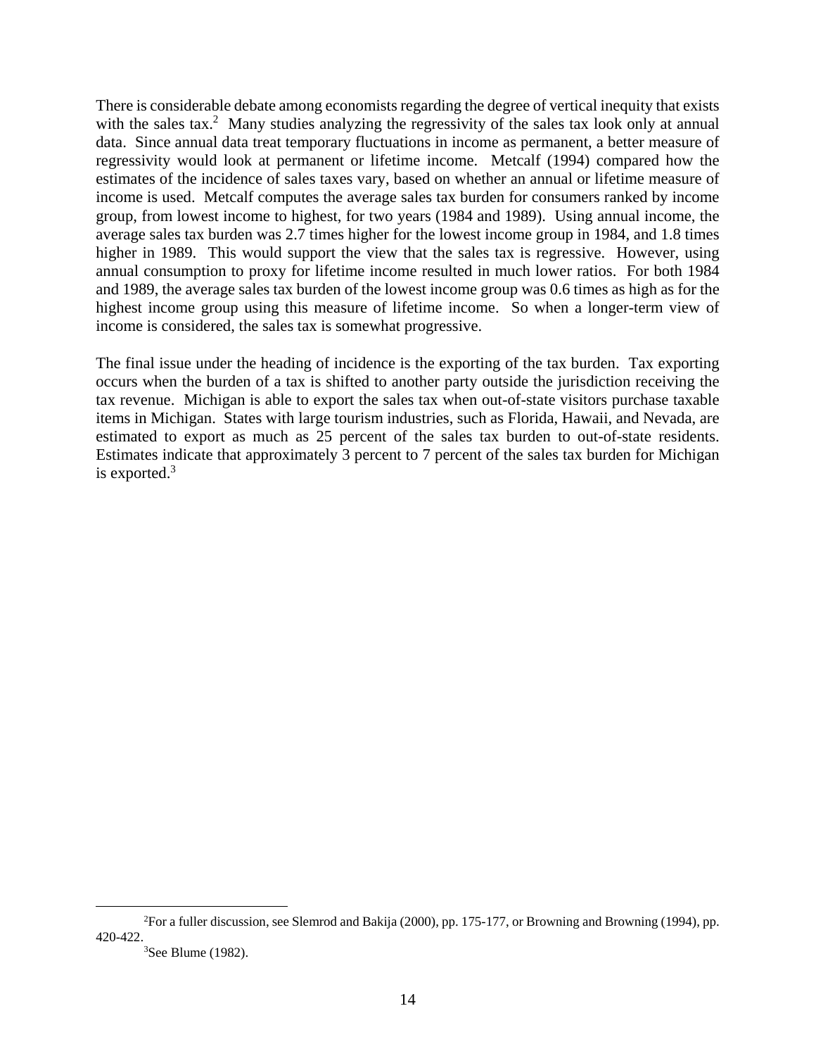There is considerable debate among economists regarding the degree of vertical inequity that exists with the sales tax.[2] Many studies analyzing the regressivity of the sales tax look only at annual data. Since annual data treat temporary fluctuations in income as permanent, a better measure of regressivity would look at permanent or lifetime income. Metcalf (1994) compared how the estimates of the incidence of sales taxes vary, based on whether an annual or lifetime measure of income is used. Metcalf computes the average sales tax burden for consumers ranked by income group, from lowest income to highest, for two years (1984 and 1989). Using annual income, the average sales tax burden was 2.7 times higher for the lowest income group in 1984, and 1.8 times higher in 1989. This would support the view that the sales tax is regressive. However, using annual consumption to proxy for lifetime income resulted in much lower ratios. For both 1984 and 1989, the average sales tax burden of the lowest income group was 0.6 times as high as for the highest income group using this measure of lifetime income. So when a longer-term view of income is considered, the sales tax is somewhat progressive.

The final issue under the heading of incidence is the exporting of the tax burden. Tax exporting occurs when the burden of a tax is shifted to another party outside the jurisdiction receiving the tax revenue. Michigan is able to export the sales tax when out-of-state visitors purchase taxable items in Michigan. States with large tourism industries, such as Florida, Hawaii, and Nevada, are estimated to export as much as 25 percent of the sales tax burden to out-of-state residents. Estimates indicate that approximately 3 percent to 7 percent of the sales tax burden for Michigan is exported.[3]

---

[2] For a fuller discussion, see Slemrod and Bakija (2000), pp. 175-177, or Browning and Browning (1994), pp. 420-422.

[3] See Blume (1982).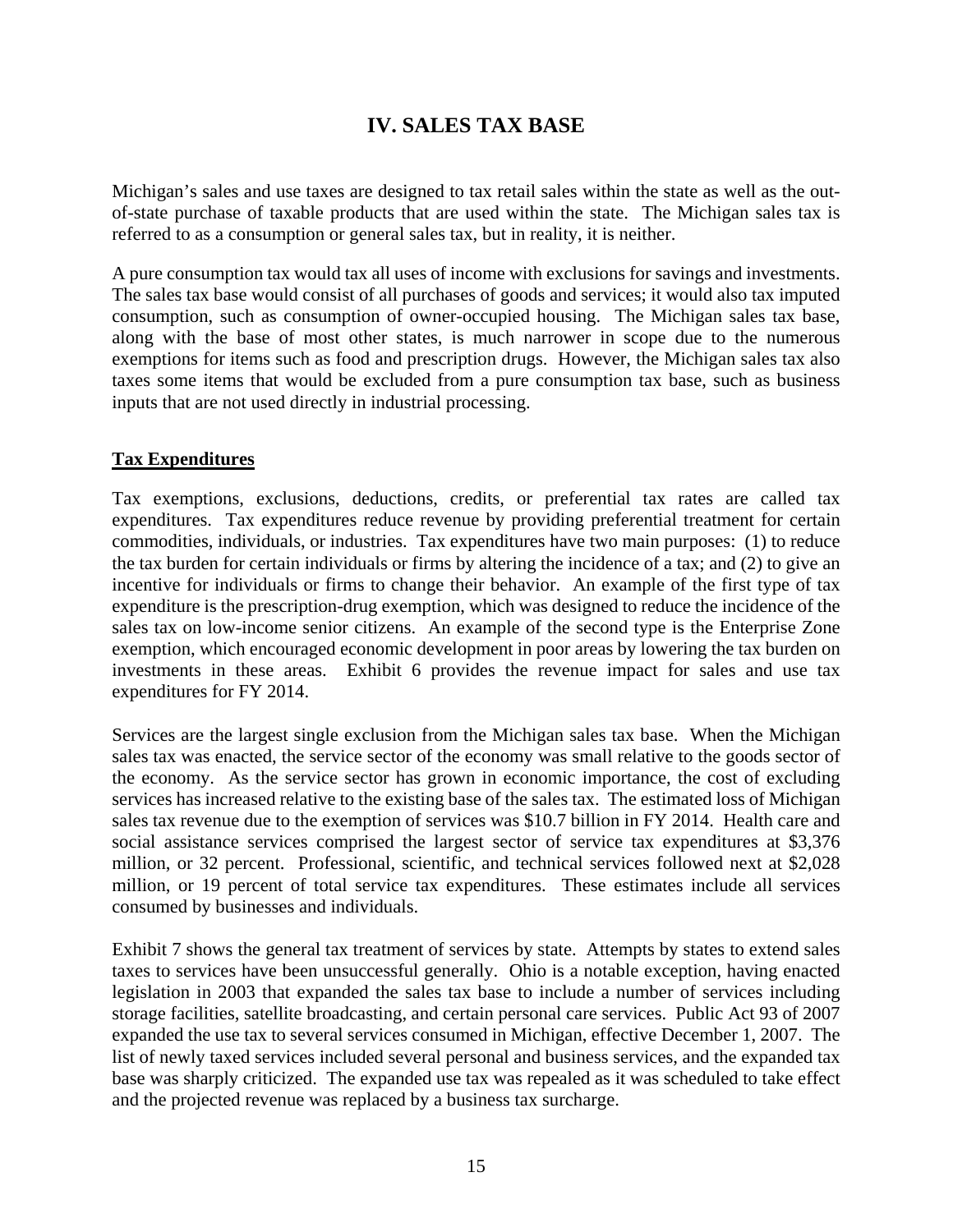# IV. SALES TAX BASE

Michigan's sales and use taxes are designed to tax retail sales within the state as well as the out-of-state purchase of taxable products that are used within the state. The Michigan sales tax is referred to as a consumption or general sales tax, but in reality, it is neither.

A pure consumption tax would tax all uses of income with exclusions for savings and investments. The sales tax base would consist of all purchases of goods and services; it would also tax imputed consumption, such as consumption of owner-occupied housing. The Michigan sales tax base, along with the base of most other states, is much narrower in scope due to the numerous exemptions for items such as food and prescription drugs. However, the Michigan sales tax also taxes some items that would be excluded from a pure consumption tax base, such as business inputs that are not used directly in industrial processing.

## Tax Expenditures

Tax exemptions, exclusions, deductions, credits, or preferential tax rates are called tax expenditures. Tax expenditures reduce revenue by providing preferential treatment for certain commodities, individuals, or industries. Tax expenditures have two main purposes: (1) to reduce the tax burden for certain individuals or firms by altering the incidence of a tax; and (2) to give an incentive for individuals or firms to change their behavior. An example of the first type of tax expenditure is the prescription-drug exemption, which was designed to reduce the incidence of the sales tax on low-income senior citizens. An example of the second type is the Enterprise Zone exemption, which encouraged economic development in poor areas by lowering the tax burden on investments in these areas. Exhibit 6 provides the revenue impact for sales and use tax expenditures for FY 2014.

Services are the largest single exclusion from the Michigan sales tax base. When the Michigan sales tax was enacted, the service sector of the economy was small relative to the goods sector of the economy. As the service sector has grown in economic importance, the cost of excluding services has increased relative to the existing base of the sales tax. The estimated loss of Michigan sales tax revenue due to the exemption of services was $10.7 billion in FY 2014. Health care and social assistance services comprised the largest sector of service tax expenditures at $3,376 million, or 32 percent. Professional, scientific, and technical services followed next at $2,028 million, or 19 percent of total service tax expenditures. These estimates include all services consumed by businesses and individuals.

Exhibit 7 shows the general tax treatment of services by state. Attempts by states to extend sales taxes to services have been unsuccessful generally. Ohio is a notable exception, having enacted legislation in 2003 that expanded the sales tax base to include a number of services including storage facilities, satellite broadcasting, and certain personal care services. Public Act 93 of 2007 expanded the use tax to several services consumed in Michigan, effective December 1, 2007. The list of newly taxed services included several personal and business services, and the expanded tax base was sharply criticized. The expanded use tax was repealed as it was scheduled to take effect and the projected revenue was replaced by a business tax surcharge.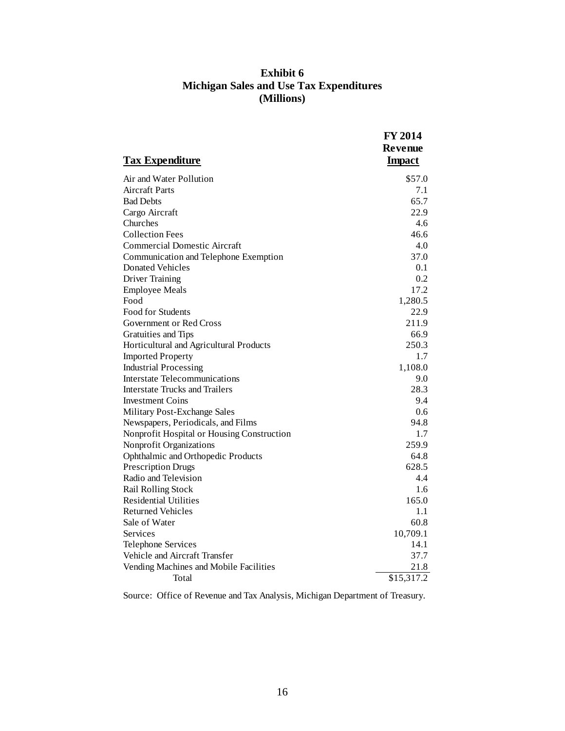**Exhibit 6**
**Michigan Sales and Use Tax Expenditures**
**(Millions)**

| Tax Expenditure | FY 2014 Revenue Impact |
|---|---|
| Air and Water Pollution | $57.0 |
| Aircraft Parts | 7.1 |
| Bad Debts | 65.7 |
| Cargo Aircraft | 22.9 |
| Churches | 4.6 |
| Collection Fees | 46.6 |
| Commercial Domestic Aircraft | 4.0 |
| Communication and Telephone Exemption | 37.0 |
| Donated Vehicles | 0.1 |
| Driver Training | 0.2 |
| Employee Meals | 17.2 |
| Food | 1,280.5 |
| Food for Students | 22.9 |
| Government or Red Cross | 211.9 |
| Gratuities and Tips | 66.9 |
| Horticultural and Agricultural Products | 250.3 |
| Imported Property | 1.7 |
| Industrial Processing | 1,108.0 |
| Interstate Telecommunications | 9.0 |
| Interstate Trucks and Trailers | 28.3 |
| Investment Coins | 9.4 |
| Military Post-Exchange Sales | 0.6 |
| Newspapers, Periodicals, and Films | 94.8 |
| Nonprofit Hospital or Housing Construction | 1.7 |
| Nonprofit Organizations | 259.9 |
| Ophthalmic and Orthopedic Products | 64.8 |
| Prescription Drugs | 628.5 |
| Radio and Television | 4.4 |
| Rail Rolling Stock | 1.6 |
| Residential Utilities | 165.0 |
| Returned Vehicles | 1.1 |
| Sale of Water | 60.8 |
| Services | 10,709.1 |
| Telephone Services | 14.1 |
| Vehicle and Aircraft Transfer | 37.7 |
| Vending Machines and Mobile Facilities | 21.8 |
| Total | $15,317.2 |

Source: Office of Revenue and Tax Analysis, Michigan Department of Treasury.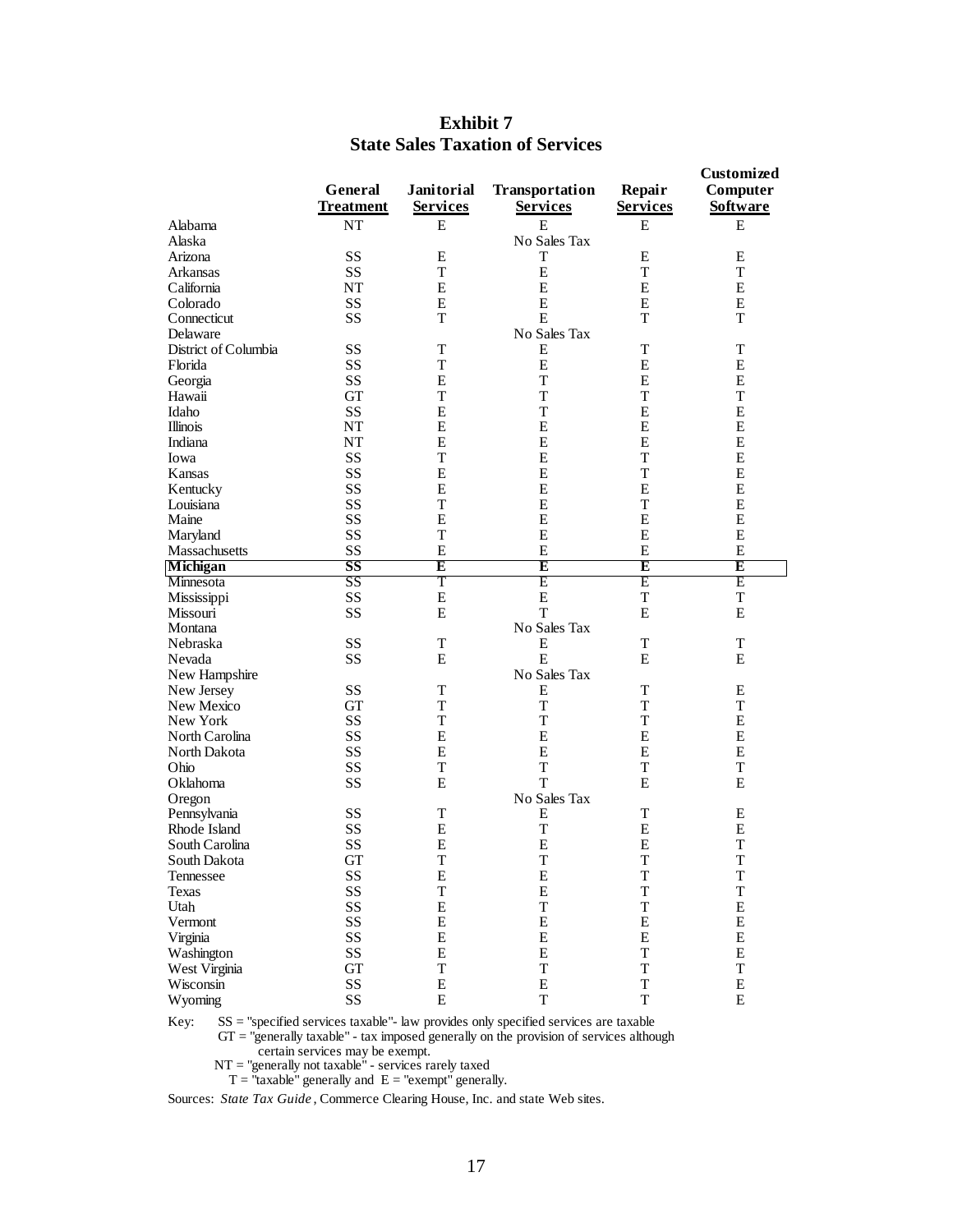**Exhibit 7**
**State Sales Taxation of Services**

| | General Treatment | Janitorial Services | Transportation Services | Repair Services | Customized Computer Software |
|---|---|---|---|---|---|
| Alabama | NT | E | E | E | E |
| Alaska | | | No Sales Tax | | |
| Arizona | SS | E | T | E | E |
| Arkansas | SS | T | E | T | T |
| California | NT | E | E | E | E |
| Colorado | SS | E | E | E | E |
| Connecticut | SS | T | E | T | T |
| Delaware | | | No Sales Tax | | |
| District of Columbia | SS | T | E | T | T |
| Florida | SS | T | E | E | E |
| Georgia | SS | E | T | E | E |
| Hawaii | GT | T | T | T | T |
| Idaho | SS | E | T | E | E |
| Illinois | NT | E | E | E | E |
| Indiana | NT | E | E | E | E |
| Iowa | SS | T | E | T | E |
| Kansas | SS | E | E | T | E |
| Kentucky | SS | E | E | E | E |
| Louisiana | SS | T | E | T | E |
| Maine | SS | E | E | E | E |
| Maryland | SS | T | E | E | E |
| Massachusetts | SS | E | E | E | E |
| **Michigan** | **SS** | **E** | **E** | **E** | **E** |
| Minnesota | SS | T | E | E | E |
| Mississippi | SS | E | E | T | T |
| Missouri | SS | E | T | E | E |
| Montana | | | No Sales Tax | | |
| Nebraska | SS | T | E | T | T |
| Nevada | SS | E | E | E | E |
| New Hampshire | | | No Sales Tax | | |
| New Jersey | SS | T | E | T | E |
| New Mexico | GT | T | T | T | T |
| New York | SS | T | T | T | E |
| North Carolina | SS | E | E | E | E |
| North Dakota | SS | E | E | E | E |
| Ohio | SS | T | T | T | T |
| Oklahoma | SS | E | T | E | E |
| Oregon | | | No Sales Tax | | |
| Pennsylvania | SS | T | E | T | E |
| Rhode Island | SS | E | T | E | E |
| South Carolina | SS | E | E | E | T |
| South Dakota | GT | T | T | T | T |
| Tennessee | SS | E | E | T | T |
| Texas | SS | T | E | T | T |
| Utah | SS | E | T | T | E |
| Vermont | SS | E | E | E | E |
| Virginia | SS | E | E | E | E |
| Washington | SS | E | E | T | E |
| West Virginia | GT | T | T | T | T |
| Wisconsin | SS | E | E | T | E |
| Wyoming | SS | E | T | T | E |

Key: SS = "specified services taxable"- law provides only specified services are taxable
GT = "generally taxable" - tax imposed generally on the provision of services although certain services may be exempt.
NT = "generally not taxable" - services rarely taxed
T = "taxable" generally and E = "exempt" generally.

Sources: *State Tax Guide*, Commerce Clearing House, Inc. and state Web sites.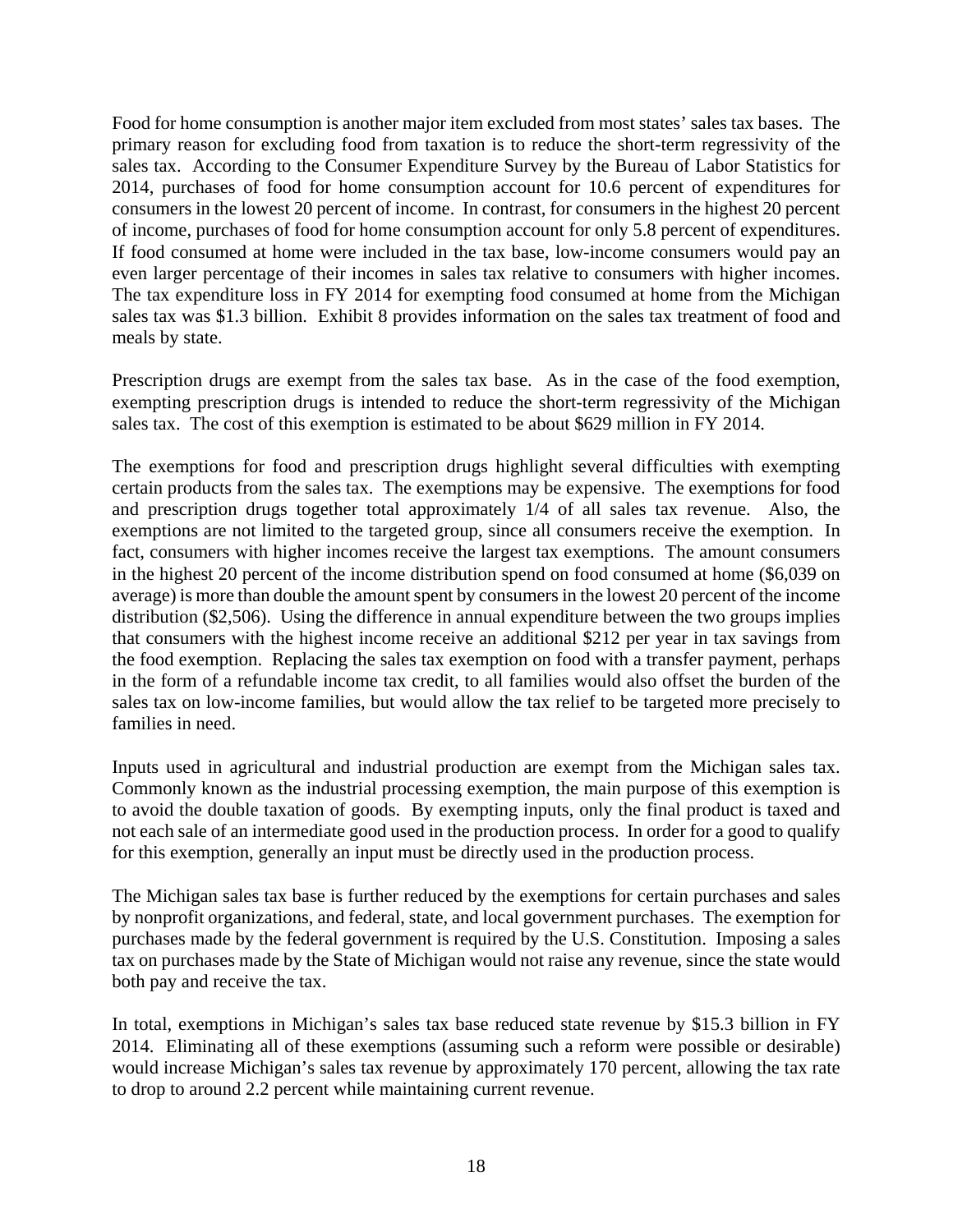Food for home consumption is another major item excluded from most states' sales tax bases. The primary reason for excluding food from taxation is to reduce the short-term regressivity of the sales tax. According to the Consumer Expenditure Survey by the Bureau of Labor Statistics for 2014, purchases of food for home consumption account for 10.6 percent of expenditures for consumers in the lowest 20 percent of income. In contrast, for consumers in the highest 20 percent of income, purchases of food for home consumption account for only 5.8 percent of expenditures. If food consumed at home were included in the tax base, low-income consumers would pay an even larger percentage of their incomes in sales tax relative to consumers with higher incomes. The tax expenditure loss in FY 2014 for exempting food consumed at home from the Michigan sales tax was $1.3 billion. Exhibit 8 provides information on the sales tax treatment of food and meals by state.

Prescription drugs are exempt from the sales tax base. As in the case of the food exemption, exempting prescription drugs is intended to reduce the short-term regressivity of the Michigan sales tax. The cost of this exemption is estimated to be about $629 million in FY 2014.

The exemptions for food and prescription drugs highlight several difficulties with exempting certain products from the sales tax. The exemptions may be expensive. The exemptions for food and prescription drugs together total approximately 1/4 of all sales tax revenue. Also, the exemptions are not limited to the targeted group, since all consumers receive the exemption. In fact, consumers with higher incomes receive the largest tax exemptions. The amount consumers in the highest 20 percent of the income distribution spend on food consumed at home ($6,039 on average) is more than double the amount spent by consumers in the lowest 20 percent of the income distribution ($2,506). Using the difference in annual expenditure between the two groups implies that consumers with the highest income receive an additional $212 per year in tax savings from the food exemption. Replacing the sales tax exemption on food with a transfer payment, perhaps in the form of a refundable income tax credit, to all families would also offset the burden of the sales tax on low-income families, but would allow the tax relief to be targeted more precisely to families in need.

Inputs used in agricultural and industrial production are exempt from the Michigan sales tax. Commonly known as the industrial processing exemption, the main purpose of this exemption is to avoid the double taxation of goods. By exempting inputs, only the final product is taxed and not each sale of an intermediate good used in the production process. In order for a good to qualify for this exemption, generally an input must be directly used in the production process.

The Michigan sales tax base is further reduced by the exemptions for certain purchases and sales by nonprofit organizations, and federal, state, and local government purchases. The exemption for purchases made by the federal government is required by the U.S. Constitution. Imposing a sales tax on purchases made by the State of Michigan would not raise any revenue, since the state would both pay and receive the tax.

In total, exemptions in Michigan's sales tax base reduced state revenue by $15.3 billion in FY 2014. Eliminating all of these exemptions (assuming such a reform were possible or desirable) would increase Michigan's sales tax revenue by approximately 170 percent, allowing the tax rate to drop to around 2.2 percent while maintaining current revenue.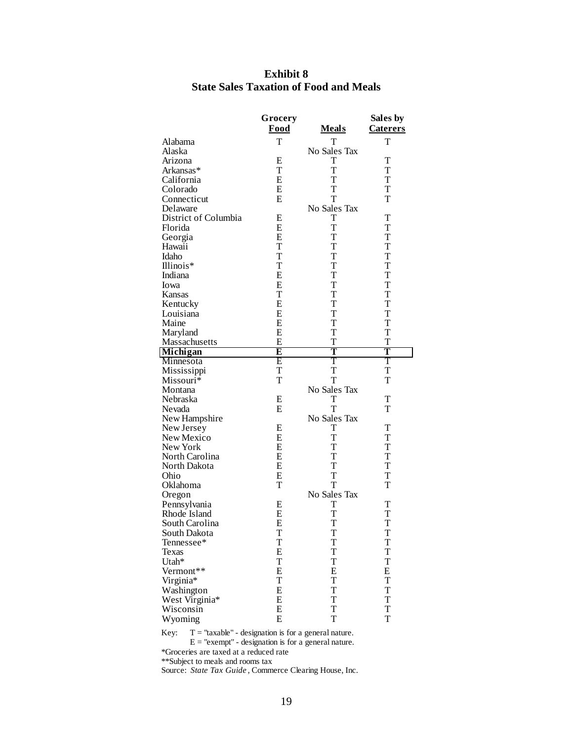# Exhibit 8
## State Sales Taxation of Food and Meals

| | Grocery Food | Meals | Sales by Caterers |
|---|---|---|---|
| Alabama | T | T | T |
| Alaska | | No Sales Tax | |
| Arizona | E | T | T |
| Arkansas* | T | T | T |
| California | E | T | T |
| Colorado | E | T | T |
| Connecticut | E | T | T |
| Delaware | | No Sales Tax | |
| District of Columbia | E | T | T |
| Florida | E | T | T |
| Georgia | E | T | T |
| Hawaii | T | T | T |
| Idaho | T | T | T |
| Illinois* | T | T | T |
| Indiana | E | T | T |
| Iowa | E | T | T |
| Kansas | T | T | T |
| Kentucky | E | T | T |
| Louisiana | E | T | T |
| Maine | E | T | T |
| Maryland | E | T | T |
| Massachusetts | E | T | T |
| **Michigan** | **E** | **T** | **T** |
| Minnesota | E | T | T |
| Mississippi | T | T | T |
| Missouri* | T | T | T |
| Montana | | No Sales Tax | |
| Nebraska | E | T | T |
| Nevada | E | T | T |
| New Hampshire | | No Sales Tax | |
| New Jersey | E | T | T |
| New Mexico | E | T | T |
| New York | E | T | T |
| North Carolina | E | T | T |
| North Dakota | E | T | T |
| Ohio | E | T | T |
| Oklahoma | T | T | T |
| Oregon | | No Sales Tax | |
| Pennsylvania | E | T | T |
| Rhode Island | E | T | T |
| South Carolina | E | T | T |
| South Dakota | T | T | T |
| Tennessee* | T | T | T |
| Texas | E | T | T |
| Utah* | T | T | T |
| Vermont** | E | E | E |
| Virginia* | T | T | T |
| Washington | E | T | T |
| West Virginia* | E | T | T |
| Wisconsin | E | T | T |
| Wyoming | E | T | T |

Key: T = "taxable" - designation is for a general nature.
E = "exempt" - designation is for a general nature.

*Groceries are taxed at a reduced rate

**Subject to meals and rooms tax

Source: *State Tax Guide*, Commerce Clearing House, Inc.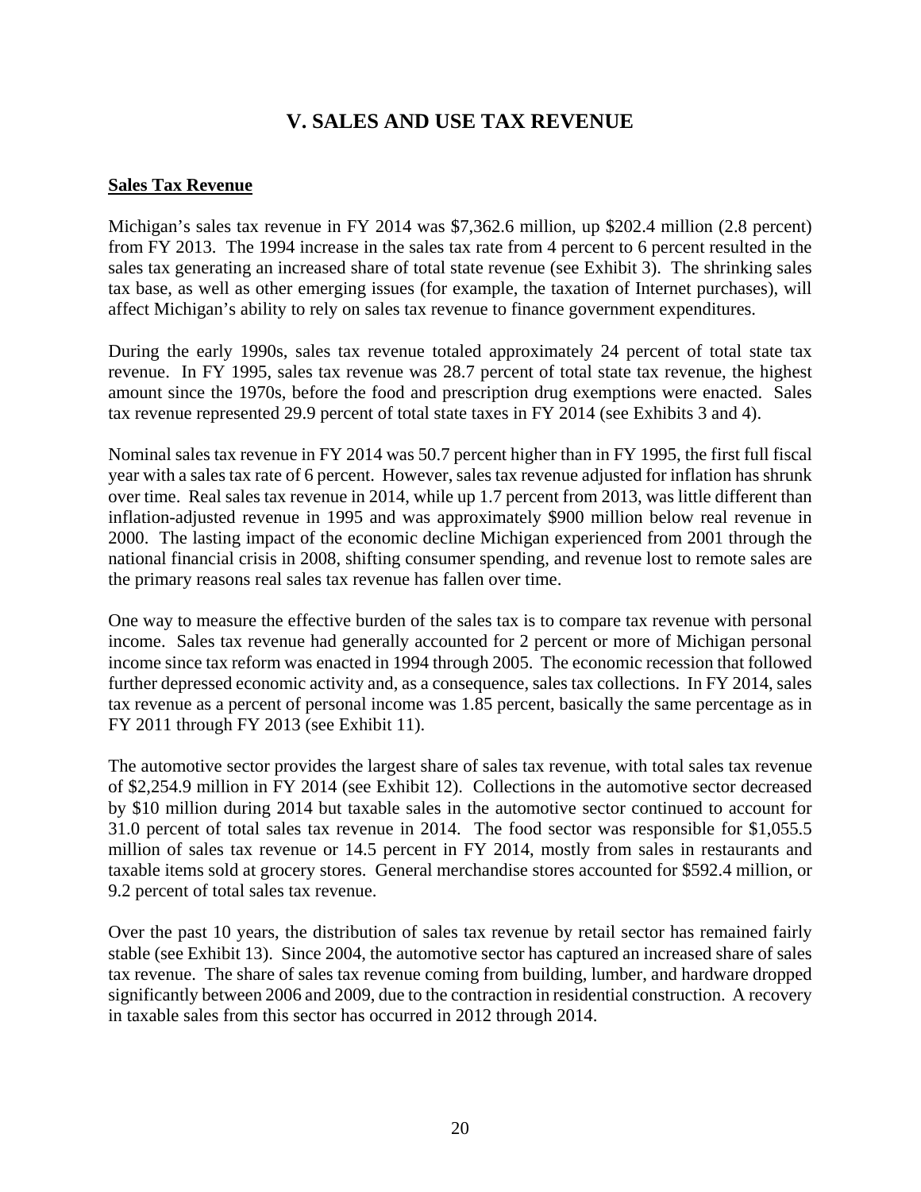# V. SALES AND USE TAX REVENUE

## Sales Tax Revenue

Michigan's sales tax revenue in FY 2014 was $7,362.6 million, up $202.4 million (2.8 percent) from FY 2013. The 1994 increase in the sales tax rate from 4 percent to 6 percent resulted in the sales tax generating an increased share of total state revenue (see Exhibit 3). The shrinking sales tax base, as well as other emerging issues (for example, the taxation of Internet purchases), will affect Michigan's ability to rely on sales tax revenue to finance government expenditures.

During the early 1990s, sales tax revenue totaled approximately 24 percent of total state tax revenue. In FY 1995, sales tax revenue was 28.7 percent of total state tax revenue, the highest amount since the 1970s, before the food and prescription drug exemptions were enacted. Sales tax revenue represented 29.9 percent of total state taxes in FY 2014 (see Exhibits 3 and 4).

Nominal sales tax revenue in FY 2014 was 50.7 percent higher than in FY 1995, the first full fiscal year with a sales tax rate of 6 percent. However, sales tax revenue adjusted for inflation has shrunk over time. Real sales tax revenue in 2014, while up 1.7 percent from 2013, was little different than inflation-adjusted revenue in 1995 and was approximately $900 million below real revenue in 2000. The lasting impact of the economic decline Michigan experienced from 2001 through the national financial crisis in 2008, shifting consumer spending, and revenue lost to remote sales are the primary reasons real sales tax revenue has fallen over time.

One way to measure the effective burden of the sales tax is to compare tax revenue with personal income. Sales tax revenue had generally accounted for 2 percent or more of Michigan personal income since tax reform was enacted in 1994 through 2005. The economic recession that followed further depressed economic activity and, as a consequence, sales tax collections. In FY 2014, sales tax revenue as a percent of personal income was 1.85 percent, basically the same percentage as in FY 2011 through FY 2013 (see Exhibit 11).

The automotive sector provides the largest share of sales tax revenue, with total sales tax revenue of $2,254.9 million in FY 2014 (see Exhibit 12). Collections in the automotive sector decreased by $10 million during 2014 but taxable sales in the automotive sector continued to account for 31.0 percent of total sales tax revenue in 2014. The food sector was responsible for $1,055.5 million of sales tax revenue or 14.5 percent in FY 2014, mostly from sales in restaurants and taxable items sold at grocery stores. General merchandise stores accounted for $592.4 million, or 9.2 percent of total sales tax revenue.

Over the past 10 years, the distribution of sales tax revenue by retail sector has remained fairly stable (see Exhibit 13). Since 2004, the automotive sector has captured an increased share of sales tax revenue. The share of sales tax revenue coming from building, lumber, and hardware dropped significantly between 2006 and 2009, due to the contraction in residential construction. A recovery in taxable sales from this sector has occurred in 2012 through 2014.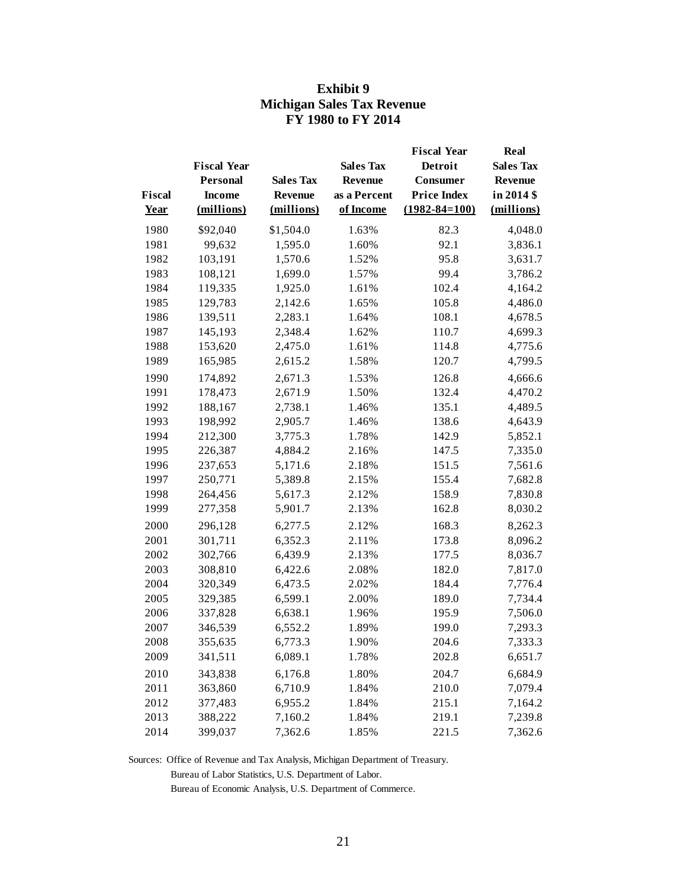# Exhibit 9
## Michigan Sales Tax Revenue
## FY 1980 to FY 2014

| Fiscal Year | Fiscal Year Personal Income (millions) | Sales Tax Revenue (millions) | Sales Tax Revenue as a Percent of Income | Fiscal Year Detroit Consumer Price Index (1982-84=100) | Real Sales Tax Revenue in 2014 $ (millions) |
|---|---|---|---|---|---|
| 1980 | $92,040 | $1,504.0 | 1.63% | 82.3 | 4,048.0 |
| 1981 | 99,632 | 1,595.0 | 1.60% | 92.1 | 3,836.1 |
| 1982 | 103,191 | 1,570.6 | 1.52% | 95.8 | 3,631.7 |
| 1983 | 108,121 | 1,699.0 | 1.57% | 99.4 | 3,786.2 |
| 1984 | 119,335 | 1,925.0 | 1.61% | 102.4 | 4,164.2 |
| 1985 | 129,783 | 2,142.6 | 1.65% | 105.8 | 4,486.0 |
| 1986 | 139,511 | 2,283.1 | 1.64% | 108.1 | 4,678.5 |
| 1987 | 145,193 | 2,348.4 | 1.62% | 110.7 | 4,699.3 |
| 1988 | 153,620 | 2,475.0 | 1.61% | 114.8 | 4,775.6 |
| 1989 | 165,985 | 2,615.2 | 1.58% | 120.7 | 4,799.5 |
| 1990 | 174,892 | 2,671.3 | 1.53% | 126.8 | 4,666.6 |
| 1991 | 178,473 | 2,671.9 | 1.50% | 132.4 | 4,470.2 |
| 1992 | 188,167 | 2,738.1 | 1.46% | 135.1 | 4,489.5 |
| 1993 | 198,992 | 2,905.7 | 1.46% | 138.6 | 4,643.9 |
| 1994 | 212,300 | 3,775.3 | 1.78% | 142.9 | 5,852.1 |
| 1995 | 226,387 | 4,884.2 | 2.16% | 147.5 | 7,335.0 |
| 1996 | 237,653 | 5,171.6 | 2.18% | 151.5 | 7,561.6 |
| 1997 | 250,771 | 5,389.8 | 2.15% | 155.4 | 7,682.8 |
| 1998 | 264,456 | 5,617.3 | 2.12% | 158.9 | 7,830.8 |
| 1999 | 277,358 | 5,901.7 | 2.13% | 162.8 | 8,030.2 |
| 2000 | 296,128 | 6,277.5 | 2.12% | 168.3 | 8,262.3 |
| 2001 | 301,711 | 6,352.3 | 2.11% | 173.8 | 8,096.2 |
| 2002 | 302,766 | 6,439.9 | 2.13% | 177.5 | 8,036.7 |
| 2003 | 308,810 | 6,422.6 | 2.08% | 182.0 | 7,817.0 |
| 2004 | 320,349 | 6,473.5 | 2.02% | 184.4 | 7,776.4 |
| 2005 | 329,385 | 6,599.1 | 2.00% | 189.0 | 7,734.4 |
| 2006 | 337,828 | 6,638.1 | 1.96% | 195.9 | 7,506.0 |
| 2007 | 346,539 | 6,552.2 | 1.89% | 199.0 | 7,293.3 |
| 2008 | 355,635 | 6,773.3 | 1.90% | 204.6 | 7,333.3 |
| 2009 | 341,511 | 6,089.1 | 1.78% | 202.8 | 6,651.7 |
| 2010 | 343,838 | 6,176.8 | 1.80% | 204.7 | 6,684.9 |
| 2011 | 363,860 | 6,710.9 | 1.84% | 210.0 | 7,079.4 |
| 2012 | 377,483 | 6,955.2 | 1.84% | 215.1 | 7,164.2 |
| 2013 | 388,222 | 7,160.2 | 1.84% | 219.1 | 7,239.8 |
| 2014 | 399,037 | 7,362.6 | 1.85% | 221.5 | 7,362.6 |

Sources: Office of Revenue and Tax Analysis, Michigan Department of Treasury.
Bureau of Labor Statistics, U.S. Department of Labor.
Bureau of Economic Analysis, U.S. Department of Commerce.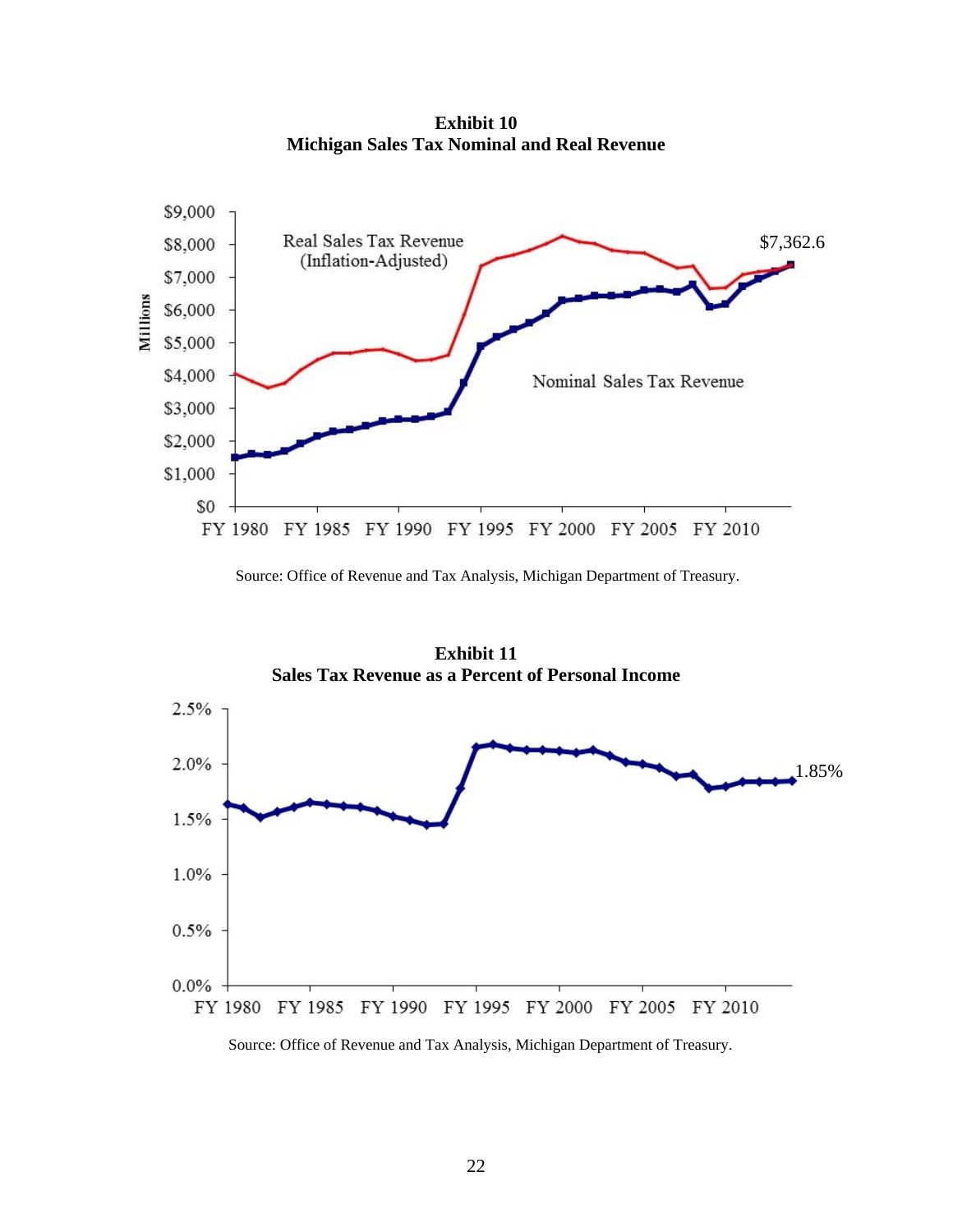**Exhibit 10**
**Michigan Sales Tax Nominal and Real Revenue**

Source: Office of Revenue and Tax Analysis, Michigan Department of Treasury.

**Exhibit 11**
**Sales Tax Revenue as a Percent of Personal Income**

Source: Office of Revenue and Tax Analysis, Michigan Department of Treasury.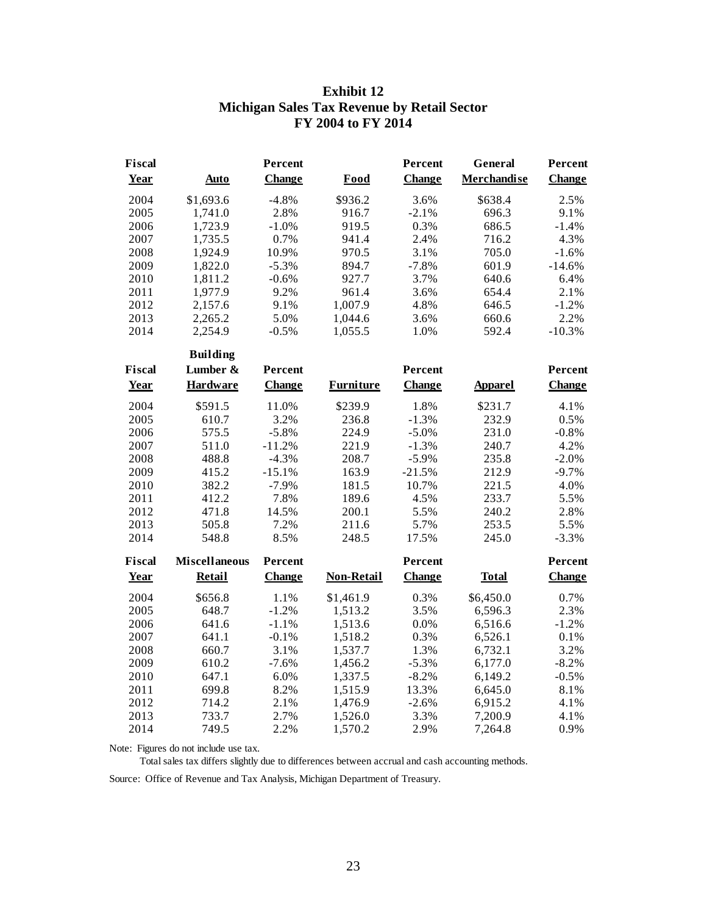**Exhibit 12**
**Michigan Sales Tax Revenue by Retail Sector**
**FY 2004 to FY 2014**

| Fiscal Year | Auto | Percent Change | Food | Percent Change | General Merchandise | Percent Change |
|---|---|---|---|---|---|---|
| 2004 | $1,693.6 | -4.8% | $936.2 | 3.6% | $638.4 | 2.5% |
| 2005 | 1,741.0 | 2.8% | 916.7 | -2.1% | 696.3 | 9.1% |
| 2006 | 1,723.9 | -1.0% | 919.5 | 0.3% | 686.5 | -1.4% |
| 2007 | 1,735.5 | 0.7% | 941.4 | 2.4% | 716.2 | 4.3% |
| 2008 | 1,924.9 | 10.9% | 970.5 | 3.1% | 705.0 | -1.6% |
| 2009 | 1,822.0 | -5.3% | 894.7 | -7.8% | 601.9 | -14.6% |
| 2010 | 1,811.2 | -0.6% | 927.7 | 3.7% | 640.6 | 6.4% |
| 2011 | 1,977.9 | 9.2% | 961.4 | 3.6% | 654.4 | 2.1% |
| 2012 | 2,157.6 | 9.1% | 1,007.9 | 4.8% | 646.5 | -1.2% |
| 2013 | 2,265.2 | 5.0% | 1,044.6 | 3.6% | 660.6 | 2.2% |
| 2014 | 2,254.9 | -0.5% | 1,055.5 | 1.0% | 592.4 | -10.3% |

| Fiscal Year | Building Lumber & Hardware | Percent Change | Furniture | Percent Change | Apparel | Percent Change |
|---|---|---|---|---|---|---|
| 2004 | $591.5 | 11.0% | $239.9 | 1.8% | $231.7 | 4.1% |
| 2005 | 610.7 | 3.2% | 236.8 | -1.3% | 232.9 | 0.5% |
| 2006 | 575.5 | -5.8% | 224.9 | -5.0% | 231.0 | -0.8% |
| 2007 | 511.0 | -11.2% | 221.9 | -1.3% | 240.7 | 4.2% |
| 2008 | 488.8 | -4.3% | 208.7 | -5.9% | 235.8 | -2.0% |
| 2009 | 415.2 | -15.1% | 163.9 | -21.5% | 212.9 | -9.7% |
| 2010 | 382.2 | -7.9% | 181.5 | 10.7% | 221.5 | 4.0% |
| 2011 | 412.2 | 7.8% | 189.6 | 4.5% | 233.7 | 5.5% |
| 2012 | 471.8 | 14.5% | 200.1 | 5.5% | 240.2 | 2.8% |
| 2013 | 505.8 | 7.2% | 211.6 | 5.7% | 253.5 | 5.5% |
| 2014 | 548.8 | 8.5% | 248.5 | 17.5% | 245.0 | -3.3% |

| Fiscal Year | Miscellaneous Retail | Percent Change | Non-Retail | Percent Change | Total | Percent Change |
|---|---|---|---|---|---|---|
| 2004 | $656.8 | 1.1% | $1,461.9 | 0.3% | $6,450.0 | 0.7% |
| 2005 | 648.7 | -1.2% | 1,513.2 | 3.5% | 6,596.3 | 2.3% |
| 2006 | 641.6 | -1.1% | 1,513.6 | 0.0% | 6,516.6 | -1.2% |
| 2007 | 641.1 | -0.1% | 1,518.2 | 0.3% | 6,526.1 | 0.1% |
| 2008 | 660.7 | 3.1% | 1,537.7 | 1.3% | 6,732.1 | 3.2% |
| 2009 | 610.2 | -7.6% | 1,456.2 | -5.3% | 6,177.0 | -8.2% |
| 2010 | 647.1 | 6.0% | 1,337.5 | -8.2% | 6,149.2 | -0.5% |
| 2011 | 699.8 | 8.2% | 1,515.9 | 13.3% | 6,645.0 | 8.1% |
| 2012 | 714.2 | 2.1% | 1,476.9 | -2.6% | 6,915.2 | 4.1% |
| 2013 | 733.7 | 2.7% | 1,526.0 | 3.3% | 7,200.9 | 4.1% |
| 2014 | 749.5 | 2.2% | 1,570.2 | 2.9% | 7,264.8 | 0.9% |

Note: Figures do not include use tax.
Total sales tax differs slightly due to differences between accrual and cash accounting methods.

Source: Office of Revenue and Tax Analysis, Michigan Department of Treasury.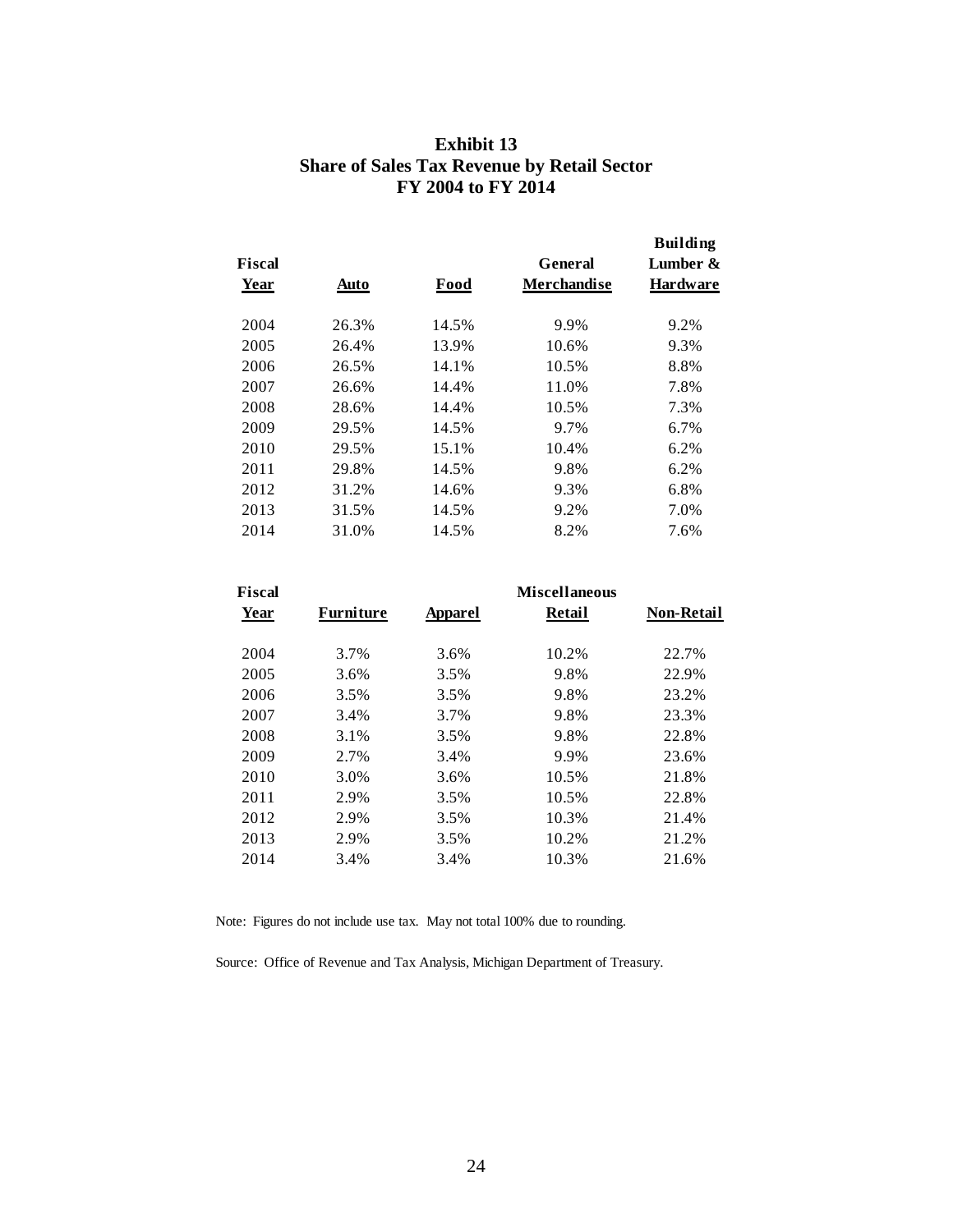# Exhibit 13
## Share of Sales Tax Revenue by Retail Sector
## FY 2004 to FY 2014

| Fiscal Year | Auto | Food | General Merchandise | Building Lumber & Hardware |
|---|---|---|---|---|
| 2004 | 26.3% | 14.5% | 9.9% | 9.2% |
| 2005 | 26.4% | 13.9% | 10.6% | 9.3% |
| 2006 | 26.5% | 14.1% | 10.5% | 8.8% |
| 2007 | 26.6% | 14.4% | 11.0% | 7.8% |
| 2008 | 28.6% | 14.4% | 10.5% | 7.3% |
| 2009 | 29.5% | 14.5% | 9.7% | 6.7% |
| 2010 | 29.5% | 15.1% | 10.4% | 6.2% |
| 2011 | 29.8% | 14.5% | 9.8% | 6.2% |
| 2012 | 31.2% | 14.6% | 9.3% | 6.8% |
| 2013 | 31.5% | 14.5% | 9.2% | 7.0% |
| 2014 | 31.0% | 14.5% | 8.2% | 7.6% |

| Fiscal Year | Furniture | Apparel | Miscellaneous Retail | Non-Retail |
|---|---|---|---|---|
| 2004 | 3.7% | 3.6% | 10.2% | 22.7% |
| 2005 | 3.6% | 3.5% | 9.8% | 22.9% |
| 2006 | 3.5% | 3.5% | 9.8% | 23.2% |
| 2007 | 3.4% | 3.7% | 9.8% | 23.3% |
| 2008 | 3.1% | 3.5% | 9.8% | 22.8% |
| 2009 | 2.7% | 3.4% | 9.9% | 23.6% |
| 2010 | 3.0% | 3.6% | 10.5% | 21.8% |
| 2011 | 2.9% | 3.5% | 10.5% | 22.8% |
| 2012 | 2.9% | 3.5% | 10.3% | 21.4% |
| 2013 | 2.9% | 3.5% | 10.2% | 21.2% |
| 2014 | 3.4% | 3.4% | 10.3% | 21.6% |

Note: Figures do not include use tax. May not total 100% due to rounding.

Source: Office of Revenue and Tax Analysis, Michigan Department of Treasury.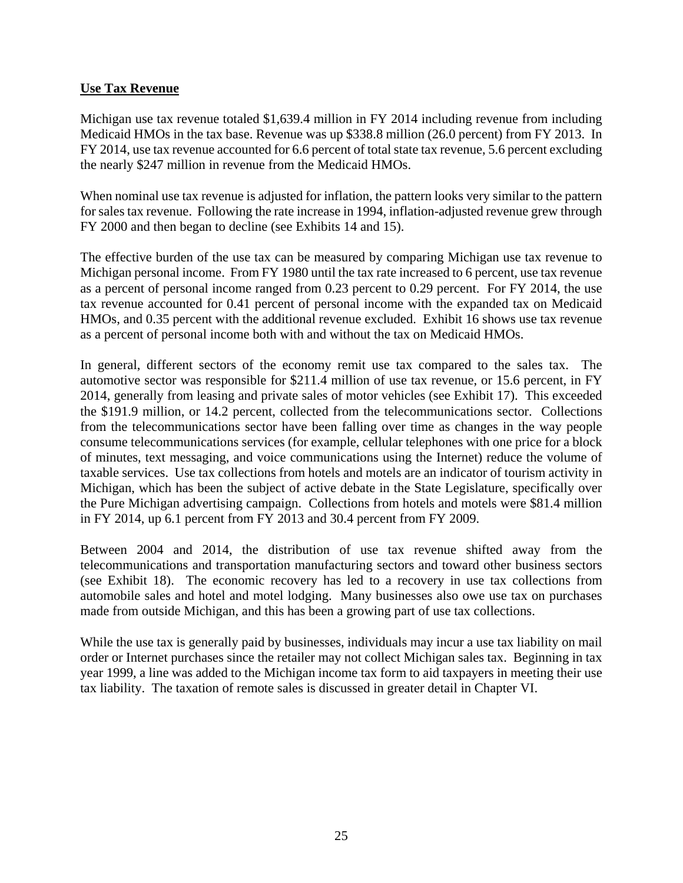## Use Tax Revenue

Michigan use tax revenue totaled $1,639.4 million in FY 2014 including revenue from including Medicaid HMOs in the tax base. Revenue was up $338.8 million (26.0 percent) from FY 2013. In FY 2014, use tax revenue accounted for 6.6 percent of total state tax revenue, 5.6 percent excluding the nearly $247 million in revenue from the Medicaid HMOs.

When nominal use tax revenue is adjusted for inflation, the pattern looks very similar to the pattern for sales tax revenue. Following the rate increase in 1994, inflation-adjusted revenue grew through FY 2000 and then began to decline (see Exhibits 14 and 15).

The effective burden of the use tax can be measured by comparing Michigan use tax revenue to Michigan personal income. From FY 1980 until the tax rate increased to 6 percent, use tax revenue as a percent of personal income ranged from 0.23 percent to 0.29 percent. For FY 2014, the use tax revenue accounted for 0.41 percent of personal income with the expanded tax on Medicaid HMOs, and 0.35 percent with the additional revenue excluded. Exhibit 16 shows use tax revenue as a percent of personal income both with and without the tax on Medicaid HMOs.

In general, different sectors of the economy remit use tax compared to the sales tax. The automotive sector was responsible for $211.4 million of use tax revenue, or 15.6 percent, in FY 2014, generally from leasing and private sales of motor vehicles (see Exhibit 17). This exceeded the $191.9 million, or 14.2 percent, collected from the telecommunications sector. Collections from the telecommunications sector have been falling over time as changes in the way people consume telecommunications services (for example, cellular telephones with one price for a block of minutes, text messaging, and voice communications using the Internet) reduce the volume of taxable services. Use tax collections from hotels and motels are an indicator of tourism activity in Michigan, which has been the subject of active debate in the State Legislature, specifically over the Pure Michigan advertising campaign. Collections from hotels and motels were $81.4 million in FY 2014, up 6.1 percent from FY 2013 and 30.4 percent from FY 2009.

Between 2004 and 2014, the distribution of use tax revenue shifted away from the telecommunications and transportation manufacturing sectors and toward other business sectors (see Exhibit 18). The economic recovery has led to a recovery in use tax collections from automobile sales and hotel and motel lodging. Many businesses also owe use tax on purchases made from outside Michigan, and this has been a growing part of use tax collections.

While the use tax is generally paid by businesses, individuals may incur a use tax liability on mail order or Internet purchases since the retailer may not collect Michigan sales tax. Beginning in tax year 1999, a line was added to the Michigan income tax form to aid taxpayers in meeting their use tax liability. The taxation of remote sales is discussed in greater detail in Chapter VI.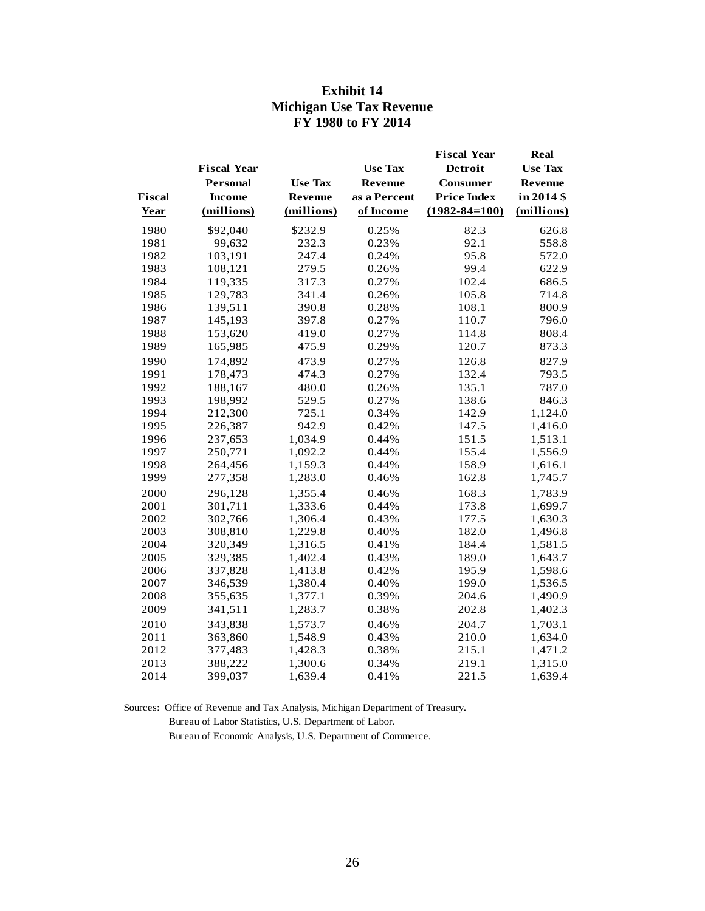## Exhibit 14
## Michigan Use Tax Revenue
## FY 1980 to FY 2014

| Fiscal Year | Fiscal Year Personal Income (millions) | Use Tax Revenue (millions) | Use Tax Revenue as a Percent of Income | Fiscal Year Detroit Consumer Price Index (1982-84=100) | Real Use Tax Revenue in 2014 $ (millions) |
|---|---|---|---|---|---|
| 1980 | $92,040 | $232.9 | 0.25% | 82.3 | 626.8 |
| 1981 | 99,632 | 232.3 | 0.23% | 92.1 | 558.8 |
| 1982 | 103,191 | 247.4 | 0.24% | 95.8 | 572.0 |
| 1983 | 108,121 | 279.5 | 0.26% | 99.4 | 622.9 |
| 1984 | 119,335 | 317.3 | 0.27% | 102.4 | 686.5 |
| 1985 | 129,783 | 341.4 | 0.26% | 105.8 | 714.8 |
| 1986 | 139,511 | 390.8 | 0.28% | 108.1 | 800.9 |
| 1987 | 145,193 | 397.8 | 0.27% | 110.7 | 796.0 |
| 1988 | 153,620 | 419.0 | 0.27% | 114.8 | 808.4 |
| 1989 | 165,985 | 475.9 | 0.29% | 120.7 | 873.3 |
| 1990 | 174,892 | 473.9 | 0.27% | 126.8 | 827.9 |
| 1991 | 178,473 | 474.3 | 0.27% | 132.4 | 793.5 |
| 1992 | 188,167 | 480.0 | 0.26% | 135.1 | 787.0 |
| 1993 | 198,992 | 529.5 | 0.27% | 138.6 | 846.3 |
| 1994 | 212,300 | 725.1 | 0.34% | 142.9 | 1,124.0 |
| 1995 | 226,387 | 942.9 | 0.42% | 147.5 | 1,416.0 |
| 1996 | 237,653 | 1,034.9 | 0.44% | 151.5 | 1,513.1 |
| 1997 | 250,771 | 1,092.2 | 0.44% | 155.4 | 1,556.9 |
| 1998 | 264,456 | 1,159.3 | 0.44% | 158.9 | 1,616.1 |
| 1999 | 277,358 | 1,283.0 | 0.46% | 162.8 | 1,745.7 |
| 2000 | 296,128 | 1,355.4 | 0.46% | 168.3 | 1,783.9 |
| 2001 | 301,711 | 1,333.6 | 0.44% | 173.8 | 1,699.7 |
| 2002 | 302,766 | 1,306.4 | 0.43% | 177.5 | 1,630.3 |
| 2003 | 308,810 | 1,229.8 | 0.40% | 182.0 | 1,496.8 |
| 2004 | 320,349 | 1,316.5 | 0.41% | 184.4 | 1,581.5 |
| 2005 | 329,385 | 1,402.4 | 0.43% | 189.0 | 1,643.7 |
| 2006 | 337,828 | 1,413.8 | 0.42% | 195.9 | 1,598.6 |
| 2007 | 346,539 | 1,380.4 | 0.40% | 199.0 | 1,536.5 |
| 2008 | 355,635 | 1,377.1 | 0.39% | 204.6 | 1,490.9 |
| 2009 | 341,511 | 1,283.7 | 0.38% | 202.8 | 1,402.3 |
| 2010 | 343,838 | 1,573.7 | 0.46% | 204.7 | 1,703.1 |
| 2011 | 363,860 | 1,548.9 | 0.43% | 210.0 | 1,634.0 |
| 2012 | 377,483 | 1,428.3 | 0.38% | 215.1 | 1,471.2 |
| 2013 | 388,222 | 1,300.6 | 0.34% | 219.1 | 1,315.0 |
| 2014 | 399,037 | 1,639.4 | 0.41% | 221.5 | 1,639.4 |

Sources: Office of Revenue and Tax Analysis, Michigan Department of Treasury.
Bureau of Labor Statistics, U.S. Department of Labor.
Bureau of Economic Analysis, U.S. Department of Commerce.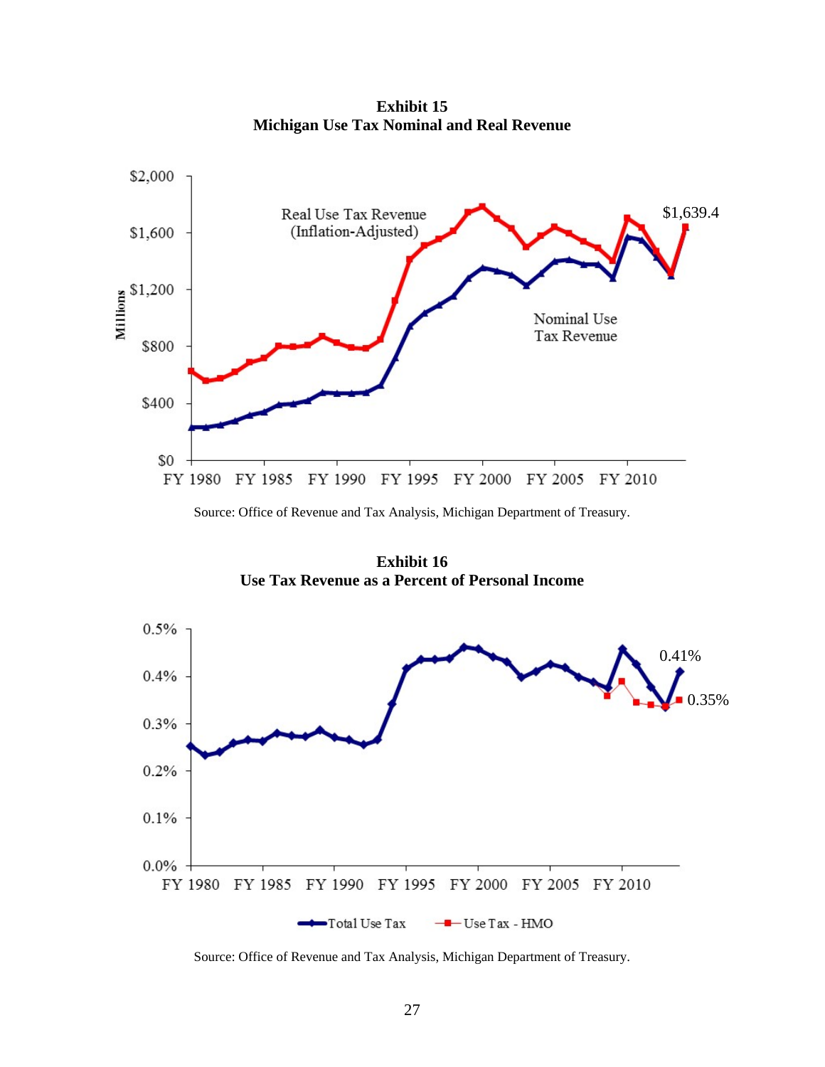**Exhibit 15**
**Michigan Use Tax Nominal and Real Revenue**

Source: Office of Revenue and Tax Analysis, Michigan Department of Treasury.

**Exhibit 16**
**Use Tax Revenue as a Percent of Personal Income**

Source: Office of Revenue and Tax Analysis, Michigan Department of Treasury.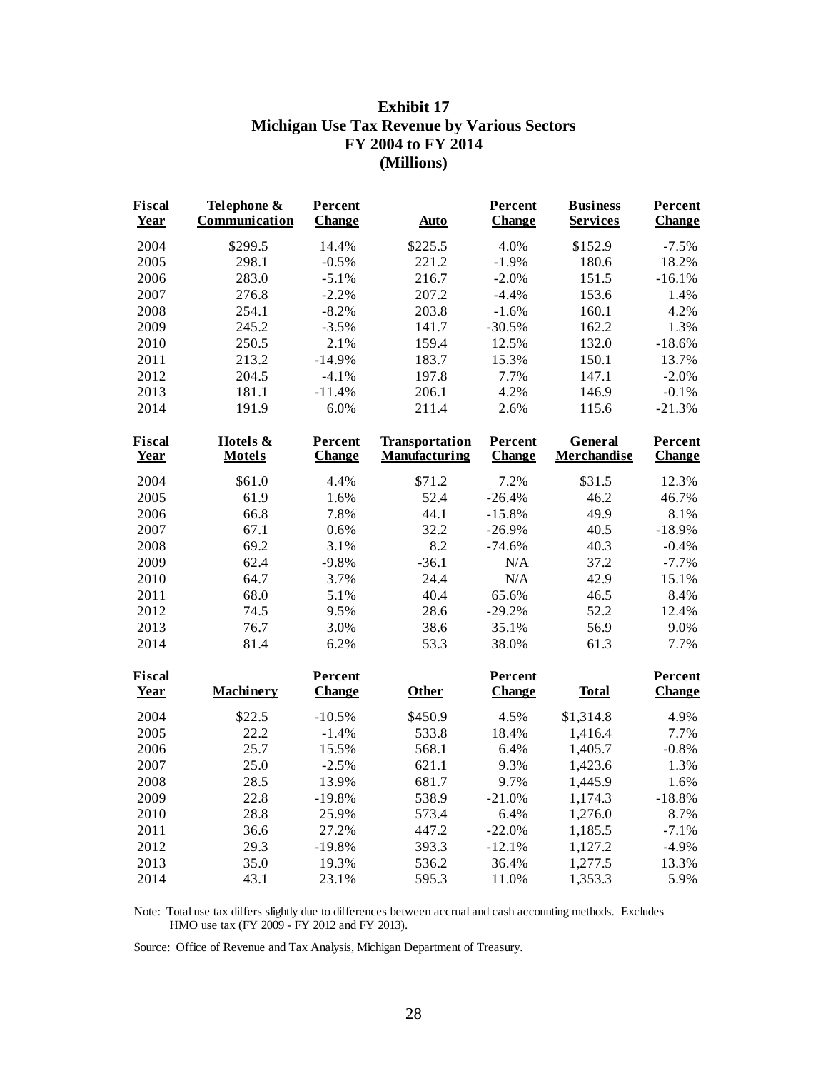# Exhibit 17
## Michigan Use Tax Revenue by Various Sectors
## FY 2004 to FY 2014
## (Millions)

| Fiscal Year | Telephone & Communication | Percent Change | Auto | Percent Change | Business Services | Percent Change |
|---|---|---|---|---|---|---|
| 2004 | $299.5 | 14.4% | $225.5 | 4.0% | $152.9 | -7.5% |
| 2005 | 298.1 | -0.5% | 221.2 | -1.9% | 180.6 | 18.2% |
| 2006 | 283.0 | -5.1% | 216.7 | -2.0% | 151.5 | -16.1% |
| 2007 | 276.8 | -2.2% | 207.2 | -4.4% | 153.6 | 1.4% |
| 2008 | 254.1 | -8.2% | 203.8 | -1.6% | 160.1 | 4.2% |
| 2009 | 245.2 | -3.5% | 141.7 | -30.5% | 162.2 | 1.3% |
| 2010 | 250.5 | 2.1% | 159.4 | 12.5% | 132.0 | -18.6% |
| 2011 | 213.2 | -14.9% | 183.7 | 15.3% | 150.1 | 13.7% |
| 2012 | 204.5 | -4.1% | 197.8 | 7.7% | 147.1 | -2.0% |
| 2013 | 181.1 | -11.4% | 206.1 | 4.2% | 146.9 | -0.1% |
| 2014 | 191.9 | 6.0% | 211.4 | 2.6% | 115.6 | -21.3% |

| Fiscal Year | Hotels & Motels | Percent Change | Transportation Manufacturing | Percent Change | General Merchandise | Percent Change |
|---|---|---|---|---|---|---|
| 2004 | $61.0 | 4.4% | $71.2 | 7.2% | $31.5 | 12.3% |
| 2005 | 61.9 | 1.6% | 52.4 | -26.4% | 46.2 | 46.7% |
| 2006 | 66.8 | 7.8% | 44.1 | -15.8% | 49.9 | 8.1% |
| 2007 | 67.1 | 0.6% | 32.2 | -26.9% | 40.5 | -18.9% |
| 2008 | 69.2 | 3.1% | 8.2 | -74.6% | 40.3 | -0.4% |
| 2009 | 62.4 | -9.8% | -36.1 | N/A | 37.2 | -7.7% |
| 2010 | 64.7 | 3.7% | 24.4 | N/A | 42.9 | 15.1% |
| 2011 | 68.0 | 5.1% | 40.4 | 65.6% | 46.5 | 8.4% |
| 2012 | 74.5 | 9.5% | 28.6 | -29.2% | 52.2 | 12.4% |
| 2013 | 76.7 | 3.0% | 38.6 | 35.1% | 56.9 | 9.0% |
| 2014 | 81.4 | 6.2% | 53.3 | 38.0% | 61.3 | 7.7% |

| Fiscal Year | Machinery | Percent Change | Other | Percent Change | Total | Percent Change |
|---|---|---|---|---|---|---|
| 2004 | $22.5 | -10.5% | $450.9 | 4.5% | $1,314.8 | 4.9% |
| 2005 | 22.2 | -1.4% | 533.8 | 18.4% | 1,416.4 | 7.7% |
| 2006 | 25.7 | 15.5% | 568.1 | 6.4% | 1,405.7 | -0.8% |
| 2007 | 25.0 | -2.5% | 621.1 | 9.3% | 1,423.6 | 1.3% |
| 2008 | 28.5 | 13.9% | 681.7 | 9.7% | 1,445.9 | 1.6% |
| 2009 | 22.8 | -19.8% | 538.9 | -21.0% | 1,174.3 | -18.8% |
| 2010 | 28.8 | 25.9% | 573.4 | 6.4% | 1,276.0 | 8.7% |
| 2011 | 36.6 | 27.2% | 447.2 | -22.0% | 1,185.5 | -7.1% |
| 2012 | 29.3 | -19.8% | 393.3 | -12.1% | 1,127.2 | -4.9% |
| 2013 | 35.0 | 19.3% | 536.2 | 36.4% | 1,277.5 | 13.3% |
| 2014 | 43.1 | 23.1% | 595.3 | 11.0% | 1,353.3 | 5.9% |

Note: Total use tax differs slightly due to differences between accrual and cash accounting methods. Excludes HMO use tax (FY 2009 - FY 2012 and FY 2013).

Source: Office of Revenue and Tax Analysis, Michigan Department of Treasury.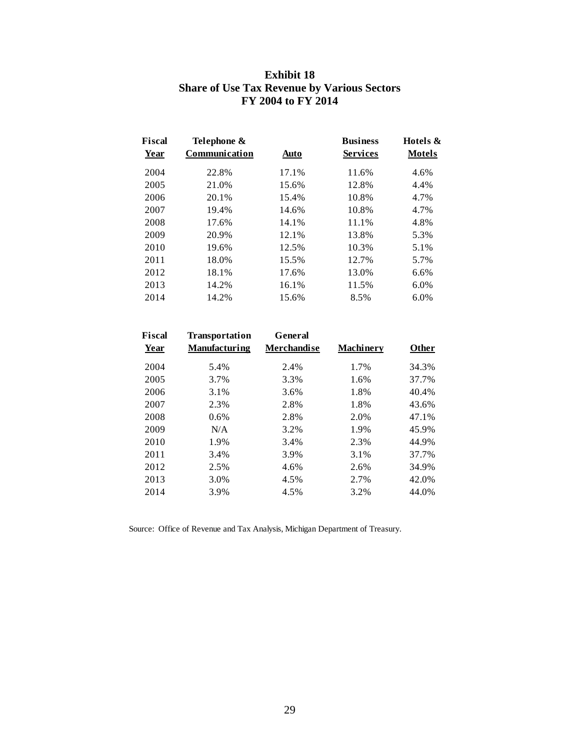# Exhibit 18
## Share of Use Tax Revenue by Various Sectors
## FY 2004 to FY 2014

| Fiscal Year | Telephone & Communication | Auto | Business Services | Hotels & Motels |
|---|---|---|---|---|
| 2004 | 22.8% | 17.1% | 11.6% | 4.6% |
| 2005 | 21.0% | 15.6% | 12.8% | 4.4% |
| 2006 | 20.1% | 15.4% | 10.8% | 4.7% |
| 2007 | 19.4% | 14.6% | 10.8% | 4.7% |
| 2008 | 17.6% | 14.1% | 11.1% | 4.8% |
| 2009 | 20.9% | 12.1% | 13.8% | 5.3% |
| 2010 | 19.6% | 12.5% | 10.3% | 5.1% |
| 2011 | 18.0% | 15.5% | 12.7% | 5.7% |
| 2012 | 18.1% | 17.6% | 13.0% | 6.6% |
| 2013 | 14.2% | 16.1% | 11.5% | 6.0% |
| 2014 | 14.2% | 15.6% | 8.5% | 6.0% |

| Fiscal Year | Transportation Manufacturing | General Merchandise | Machinery | Other |
|---|---|---|---|---|
| 2004 | 5.4% | 2.4% | 1.7% | 34.3% |
| 2005 | 3.7% | 3.3% | 1.6% | 37.7% |
| 2006 | 3.1% | 3.6% | 1.8% | 40.4% |
| 2007 | 2.3% | 2.8% | 1.8% | 43.6% |
| 2008 | 0.6% | 2.8% | 2.0% | 47.1% |
| 2009 | N/A | 3.2% | 1.9% | 45.9% |
| 2010 | 1.9% | 3.4% | 2.3% | 44.9% |
| 2011 | 3.4% | 3.9% | 3.1% | 37.7% |
| 2012 | 2.5% | 4.6% | 2.6% | 34.9% |
| 2013 | 3.0% | 4.5% | 2.7% | 42.0% |
| 2014 | 3.9% | 4.5% | 3.2% | 44.0% |

Source: Office of Revenue and Tax Analysis, Michigan Department of Treasury.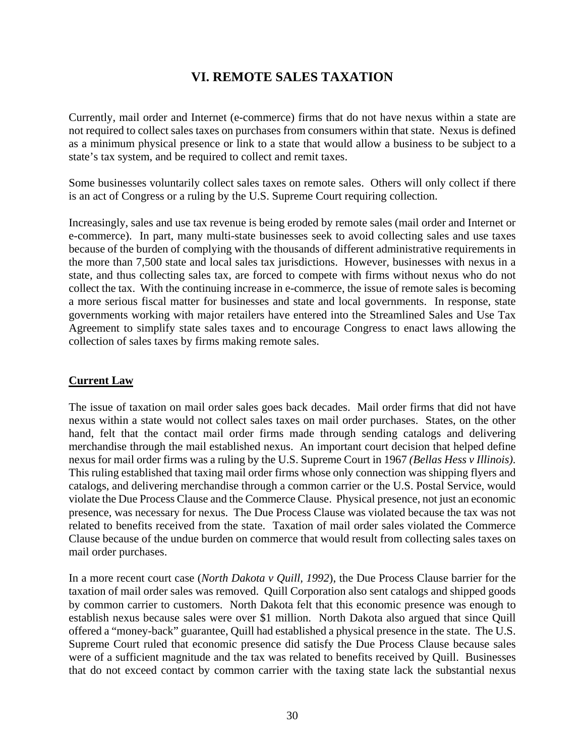# VI. REMOTE SALES TAXATION

Currently, mail order and Internet (e-commerce) firms that do not have nexus within a state are not required to collect sales taxes on purchases from consumers within that state. Nexus is defined as a minimum physical presence or link to a state that would allow a business to be subject to a state's tax system, and be required to collect and remit taxes.

Some businesses voluntarily collect sales taxes on remote sales. Others will only collect if there is an act of Congress or a ruling by the U.S. Supreme Court requiring collection.

Increasingly, sales and use tax revenue is being eroded by remote sales (mail order and Internet or e-commerce). In part, many multi-state businesses seek to avoid collecting sales and use taxes because of the burden of complying with the thousands of different administrative requirements in the more than 7,500 state and local sales tax jurisdictions. However, businesses with nexus in a state, and thus collecting sales tax, are forced to compete with firms without nexus who do not collect the tax. With the continuing increase in e-commerce, the issue of remote sales is becoming a more serious fiscal matter for businesses and state and local governments. In response, state governments working with major retailers have entered into the Streamlined Sales and Use Tax Agreement to simplify state sales taxes and to encourage Congress to enact laws allowing the collection of sales taxes by firms making remote sales.

## Current Law

The issue of taxation on mail order sales goes back decades. Mail order firms that did not have nexus within a state would not collect sales taxes on mail order purchases. States, on the other hand, felt that the contact mail order firms made through sending catalogs and delivering merchandise through the mail established nexus. An important court decision that helped define nexus for mail order firms was a ruling by the U.S. Supreme Court in 1967 *(Bellas Hess v Illinois)*. This ruling established that taxing mail order firms whose only connection was shipping flyers and catalogs, and delivering merchandise through a common carrier or the U.S. Postal Service, would violate the Due Process Clause and the Commerce Clause. Physical presence, not just an economic presence, was necessary for nexus. The Due Process Clause was violated because the tax was not related to benefits received from the state. Taxation of mail order sales violated the Commerce Clause because of the undue burden on commerce that would result from collecting sales taxes on mail order purchases.

In a more recent court case (*North Dakota v Quill, 1992*), the Due Process Clause barrier for the taxation of mail order sales was removed. Quill Corporation also sent catalogs and shipped goods by common carrier to customers. North Dakota felt that this economic presence was enough to establish nexus because sales were over $1 million. North Dakota also argued that since Quill offered a "money-back" guarantee, Quill had established a physical presence in the state. The U.S. Supreme Court ruled that economic presence did satisfy the Due Process Clause because sales were of a sufficient magnitude and the tax was related to benefits received by Quill. Businesses that do not exceed contact by common carrier with the taxing state lack the substantial nexus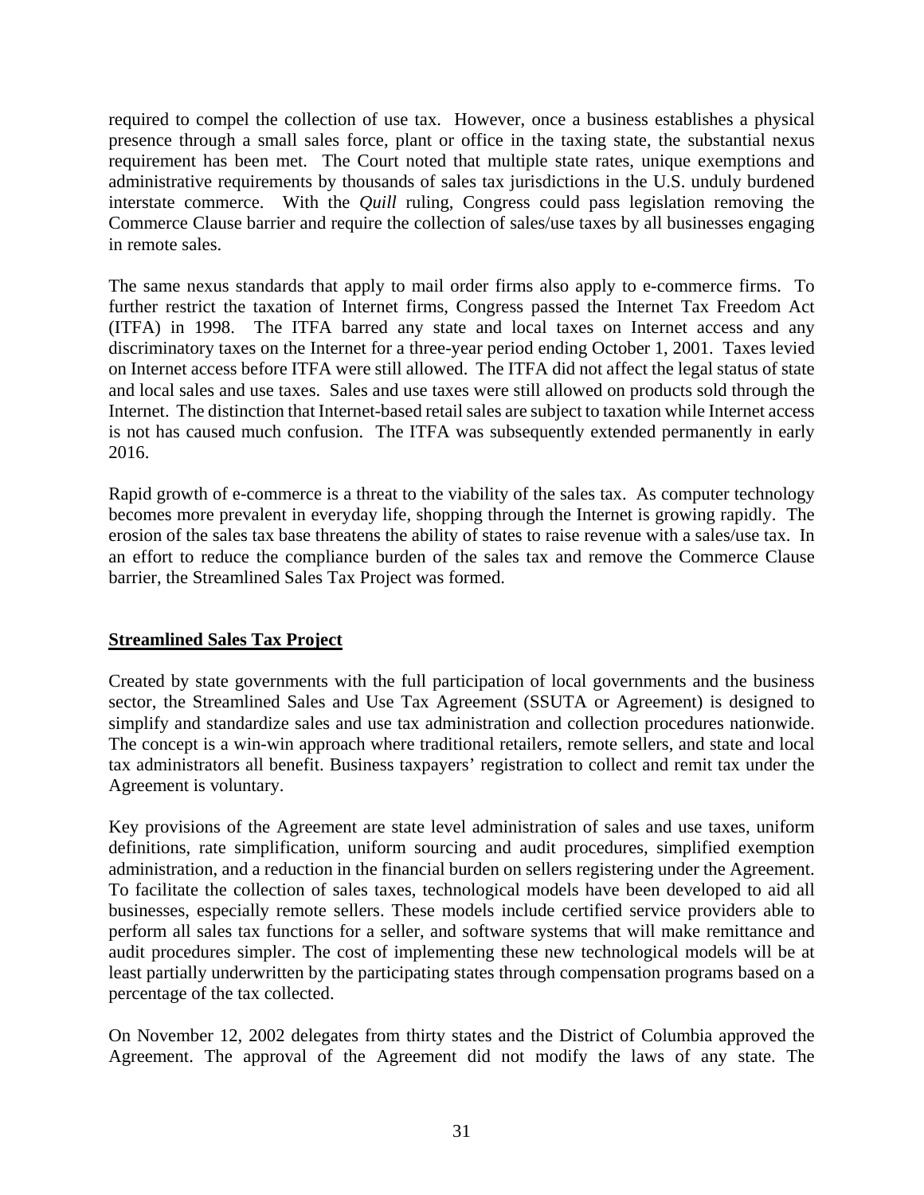required to compel the collection of use tax. However, once a business establishes a physical presence through a small sales force, plant or office in the taxing state, the substantial nexus requirement has been met. The Court noted that multiple state rates, unique exemptions and administrative requirements by thousands of sales tax jurisdictions in the U.S. unduly burdened interstate commerce. With the *Quill* ruling, Congress could pass legislation removing the Commerce Clause barrier and require the collection of sales/use taxes by all businesses engaging in remote sales.

The same nexus standards that apply to mail order firms also apply to e-commerce firms. To further restrict the taxation of Internet firms, Congress passed the Internet Tax Freedom Act (ITFA) in 1998. The ITFA barred any state and local taxes on Internet access and any discriminatory taxes on the Internet for a three-year period ending October 1, 2001. Taxes levied on Internet access before ITFA were still allowed. The ITFA did not affect the legal status of state and local sales and use taxes. Sales and use taxes were still allowed on products sold through the Internet. The distinction that Internet-based retail sales are subject to taxation while Internet access is not has caused much confusion. The ITFA was subsequently extended permanently in early 2016.

Rapid growth of e-commerce is a threat to the viability of the sales tax. As computer technology becomes more prevalent in everyday life, shopping through the Internet is growing rapidly. The erosion of the sales tax base threatens the ability of states to raise revenue with a sales/use tax. In an effort to reduce the compliance burden of the sales tax and remove the Commerce Clause barrier, the Streamlined Sales Tax Project was formed.

## Streamlined Sales Tax Project

Created by state governments with the full participation of local governments and the business sector, the Streamlined Sales and Use Tax Agreement (SSUTA or Agreement) is designed to simplify and standardize sales and use tax administration and collection procedures nationwide. The concept is a win-win approach where traditional retailers, remote sellers, and state and local tax administrators all benefit. Business taxpayers' registration to collect and remit tax under the Agreement is voluntary.

Key provisions of the Agreement are state level administration of sales and use taxes, uniform definitions, rate simplification, uniform sourcing and audit procedures, simplified exemption administration, and a reduction in the financial burden on sellers registering under the Agreement. To facilitate the collection of sales taxes, technological models have been developed to aid all businesses, especially remote sellers. These models include certified service providers able to perform all sales tax functions for a seller, and software systems that will make remittance and audit procedures simpler. The cost of implementing these new technological models will be at least partially underwritten by the participating states through compensation programs based on a percentage of the tax collected.

On November 12, 2002 delegates from thirty states and the District of Columbia approved the Agreement. The approval of the Agreement did not modify the laws of any state. The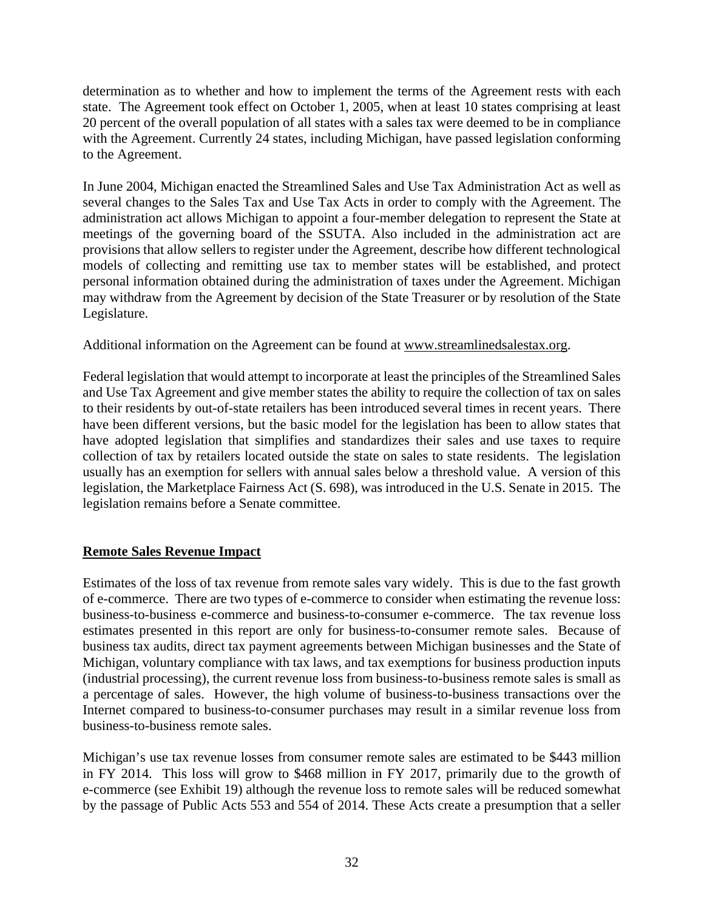determination as to whether and how to implement the terms of the Agreement rests with each state. The Agreement took effect on October 1, 2005, when at least 10 states comprising at least 20 percent of the overall population of all states with a sales tax were deemed to be in compliance with the Agreement. Currently 24 states, including Michigan, have passed legislation conforming to the Agreement.

In June 2004, Michigan enacted the Streamlined Sales and Use Tax Administration Act as well as several changes to the Sales Tax and Use Tax Acts in order to comply with the Agreement. The administration act allows Michigan to appoint a four-member delegation to represent the State at meetings of the governing board of the SSUTA. Also included in the administration act are provisions that allow sellers to register under the Agreement, describe how different technological models of collecting and remitting use tax to member states will be established, and protect personal information obtained during the administration of taxes under the Agreement. Michigan may withdraw from the Agreement by decision of the State Treasurer or by resolution of the State Legislature.

Additional information on the Agreement can be found at www.streamlinedsalestax.org.

Federal legislation that would attempt to incorporate at least the principles of the Streamlined Sales and Use Tax Agreement and give member states the ability to require the collection of tax on sales to their residents by out-of-state retailers has been introduced several times in recent years. There have been different versions, but the basic model for the legislation has been to allow states that have adopted legislation that simplifies and standardizes their sales and use taxes to require collection of tax by retailers located outside the state on sales to state residents. The legislation usually has an exemption for sellers with annual sales below a threshold value. A version of this legislation, the Marketplace Fairness Act (S. 698), was introduced in the U.S. Senate in 2015. The legislation remains before a Senate committee.

## Remote Sales Revenue Impact

Estimates of the loss of tax revenue from remote sales vary widely. This is due to the fast growth of e-commerce. There are two types of e-commerce to consider when estimating the revenue loss: business-to-business e-commerce and business-to-consumer e-commerce. The tax revenue loss estimates presented in this report are only for business-to-consumer remote sales. Because of business tax audits, direct tax payment agreements between Michigan businesses and the State of Michigan, voluntary compliance with tax laws, and tax exemptions for business production inputs (industrial processing), the current revenue loss from business-to-business remote sales is small as a percentage of sales. However, the high volume of business-to-business transactions over the Internet compared to business-to-consumer purchases may result in a similar revenue loss from business-to-business remote sales.

Michigan's use tax revenue losses from consumer remote sales are estimated to be \$443 million in FY 2014. This loss will grow to \$468 million in FY 2017, primarily due to the growth of e-commerce (see Exhibit 19) although the revenue loss to remote sales will be reduced somewhat by the passage of Public Acts 553 and 554 of 2014. These Acts create a presumption that a seller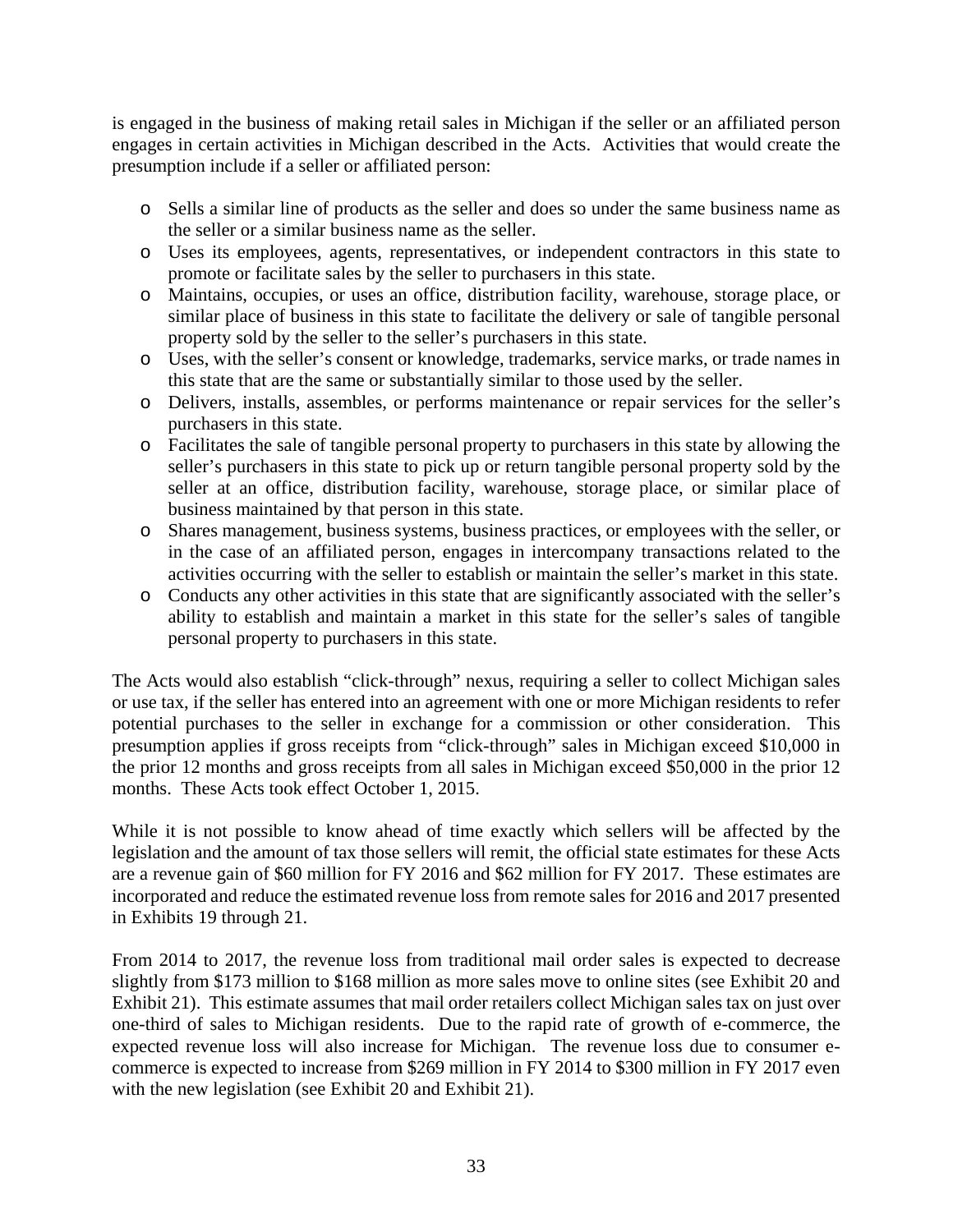is engaged in the business of making retail sales in Michigan if the seller or an affiliated person engages in certain activities in Michigan described in the Acts. Activities that would create the presumption include if a seller or affiliated person:

- Sells a similar line of products as the seller and does so under the same business name as the seller or a similar business name as the seller.
- Uses its employees, agents, representatives, or independent contractors in this state to promote or facilitate sales by the seller to purchasers in this state.
- Maintains, occupies, or uses an office, distribution facility, warehouse, storage place, or similar place of business in this state to facilitate the delivery or sale of tangible personal property sold by the seller to the seller's purchasers in this state.
- Uses, with the seller's consent or knowledge, trademarks, service marks, or trade names in this state that are the same or substantially similar to those used by the seller.
- Delivers, installs, assembles, or performs maintenance or repair services for the seller's purchasers in this state.
- Facilitates the sale of tangible personal property to purchasers in this state by allowing the seller's purchasers in this state to pick up or return tangible personal property sold by the seller at an office, distribution facility, warehouse, storage place, or similar place of business maintained by that person in this state.
- Shares management, business systems, business practices, or employees with the seller, or in the case of an affiliated person, engages in intercompany transactions related to the activities occurring with the seller to establish or maintain the seller's market in this state.
- Conducts any other activities in this state that are significantly associated with the seller's ability to establish and maintain a market in this state for the seller's sales of tangible personal property to purchasers in this state.

The Acts would also establish "click-through" nexus, requiring a seller to collect Michigan sales or use tax, if the seller has entered into an agreement with one or more Michigan residents to refer potential purchases to the seller in exchange for a commission or other consideration. This presumption applies if gross receipts from "click-through" sales in Michigan exceed $10,000 in the prior 12 months and gross receipts from all sales in Michigan exceed $50,000 in the prior 12 months. These Acts took effect October 1, 2015.

While it is not possible to know ahead of time exactly which sellers will be affected by the legislation and the amount of tax those sellers will remit, the official state estimates for these Acts are a revenue gain of $60 million for FY 2016 and $62 million for FY 2017. These estimates are incorporated and reduce the estimated revenue loss from remote sales for 2016 and 2017 presented in Exhibits 19 through 21.

From 2014 to 2017, the revenue loss from traditional mail order sales is expected to decrease slightly from $173 million to $168 million as more sales move to online sites (see Exhibit 20 and Exhibit 21). This estimate assumes that mail order retailers collect Michigan sales tax on just over one-third of sales to Michigan residents. Due to the rapid rate of growth of e-commerce, the expected revenue loss will also increase for Michigan. The revenue loss due to consumer e-commerce is expected to increase from $269 million in FY 2014 to $300 million in FY 2017 even with the new legislation (see Exhibit 20 and Exhibit 21).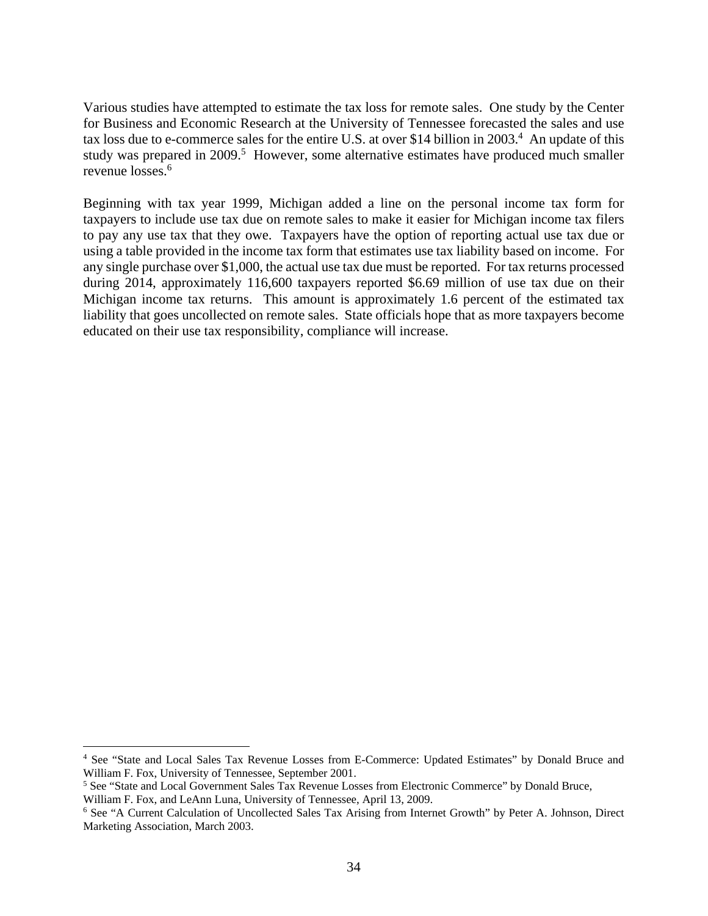Various studies have attempted to estimate the tax loss for remote sales. One study by the Center for Business and Economic Research at the University of Tennessee forecasted the sales and use tax loss due to e-commerce sales for the entire U.S. at over $14 billion in 2003.[4] An update of this study was prepared in 2009.[5] However, some alternative estimates have produced much smaller revenue losses.[6]

Beginning with tax year 1999, Michigan added a line on the personal income tax form for taxpayers to include use tax due on remote sales to make it easier for Michigan income tax filers to pay any use tax that they owe. Taxpayers have the option of reporting actual use tax due or using a table provided in the income tax form that estimates use tax liability based on income. For any single purchase over $1,000, the actual use tax due must be reported. For tax returns processed during 2014, approximately 116,600 taxpayers reported $6.69 million of use tax due on their Michigan income tax returns. This amount is approximately 1.6 percent of the estimated tax liability that goes uncollected on remote sales. State officials hope that as more taxpayers become educated on their use tax responsibility, compliance will increase.

---

[4] See "State and Local Sales Tax Revenue Losses from E-Commerce: Updated Estimates" by Donald Bruce and William F. Fox, University of Tennessee, September 2001.

[5] See "State and Local Government Sales Tax Revenue Losses from Electronic Commerce" by Donald Bruce, William F. Fox, and LeAnn Luna, University of Tennessee, April 13, 2009.

[6] See "A Current Calculation of Uncollected Sales Tax Arising from Internet Growth" by Peter A. Johnson, Direct Marketing Association, March 2003.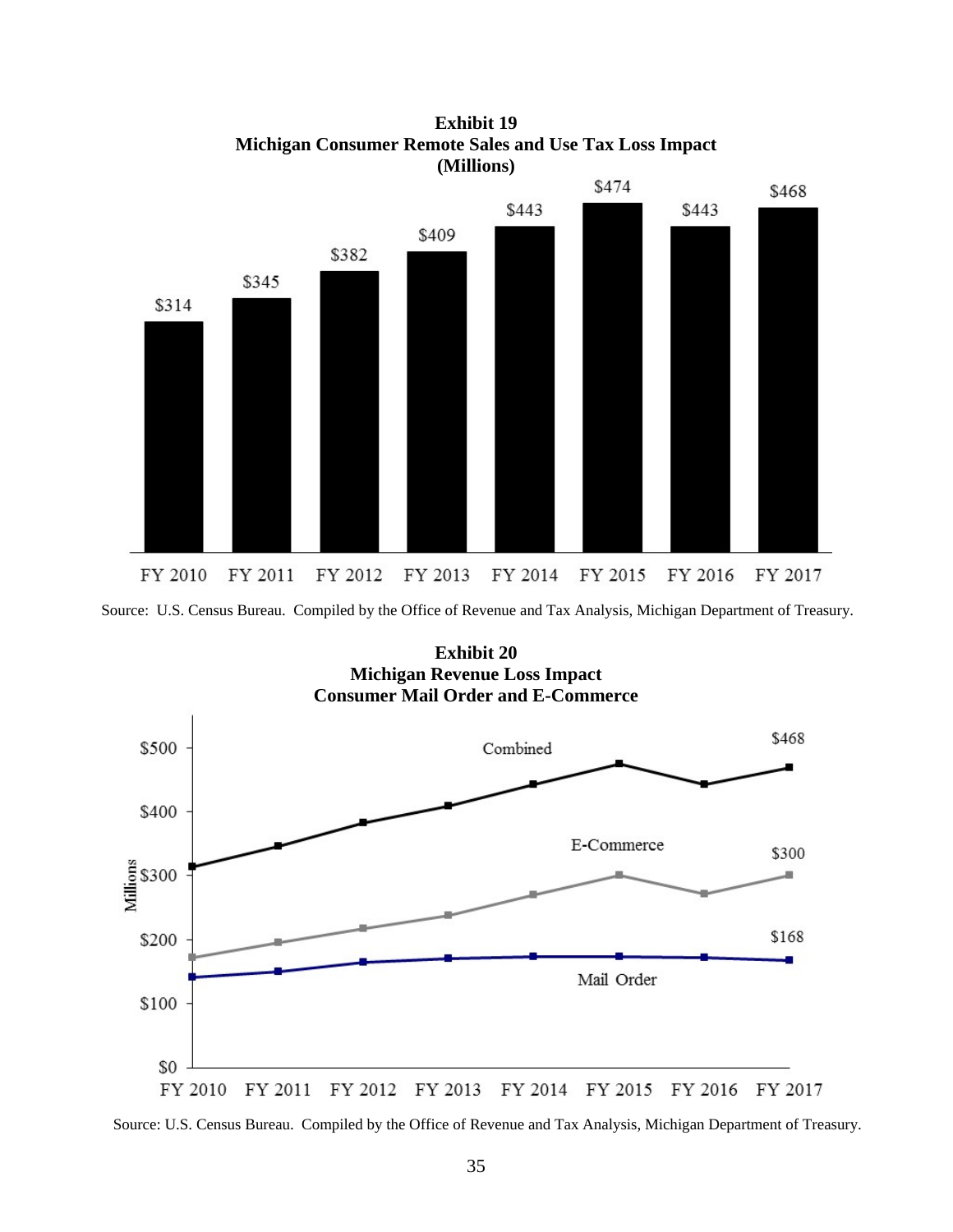**Exhibit 19**
**Michigan Consumer Remote Sales and Use Tax Loss Impact**
**(Millions)**

| FY 2010 | FY 2011 | FY 2012 | FY 2013 | FY 2014 | FY 2015 | FY 2016 | FY 2017 |
|---|---|---|---|---|---|---|---|
| $314 | $345 | $382 | $409 | $443 | $474 | $443 | $468 |

Source: U.S. Census Bureau. Compiled by the Office of Revenue and Tax Analysis, Michigan Department of Treasury.

**Exhibit 20**
**Michigan Revenue Loss Impact**
**Consumer Mail Order and E-Commerce**

Millions

| | FY 2010 | FY 2011 | FY 2012 | FY 2013 | FY 2014 | FY 2015 | FY 2016 | FY 2017 |
|---|---|---|---|---|---|---|---|---|
| Combined | | | | | | | | $468 |
| E-Commerce | | | | | | | | $300 |
| Mail Order | | | | | | | | $168 |

Source: U.S. Census Bureau. Compiled by the Office of Revenue and Tax Analysis, Michigan Department of Treasury.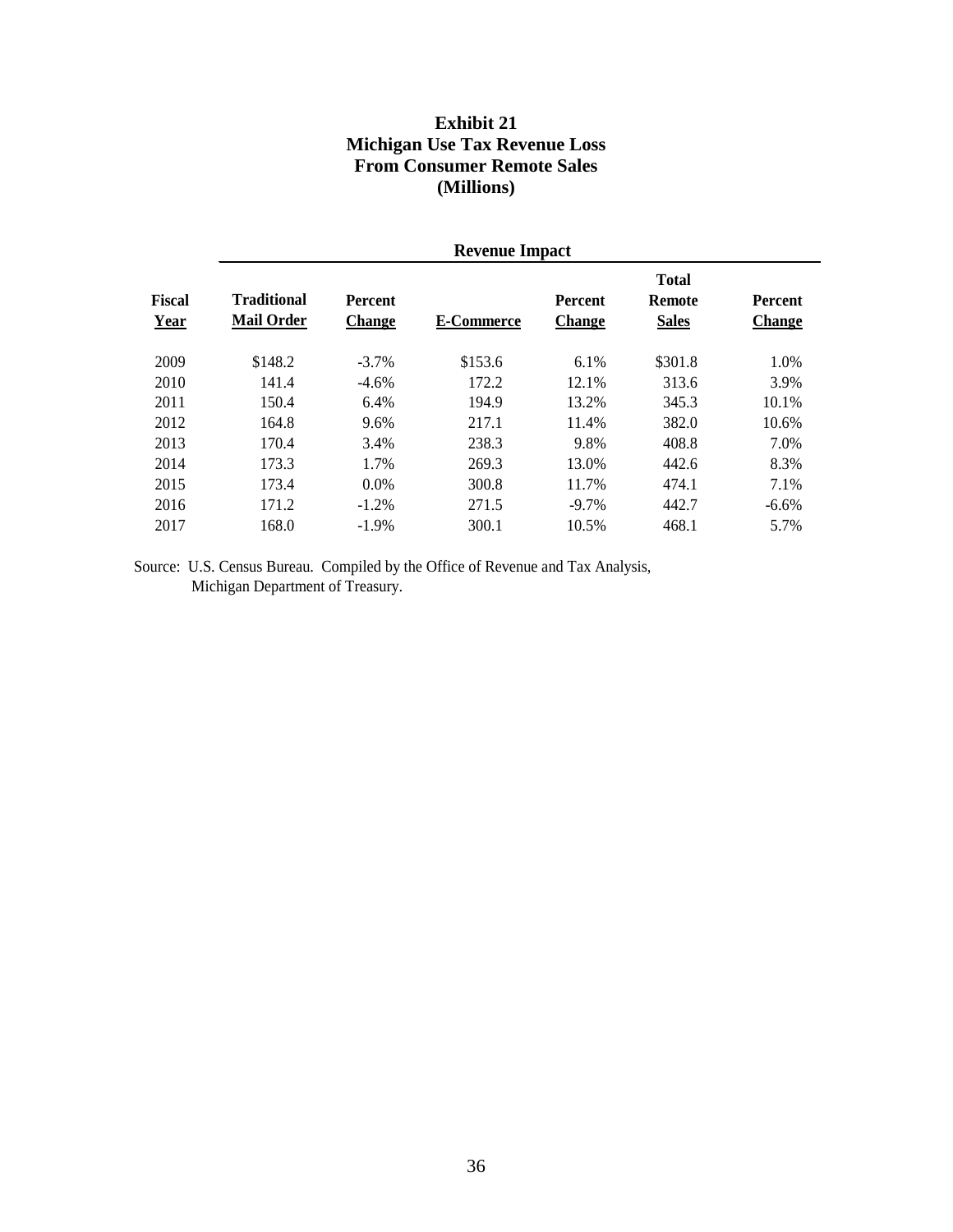# Exhibit 21
# Michigan Use Tax Revenue Loss
# From Consumer Remote Sales
# (Millions)

| | Revenue Impact | | | | | |
|---|---|---|---|---|---|---|
| **Fiscal Year** | **Traditional Mail Order** | **Percent Change** | **E-Commerce** | **Percent Change** | **Total Remote Sales** | **Percent Change** |
| 2009 | $148.2 | -3.7% | $153.6 | 6.1% | $301.8 | 1.0% |
| 2010 | 141.4 | -4.6% | 172.2 | 12.1% | 313.6 | 3.9% |
| 2011 | 150.4 | 6.4% | 194.9 | 13.2% | 345.3 | 10.1% |
| 2012 | 164.8 | 9.6% | 217.1 | 11.4% | 382.0 | 10.6% |
| 2013 | 170.4 | 3.4% | 238.3 | 9.8% | 408.8 | 7.0% |
| 2014 | 173.3 | 1.7% | 269.3 | 13.0% | 442.6 | 8.3% |
| 2015 | 173.4 | 0.0% | 300.8 | 11.7% | 474.1 | 7.1% |
| 2016 | 171.2 | -1.2% | 271.5 | -9.7% | 442.7 | -6.6% |
| 2017 | 168.0 | -1.9% | 300.1 | 10.5% | 468.1 | 5.7% |

Source: U.S. Census Bureau. Compiled by the Office of Revenue and Tax Analysis, Michigan Department of Treasury.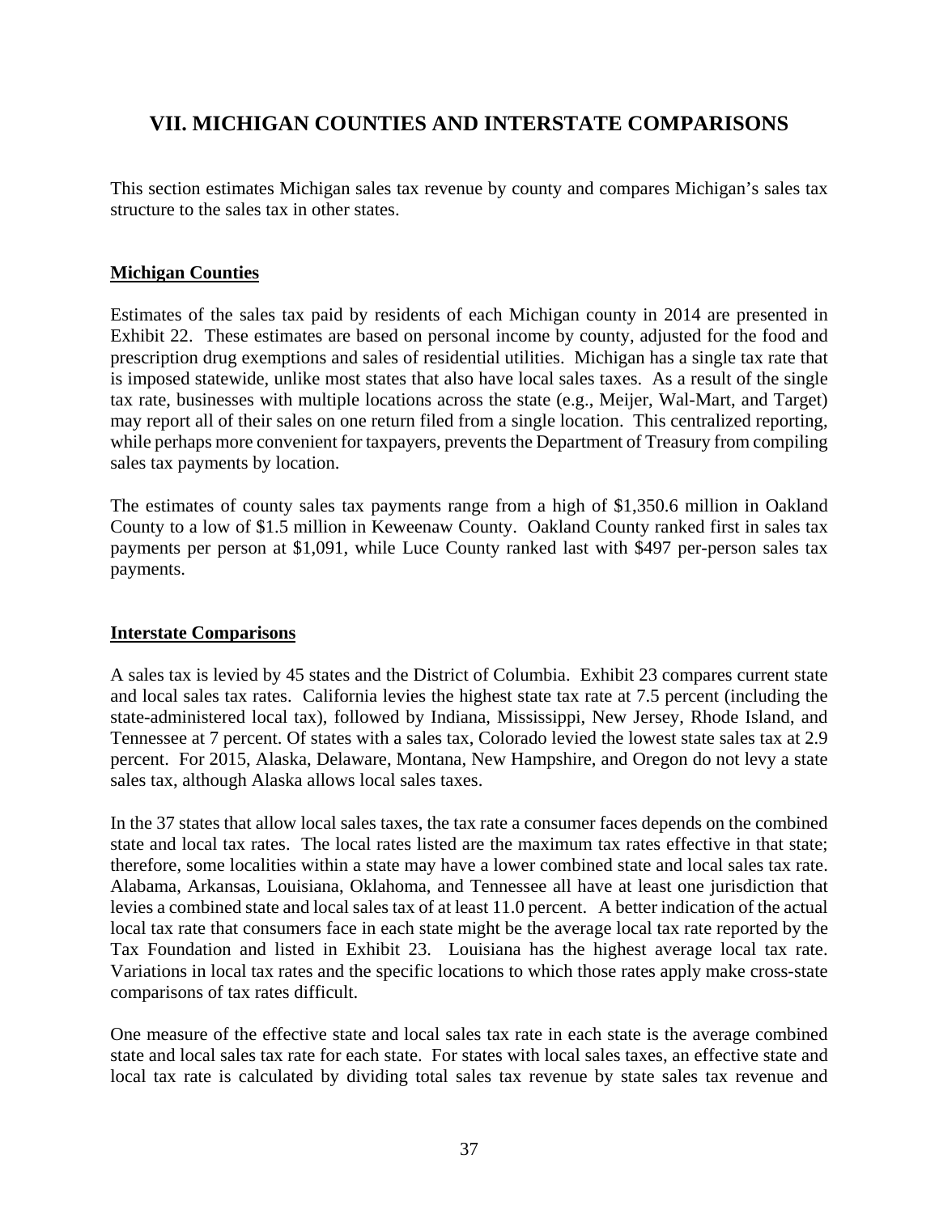# VII. MICHIGAN COUNTIES AND INTERSTATE COMPARISONS

This section estimates Michigan sales tax revenue by county and compares Michigan's sales tax structure to the sales tax in other states.

**Michigan Counties**

Estimates of the sales tax paid by residents of each Michigan county in 2014 are presented in Exhibit 22. These estimates are based on personal income by county, adjusted for the food and prescription drug exemptions and sales of residential utilities. Michigan has a single tax rate that is imposed statewide, unlike most states that also have local sales taxes. As a result of the single tax rate, businesses with multiple locations across the state (e.g., Meijer, Wal-Mart, and Target) may report all of their sales on one return filed from a single location. This centralized reporting, while perhaps more convenient for taxpayers, prevents the Department of Treasury from compiling sales tax payments by location.

The estimates of county sales tax payments range from a high of $1,350.6 million in Oakland County to a low of $1.5 million in Keweenaw County. Oakland County ranked first in sales tax payments per person at $1,091, while Luce County ranked last with $497 per-person sales tax payments.

**Interstate Comparisons**

A sales tax is levied by 45 states and the District of Columbia. Exhibit 23 compares current state and local sales tax rates. California levies the highest state tax rate at 7.5 percent (including the state-administered local tax), followed by Indiana, Mississippi, New Jersey, Rhode Island, and Tennessee at 7 percent. Of states with a sales tax, Colorado levied the lowest state sales tax at 2.9 percent. For 2015, Alaska, Delaware, Montana, New Hampshire, and Oregon do not levy a state sales tax, although Alaska allows local sales taxes.

In the 37 states that allow local sales taxes, the tax rate a consumer faces depends on the combined state and local tax rates. The local rates listed are the maximum tax rates effective in that state; therefore, some localities within a state may have a lower combined state and local sales tax rate. Alabama, Arkansas, Louisiana, Oklahoma, and Tennessee all have at least one jurisdiction that levies a combined state and local sales tax of at least 11.0 percent. A better indication of the actual local tax rate that consumers face in each state might be the average local tax rate reported by the Tax Foundation and listed in Exhibit 23. Louisiana has the highest average local tax rate. Variations in local tax rates and the specific locations to which those rates apply make cross-state comparisons of tax rates difficult.

One measure of the effective state and local sales tax rate in each state is the average combined state and local sales tax rate for each state. For states with local sales taxes, an effective state and local tax rate is calculated by dividing total sales tax revenue by state sales tax revenue and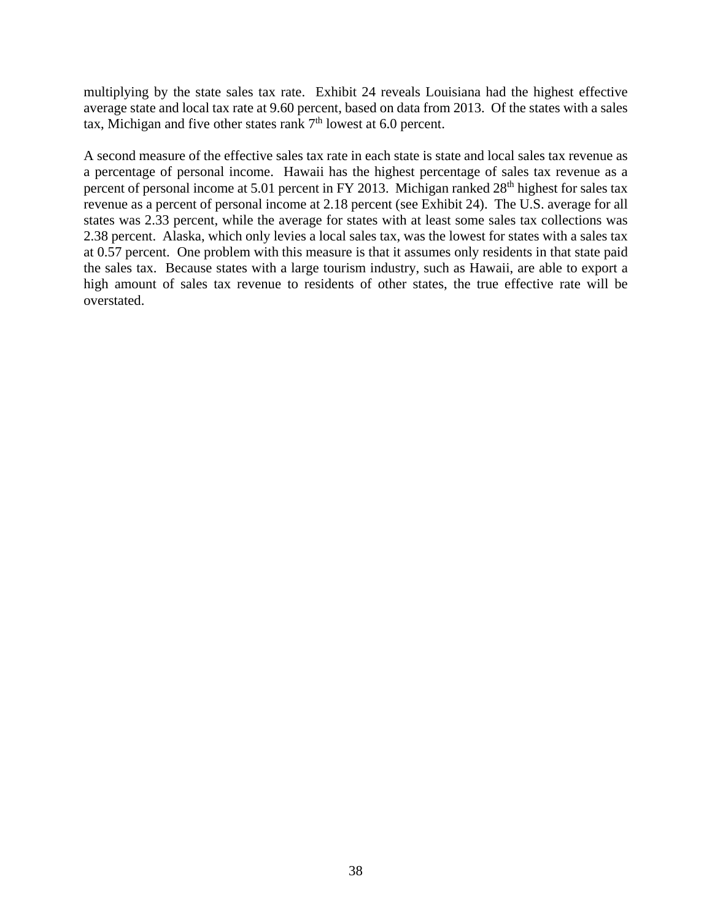multiplying by the state sales tax rate. Exhibit 24 reveals Louisiana had the highest effective average state and local tax rate at 9.60 percent, based on data from 2013. Of the states with a sales tax, Michigan and five other states rank 7th lowest at 6.0 percent.

A second measure of the effective sales tax rate in each state is state and local sales tax revenue as a percentage of personal income. Hawaii has the highest percentage of sales tax revenue as a percent of personal income at 5.01 percent in FY 2013. Michigan ranked 28th highest for sales tax revenue as a percent of personal income at 2.18 percent (see Exhibit 24). The U.S. average for all states was 2.33 percent, while the average for states with at least some sales tax collections was 2.38 percent. Alaska, which only levies a local sales tax, was the lowest for states with a sales tax at 0.57 percent. One problem with this measure is that it assumes only residents in that state paid the sales tax. Because states with a large tourism industry, such as Hawaii, are able to export a high amount of sales tax revenue to residents of other states, the true effective rate will be overstated.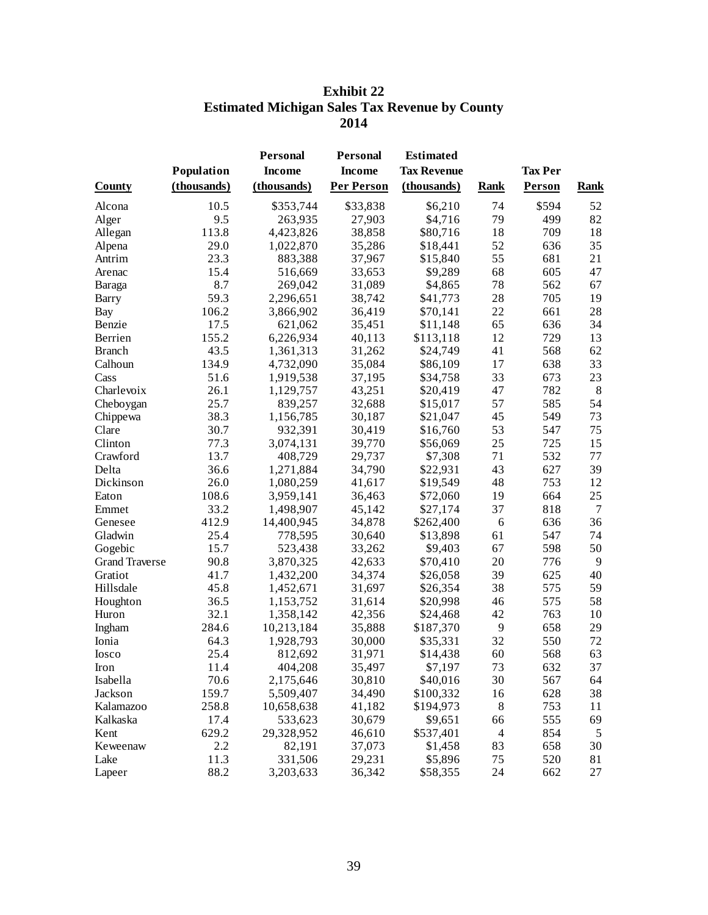**Exhibit 22**
**Estimated Michigan Sales Tax Revenue by County**
**2014**

| County | Population (thousands) | Personal Income (thousands) | Personal Income Per Person | Estimated Tax Revenue (thousands) | Rank | Tax Per Person | Rank |
|---|---|---|---|---|---|---|---|
| Alcona | 10.5 | $353,744 | $33,838 | $6,210 | 74 | $594 | 52 |
| Alger | 9.5 | 263,935 | 27,903 | $4,716 | 79 | 499 | 82 |
| Allegan | 113.8 | 4,423,826 | 38,858 | $80,716 | 18 | 709 | 18 |
| Alpena | 29.0 | 1,022,870 | 35,286 | $18,441 | 52 | 636 | 35 |
| Antrim | 23.3 | 883,388 | 37,967 | $15,840 | 55 | 681 | 21 |
| Arenac | 15.4 | 516,669 | 33,653 | $9,289 | 68 | 605 | 47 |
| Baraga | 8.7 | 269,042 | 31,089 | $4,865 | 78 | 562 | 67 |
| Barry | 59.3 | 2,296,651 | 38,742 | $41,773 | 28 | 705 | 19 |
| Bay | 106.2 | 3,866,902 | 36,419 | $70,141 | 22 | 661 | 28 |
| Benzie | 17.5 | 621,062 | 35,451 | $11,148 | 65 | 636 | 34 |
| Berrien | 155.2 | 6,226,934 | 40,113 | $113,118 | 12 | 729 | 13 |
| Branch | 43.5 | 1,361,313 | 31,262 | $24,749 | 41 | 568 | 62 |
| Calhoun | 134.9 | 4,732,090 | 35,084 | $86,109 | 17 | 638 | 33 |
| Cass | 51.6 | 1,919,538 | 37,195 | $34,758 | 33 | 673 | 23 |
| Charlevoix | 26.1 | 1,129,757 | 43,251 | $20,419 | 47 | 782 | 8 |
| Cheboygan | 25.7 | 839,257 | 32,688 | $15,017 | 57 | 585 | 54 |
| Chippewa | 38.3 | 1,156,785 | 30,187 | $21,047 | 45 | 549 | 73 |
| Clare | 30.7 | 932,391 | 30,419 | $16,760 | 53 | 547 | 75 |
| Clinton | 77.3 | 3,074,131 | 39,770 | $56,069 | 25 | 725 | 15 |
| Crawford | 13.7 | 408,729 | 29,737 | $7,308 | 71 | 532 | 77 |
| Delta | 36.6 | 1,271,884 | 34,790 | $22,931 | 43 | 627 | 39 |
| Dickinson | 26.0 | 1,080,259 | 41,617 | $19,549 | 48 | 753 | 12 |
| Eaton | 108.6 | 3,959,141 | 36,463 | $72,060 | 19 | 664 | 25 |
| Emmet | 33.2 | 1,498,907 | 45,142 | $27,174 | 37 | 818 | 7 |
| Genesee | 412.9 | 14,400,945 | 34,878 | $262,400 | 6 | 636 | 36 |
| Gladwin | 25.4 | 778,595 | 30,640 | $13,898 | 61 | 547 | 74 |
| Gogebic | 15.7 | 523,438 | 33,262 | $9,403 | 67 | 598 | 50 |
| Grand Traverse | 90.8 | 3,870,325 | 42,633 | $70,410 | 20 | 776 | 9 |
| Gratiot | 41.7 | 1,432,200 | 34,374 | $26,058 | 39 | 625 | 40 |
| Hillsdale | 45.8 | 1,452,671 | 31,697 | $26,354 | 38 | 575 | 59 |
| Houghton | 36.5 | 1,153,752 | 31,614 | $20,998 | 46 | 575 | 58 |
| Huron | 32.1 | 1,358,142 | 42,356 | $24,468 | 42 | 763 | 10 |
| Ingham | 284.6 | 10,213,184 | 35,888 | $187,370 | 9 | 658 | 29 |
| Ionia | 64.3 | 1,928,793 | 30,000 | $35,331 | 32 | 550 | 72 |
| Iosco | 25.4 | 812,692 | 31,971 | $14,438 | 60 | 568 | 63 |
| Iron | 11.4 | 404,208 | 35,497 | $7,197 | 73 | 632 | 37 |
| Isabella | 70.6 | 2,175,646 | 30,810 | $40,016 | 30 | 567 | 64 |
| Jackson | 159.7 | 5,509,407 | 34,490 | $100,332 | 16 | 628 | 38 |
| Kalamazoo | 258.8 | 10,658,638 | 41,182 | $194,973 | 8 | 753 | 11 |
| Kalkaska | 17.4 | 533,623 | 30,679 | $9,651 | 66 | 555 | 69 |
| Kent | 629.2 | 29,328,952 | 46,610 | $537,401 | 4 | 854 | 5 |
| Keweenaw | 2.2 | 82,191 | 37,073 | $1,458 | 83 | 658 | 30 |
| Lake | 11.3 | 331,506 | 29,231 | $5,896 | 75 | 520 | 81 |
| Lapeer | 88.2 | 3,203,633 | 36,342 | $58,355 | 24 | 662 | 27 |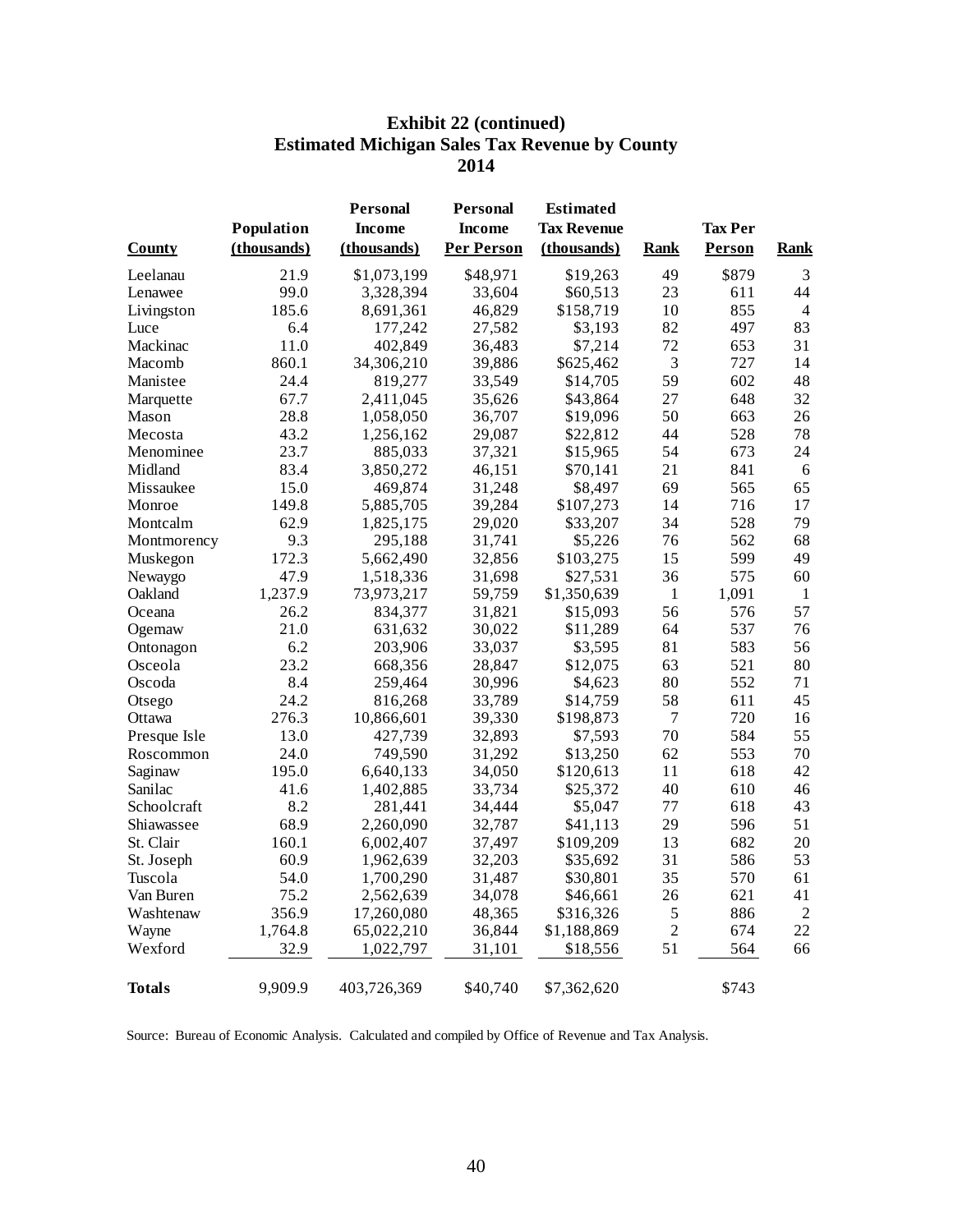## Exhibit 22 (continued)
## Estimated Michigan Sales Tax Revenue by County
## 2014

| County | Population (thousands) | Personal Income (thousands) | Personal Income Per Person | Estimated Tax Revenue (thousands) | Rank | Tax Per Person | Rank |
|---|---|---|---|---|---|---|---|
| Leelanau | 21.9 | $1,073,199 | $48,971 | $19,263 | 49 | $879 | 3 |
| Lenawee | 99.0 | 3,328,394 | 33,604 | $60,513 | 23 | 611 | 44 |
| Livingston | 185.6 | 8,691,361 | 46,829 | $158,719 | 10 | 855 | 4 |
| Luce | 6.4 | 177,242 | 27,582 | $3,193 | 82 | 497 | 83 |
| Mackinac | 11.0 | 402,849 | 36,483 | $7,214 | 72 | 653 | 31 |
| Macomb | 860.1 | 34,306,210 | 39,886 | $625,462 | 3 | 727 | 14 |
| Manistee | 24.4 | 819,277 | 33,549 | $14,705 | 59 | 602 | 48 |
| Marquette | 67.7 | 2,411,045 | 35,626 | $43,864 | 27 | 648 | 32 |
| Mason | 28.8 | 1,058,050 | 36,707 | $19,096 | 50 | 663 | 26 |
| Mecosta | 43.2 | 1,256,162 | 29,087 | $22,812 | 44 | 528 | 78 |
| Menominee | 23.7 | 885,033 | 37,321 | $15,965 | 54 | 673 | 24 |
| Midland | 83.4 | 3,850,272 | 46,151 | $70,141 | 21 | 841 | 6 |
| Missaukee | 15.0 | 469,874 | 31,248 | $8,497 | 69 | 565 | 65 |
| Monroe | 149.8 | 5,885,705 | 39,284 | $107,273 | 14 | 716 | 17 |
| Montcalm | 62.9 | 1,825,175 | 29,020 | $33,207 | 34 | 528 | 79 |
| Montmorency | 9.3 | 295,188 | 31,741 | $5,226 | 76 | 562 | 68 |
| Muskegon | 172.3 | 5,662,490 | 32,856 | $103,275 | 15 | 599 | 49 |
| Newaygo | 47.9 | 1,518,336 | 31,698 | $27,531 | 36 | 575 | 60 |
| Oakland | 1,237.9 | 73,973,217 | 59,759 | $1,350,639 | 1 | 1,091 | 1 |
| Oceana | 26.2 | 834,377 | 31,821 | $15,093 | 56 | 576 | 57 |
| Ogemaw | 21.0 | 631,632 | 30,022 | $11,289 | 64 | 537 | 76 |
| Ontonagon | 6.2 | 203,906 | 33,037 | $3,595 | 81 | 583 | 56 |
| Osceola | 23.2 | 668,356 | 28,847 | $12,075 | 63 | 521 | 80 |
| Oscoda | 8.4 | 259,464 | 30,996 | $4,623 | 80 | 552 | 71 |
| Otsego | 24.2 | 816,268 | 33,789 | $14,759 | 58 | 611 | 45 |
| Ottawa | 276.3 | 10,866,601 | 39,330 | $198,873 | 7 | 720 | 16 |
| Presque Isle | 13.0 | 427,739 | 32,893 | $7,593 | 70 | 584 | 55 |
| Roscommon | 24.0 | 749,590 | 31,292 | $13,250 | 62 | 553 | 70 |
| Saginaw | 195.0 | 6,640,133 | 34,050 | $120,613 | 11 | 618 | 42 |
| Sanilac | 41.6 | 1,402,885 | 33,734 | $25,372 | 40 | 610 | 46 |
| Schoolcraft | 8.2 | 281,441 | 34,444 | $5,047 | 77 | 618 | 43 |
| Shiawassee | 68.9 | 2,260,090 | 32,787 | $41,113 | 29 | 596 | 51 |
| St. Clair | 160.1 | 6,002,407 | 37,497 | $109,209 | 13 | 682 | 20 |
| St. Joseph | 60.9 | 1,962,639 | 32,203 | $35,692 | 31 | 586 | 53 |
| Tuscola | 54.0 | 1,700,290 | 31,487 | $30,801 | 35 | 570 | 61 |
| Van Buren | 75.2 | 2,562,639 | 34,078 | $46,661 | 26 | 621 | 41 |
| Washtenaw | 356.9 | 17,260,080 | 48,365 | $316,326 | 5 | 886 | 2 |
| Wayne | 1,764.8 | 65,022,210 | 36,844 | $1,188,869 | 2 | 674 | 22 |
| Wexford | 32.9 | 1,022,797 | 31,101 | $18,556 | 51 | 564 | 66 |
| **Totals** | 9,909.9 | 403,726,369 | $40,740 | $7,362,620 | | $743 | |

Source: Bureau of Economic Analysis. Calculated and compiled by Office of Revenue and Tax Analysis.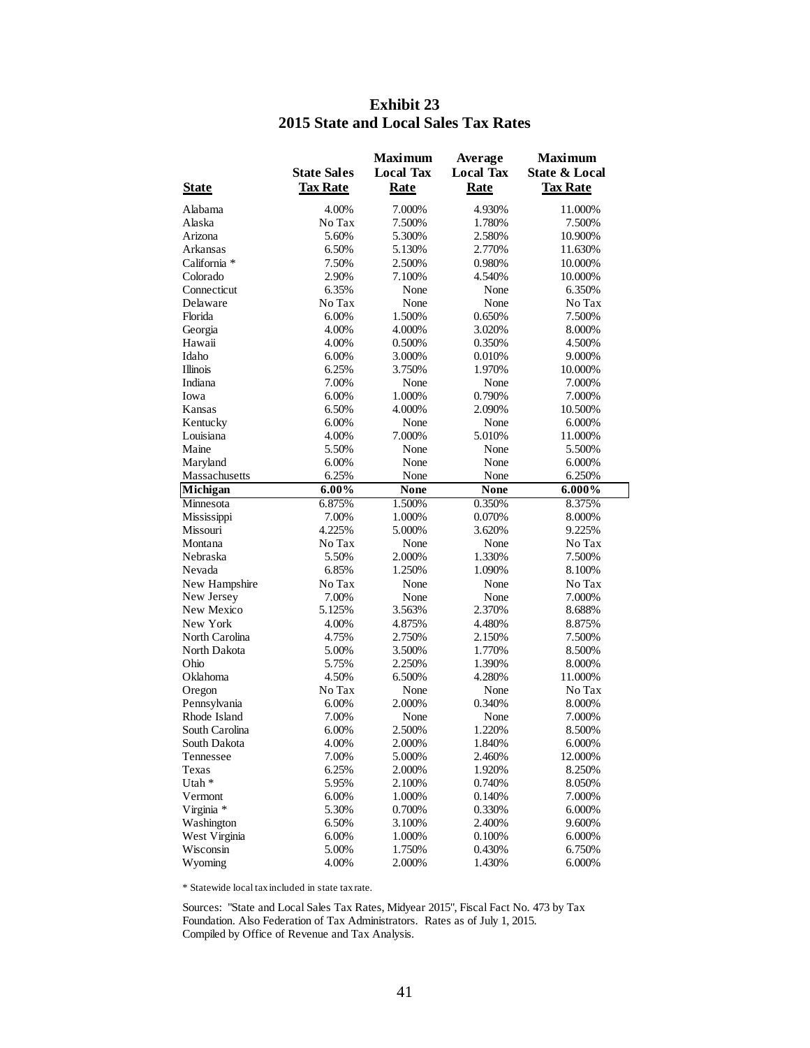# Exhibit 23
## 2015 State and Local Sales Tax Rates

| State | State Sales Tax Rate | Maximum Local Tax Rate | Average Local Tax Rate | Maximum State & Local Tax Rate |
|---|---|---|---|---|
| Alabama | 4.00% | 7.000% | 4.930% | 11.000% |
| Alaska | No Tax | 7.500% | 1.780% | 7.500% |
| Arizona | 5.60% | 5.300% | 2.580% | 10.900% |
| Arkansas | 6.50% | 5.130% | 2.770% | 11.630% |
| California * | 7.50% | 2.500% | 0.980% | 10.000% |
| Colorado | 2.90% | 7.100% | 4.540% | 10.000% |
| Connecticut | 6.35% | None | None | 6.350% |
| Delaware | No Tax | None | None | No Tax |
| Florida | 6.00% | 1.500% | 0.650% | 7.500% |
| Georgia | 4.00% | 4.000% | 3.020% | 8.000% |
| Hawaii | 4.00% | 0.500% | 0.350% | 4.500% |
| Idaho | 6.00% | 3.000% | 0.010% | 9.000% |
| Illinois | 6.25% | 3.750% | 1.970% | 10.000% |
| Indiana | 7.00% | None | None | 7.000% |
| Iowa | 6.00% | 1.000% | 0.790% | 7.000% |
| Kansas | 6.50% | 4.000% | 2.090% | 10.500% |
| Kentucky | 6.00% | None | None | 6.000% |
| Louisiana | 4.00% | 7.000% | 5.010% | 11.000% |
| Maine | 5.50% | None | None | 5.500% |
| Maryland | 6.00% | None | None | 6.000% |
| Massachusetts | 6.25% | None | None | 6.250% |
| **Michigan** | **6.00%** | **None** | **None** | **6.000%** |
| Minnesota | 6.875% | 1.500% | 0.350% | 8.375% |
| Mississippi | 7.00% | 1.000% | 0.070% | 8.000% |
| Missouri | 4.225% | 5.000% | 3.620% | 9.225% |
| Montana | No Tax | None | None | No Tax |
| Nebraska | 5.50% | 2.000% | 1.330% | 7.500% |
| Nevada | 6.85% | 1.250% | 1.090% | 8.100% |
| New Hampshire | No Tax | None | None | No Tax |
| New Jersey | 7.00% | None | None | 7.000% |
| New Mexico | 5.125% | 3.563% | 2.370% | 8.688% |
| New York | 4.00% | 4.875% | 4.480% | 8.875% |
| North Carolina | 4.75% | 2.750% | 2.150% | 7.500% |
| North Dakota | 5.00% | 3.500% | 1.770% | 8.500% |
| Ohio | 5.75% | 2.250% | 1.390% | 8.000% |
| Oklahoma | 4.50% | 6.500% | 4.280% | 11.000% |
| Oregon | No Tax | None | None | No Tax |
| Pennsylvania | 6.00% | 2.000% | 0.340% | 8.000% |
| Rhode Island | 7.00% | None | None | 7.000% |
| South Carolina | 6.00% | 2.500% | 1.220% | 8.500% |
| South Dakota | 4.00% | 2.000% | 1.840% | 6.000% |
| Tennessee | 7.00% | 5.000% | 2.460% | 12.000% |
| Texas | 6.25% | 2.000% | 1.920% | 8.250% |
| Utah * | 5.95% | 2.100% | 0.740% | 8.050% |
| Vermont | 6.00% | 1.000% | 0.140% | 7.000% |
| Virginia * | 5.30% | 0.700% | 0.330% | 6.000% |
| Washington | 6.50% | 3.100% | 2.400% | 9.600% |
| West Virginia | 6.00% | 1.000% | 0.100% | 6.000% |
| Wisconsin | 5.00% | 1.750% | 0.430% | 6.750% |
| Wyoming | 4.00% | 2.000% | 1.430% | 6.000% |

* Statewide local tax included in state tax rate.

Sources: "State and Local Sales Tax Rates, Midyear 2015", Fiscal Fact No. 473 by Tax Foundation. Also Federation of Tax Administrators. Rates as of July 1, 2015.
Compiled by Office of Revenue and Tax Analysis.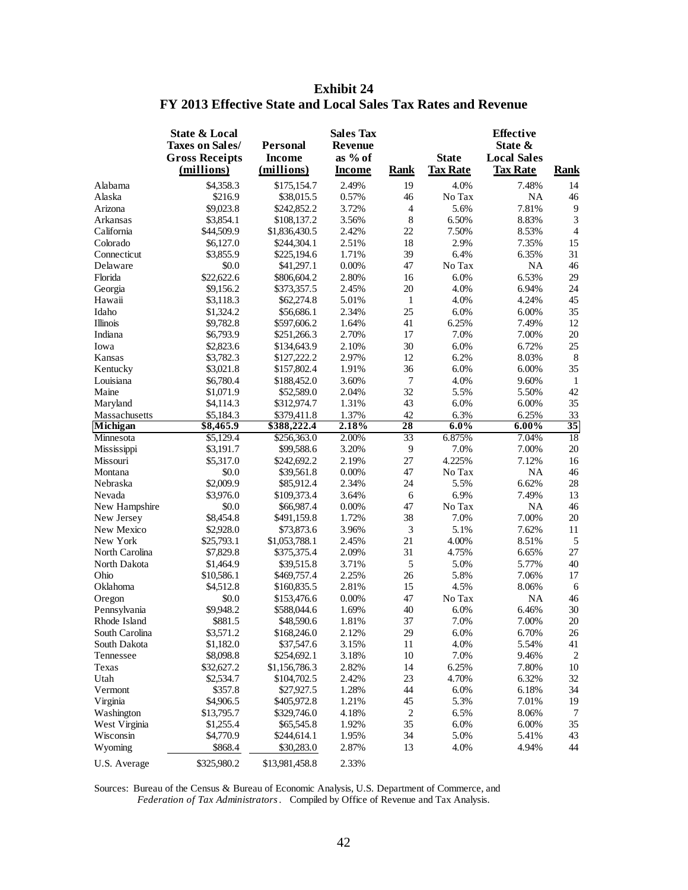# Exhibit 24
## FY 2013 Effective State and Local Sales Tax Rates and Revenue

| | State & Local Taxes on Sales/ Gross Receipts (millions) | Personal Income (millions) | Sales Tax Revenue as % of Income | Rank | State Tax Rate | Effective State & Local Sales Tax Rate | Rank |
|---|---|---|---|---|---|---|---|
| Alabama | $4,358.3 | $175,154.7 | 2.49% | 19 | 4.0% | 7.48% | 14 |
| Alaska | $216.9 | $38,015.5 | 0.57% | 46 | No Tax | NA | 46 |
| Arizona | $9,023.8 | $242,852.2 | 3.72% | 4 | 5.6% | 7.81% | 9 |
| Arkansas | $3,854.1 | $108,137.2 | 3.56% | 8 | 6.50% | 8.83% | 3 |
| California | $44,509.9 | $1,836,430.5 | 2.42% | 22 | 7.50% | 8.53% | 4 |
| Colorado | $6,127.0 | $244,304.1 | 2.51% | 18 | 2.9% | 7.35% | 15 |
| Connecticut | $3,855.9 | $225,194.6 | 1.71% | 39 | 6.4% | 6.35% | 31 |
| Delaware | $0.0 | $41,297.1 | 0.00% | 47 | No Tax | NA | 46 |
| Florida | $22,622.6 | $806,604.2 | 2.80% | 16 | 6.0% | 6.53% | 29 |
| Georgia | $9,156.2 | $373,357.5 | 2.45% | 20 | 4.0% | 6.94% | 24 |
| Hawaii | $3,118.3 | $62,274.8 | 5.01% | 1 | 4.0% | 4.24% | 45 |
| Idaho | $1,324.2 | $56,686.1 | 2.34% | 25 | 6.0% | 6.00% | 35 |
| Illinois | $9,782.8 | $597,606.2 | 1.64% | 41 | 6.25% | 7.49% | 12 |
| Indiana | $6,793.9 | $251,266.3 | 2.70% | 17 | 7.0% | 7.00% | 20 |
| Iowa | $2,823.6 | $134,643.9 | 2.10% | 30 | 6.0% | 6.72% | 25 |
| Kansas | $3,782.3 | $127,222.2 | 2.97% | 12 | 6.2% | 8.03% | 8 |
| Kentucky | $3,021.8 | $157,802.4 | 1.91% | 36 | 6.0% | 6.00% | 35 |
| Louisiana | $6,780.4 | $188,452.0 | 3.60% | 7 | 4.0% | 9.60% | 1 |
| Maine | $1,071.9 | $52,589.0 | 2.04% | 32 | 5.5% | 5.50% | 42 |
| Maryland | $4,114.3 | $312,974.7 | 1.31% | 43 | 6.0% | 6.00% | 35 |
| Massachusetts | $5,184.3 | $379,411.8 | 1.37% | 42 | 6.3% | 6.25% | 33 |
| **Michigan** | **$8,465.9** | **$388,222.4** | **2.18%** | **28** | **6.0%** | **6.00%** | **35** |
| Minnesota | $5,129.4 | $256,363.0 | 2.00% | 33 | 6.875% | 7.04% | 18 |
| Mississippi | $3,191.7 | $99,588.6 | 3.20% | 9 | 7.0% | 7.00% | 20 |
| Missouri | $5,317.0 | $242,692.2 | 2.19% | 27 | 4.225% | 7.12% | 16 |
| Montana | $0.0 | $39,561.8 | 0.00% | 47 | No Tax | NA | 46 |
| Nebraska | $2,009.9 | $85,912.4 | 2.34% | 24 | 5.5% | 6.62% | 28 |
| Nevada | $3,976.0 | $109,373.4 | 3.64% | 6 | 6.9% | 7.49% | 13 |
| New Hampshire | $0.0 | $66,987.4 | 0.00% | 47 | No Tax | NA | 46 |
| New Jersey | $8,454.8 | $491,159.8 | 1.72% | 38 | 7.0% | 7.00% | 20 |
| New Mexico | $2,928.0 | $73,873.6 | 3.96% | 3 | 5.1% | 7.62% | 11 |
| New York | $25,793.1 | $1,053,788.1 | 2.45% | 21 | 4.00% | 8.51% | 5 |
| North Carolina | $7,829.8 | $375,375.4 | 2.09% | 31 | 4.75% | 6.65% | 27 |
| North Dakota | $1,464.9 | $39,515.8 | 3.71% | 5 | 5.0% | 5.77% | 40 |
| Ohio | $10,586.1 | $469,757.4 | 2.25% | 26 | 5.8% | 7.06% | 17 |
| Oklahoma | $4,512.8 | $160,835.5 | 2.81% | 15 | 4.5% | 8.06% | 6 |
| Oregon | $0.0 | $153,476.6 | 0.00% | 47 | No Tax | NA | 46 |
| Pennsylvania | $9,948.2 | $588,044.6 | 1.69% | 40 | 6.0% | 6.46% | 30 |
| Rhode Island | $881.5 | $48,590.6 | 1.81% | 37 | 7.0% | 7.00% | 20 |
| South Carolina | $3,571.2 | $168,246.0 | 2.12% | 29 | 6.0% | 6.70% | 26 |
| South Dakota | $1,182.0 | $37,547.6 | 3.15% | 11 | 4.0% | 5.54% | 41 |
| Tennessee | $8,098.8 | $254,692.1 | 3.18% | 10 | 7.0% | 9.46% | 2 |
| Texas | $32,627.2 | $1,156,786.3 | 2.82% | 14 | 6.25% | 7.80% | 10 |
| Utah | $2,534.7 | $104,702.5 | 2.42% | 23 | 4.70% | 6.32% | 32 |
| Vermont | $357.8 | $27,927.5 | 1.28% | 44 | 6.0% | 6.18% | 34 |
| Virginia | $4,906.5 | $405,972.8 | 1.21% | 45 | 5.3% | 7.01% | 19 |
| Washington | $13,795.7 | $329,746.0 | 4.18% | 2 | 6.5% | 8.06% | 7 |
| West Virginia | $1,255.4 | $65,545.8 | 1.92% | 35 | 6.0% | 6.00% | 35 |
| Wisconsin | $4,770.9 | $244,614.1 | 1.95% | 34 | 5.0% | 5.41% | 43 |
| Wyoming | $868.4 | $30,283.0 | 2.87% | 13 | 4.0% | 4.94% | 44 |
| U.S. Average | $325,980.2 | $13,981,458.8 | 2.33% | | | | |

Sources: Bureau of the Census & Bureau of Economic Analysis, U.S. Department of Commerce, and *Federation of Tax Administrators*. Compiled by Office of Revenue and Tax Analysis.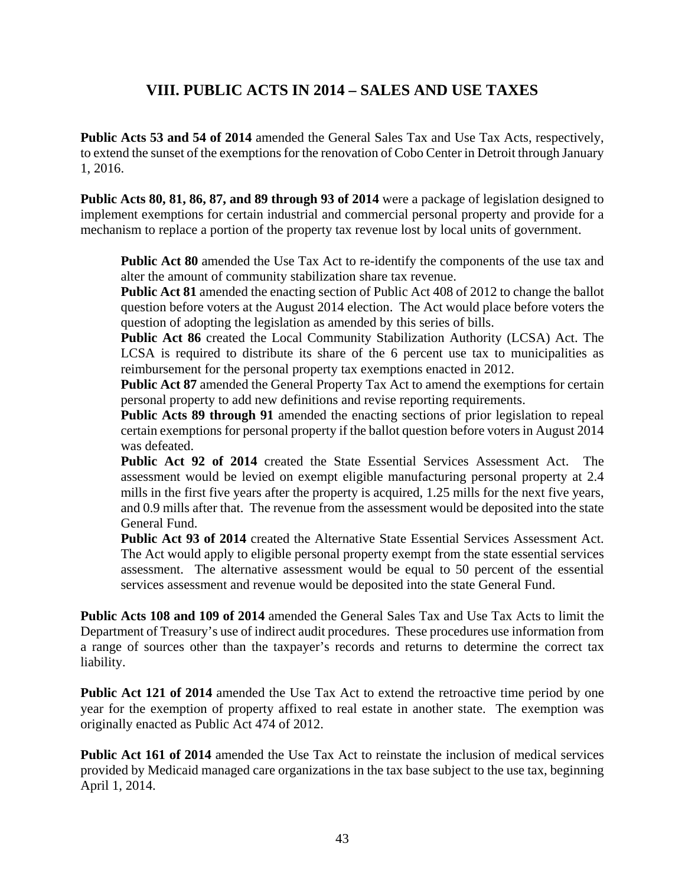## VIII. PUBLIC ACTS IN 2014 – SALES AND USE TAXES

**Public Acts 53 and 54 of 2014** amended the General Sales Tax and Use Tax Acts, respectively, to extend the sunset of the exemptions for the renovation of Cobo Center in Detroit through January 1, 2016.

**Public Acts 80, 81, 86, 87, and 89 through 93 of 2014** were a package of legislation designed to implement exemptions for certain industrial and commercial personal property and provide for a mechanism to replace a portion of the property tax revenue lost by local units of government.

> **Public Act 80** amended the Use Tax Act to re-identify the components of the use tax and alter the amount of community stabilization share tax revenue.
>
> **Public Act 81** amended the enacting section of Public Act 408 of 2012 to change the ballot question before voters at the August 2014 election. The Act would place before voters the question of adopting the legislation as amended by this series of bills.
>
> **Public Act 86** created the Local Community Stabilization Authority (LCSA) Act. The LCSA is required to distribute its share of the 6 percent use tax to municipalities as reimbursement for the personal property tax exemptions enacted in 2012.
>
> **Public Act 87** amended the General Property Tax Act to amend the exemptions for certain personal property to add new definitions and revise reporting requirements.
>
> **Public Acts 89 through 91** amended the enacting sections of prior legislation to repeal certain exemptions for personal property if the ballot question before voters in August 2014 was defeated.
>
> **Public Act 92 of 2014** created the State Essential Services Assessment Act. The assessment would be levied on exempt eligible manufacturing personal property at 2.4 mills in the first five years after the property is acquired, 1.25 mills for the next five years, and 0.9 mills after that. The revenue from the assessment would be deposited into the state General Fund.
>
> **Public Act 93 of 2014** created the Alternative State Essential Services Assessment Act. The Act would apply to eligible personal property exempt from the state essential services assessment. The alternative assessment would be equal to 50 percent of the essential services assessment and revenue would be deposited into the state General Fund.

**Public Acts 108 and 109 of 2014** amended the General Sales Tax and Use Tax Acts to limit the Department of Treasury's use of indirect audit procedures. These procedures use information from a range of sources other than the taxpayer's records and returns to determine the correct tax liability.

**Public Act 121 of 2014** amended the Use Tax Act to extend the retroactive time period by one year for the exemption of property affixed to real estate in another state. The exemption was originally enacted as Public Act 474 of 2012.

**Public Act 161 of 2014** amended the Use Tax Act to reinstate the inclusion of medical services provided by Medicaid managed care organizations in the tax base subject to the use tax, beginning April 1, 2014.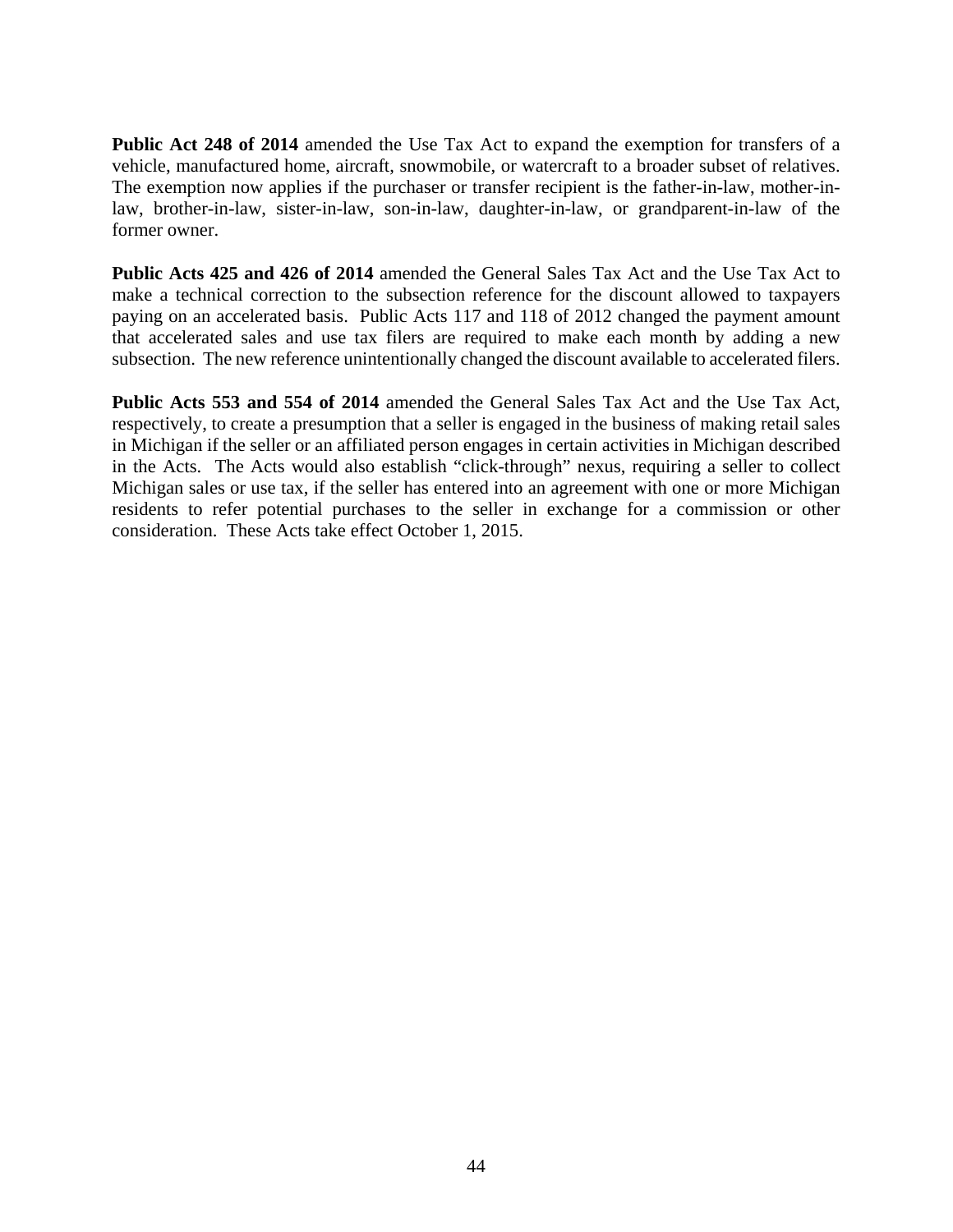**Public Act 248 of 2014** amended the Use Tax Act to expand the exemption for transfers of a vehicle, manufactured home, aircraft, snowmobile, or watercraft to a broader subset of relatives. The exemption now applies if the purchaser or transfer recipient is the father-in-law, mother-in-law, brother-in-law, sister-in-law, son-in-law, daughter-in-law, or grandparent-in-law of the former owner.

**Public Acts 425 and 426 of 2014** amended the General Sales Tax Act and the Use Tax Act to make a technical correction to the subsection reference for the discount allowed to taxpayers paying on an accelerated basis. Public Acts 117 and 118 of 2012 changed the payment amount that accelerated sales and use tax filers are required to make each month by adding a new subsection. The new reference unintentionally changed the discount available to accelerated filers.

**Public Acts 553 and 554 of 2014** amended the General Sales Tax Act and the Use Tax Act, respectively, to create a presumption that a seller is engaged in the business of making retail sales in Michigan if the seller or an affiliated person engages in certain activities in Michigan described in the Acts. The Acts would also establish "click-through" nexus, requiring a seller to collect Michigan sales or use tax, if the seller has entered into an agreement with one or more Michigan residents to refer potential purchases to the seller in exchange for a commission or other consideration. These Acts take effect October 1, 2015.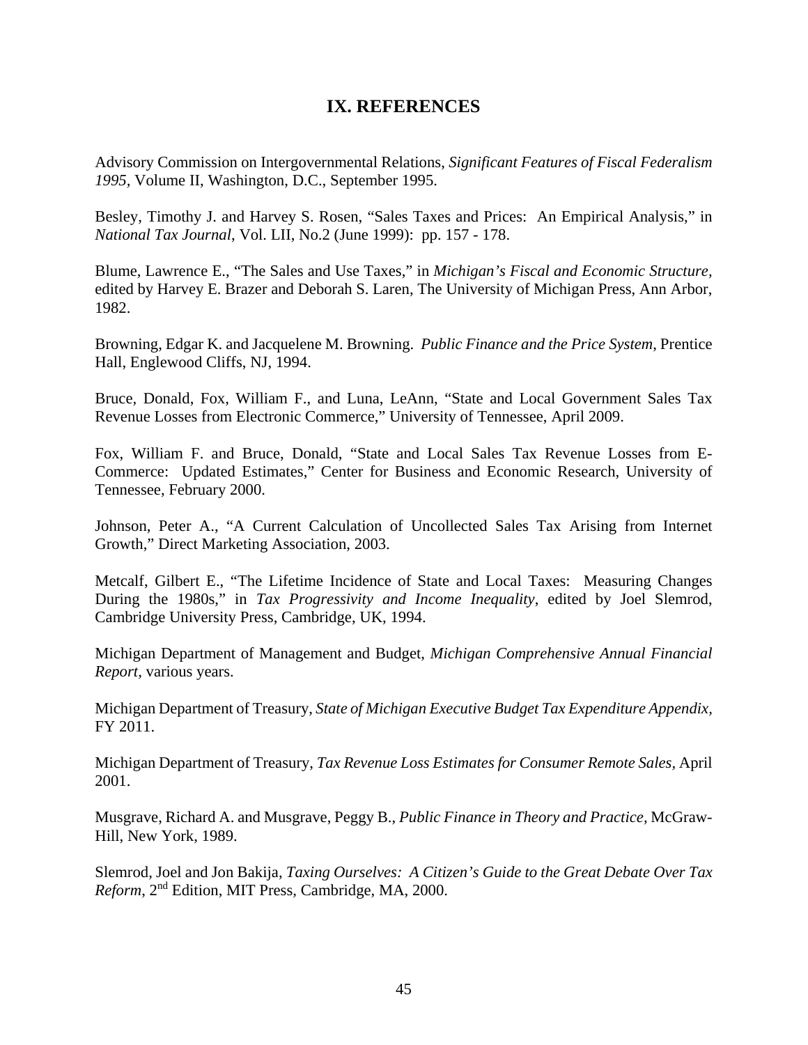# IX. REFERENCES

Advisory Commission on Intergovernmental Relations, *Significant Features of Fiscal Federalism 1995,* Volume II, Washington, D.C., September 1995.

Besley, Timothy J. and Harvey S. Rosen, "Sales Taxes and Prices: An Empirical Analysis," in *National Tax Journal*, Vol. LII, No.2 (June 1999): pp. 157 - 178.

Blume, Lawrence E., "The Sales and Use Taxes," in *Michigan's Fiscal and Economic Structure,* edited by Harvey E. Brazer and Deborah S. Laren, The University of Michigan Press, Ann Arbor, 1982.

Browning, Edgar K. and Jacquelene M. Browning. *Public Finance and the Price System*, Prentice Hall, Englewood Cliffs, NJ, 1994.

Bruce, Donald, Fox, William F., and Luna, LeAnn, "State and Local Government Sales Tax Revenue Losses from Electronic Commerce," University of Tennessee, April 2009.

Fox, William F. and Bruce, Donald, "State and Local Sales Tax Revenue Losses from E-Commerce: Updated Estimates," Center for Business and Economic Research, University of Tennessee, February 2000.

Johnson, Peter A., "A Current Calculation of Uncollected Sales Tax Arising from Internet Growth," Direct Marketing Association, 2003.

Metcalf, Gilbert E., "The Lifetime Incidence of State and Local Taxes: Measuring Changes During the 1980s," in *Tax Progressivity and Income Inequality*, edited by Joel Slemrod, Cambridge University Press, Cambridge, UK, 1994.

Michigan Department of Management and Budget, *Michigan Comprehensive Annual Financial Report,* various years.

Michigan Department of Treasury, *State of Michigan Executive Budget Tax Expenditure Appendix,* FY 2011.

Michigan Department of Treasury, *Tax Revenue Loss Estimates for Consumer Remote Sales*, April 2001.

Musgrave, Richard A. and Musgrave, Peggy B., *Public Finance in Theory and Practice,* McGraw-Hill, New York, 1989.

Slemrod, Joel and Jon Bakija, *Taxing Ourselves: A Citizen's Guide to the Great Debate Over Tax Reform*, 2nd Edition, MIT Press, Cambridge, MA, 2000.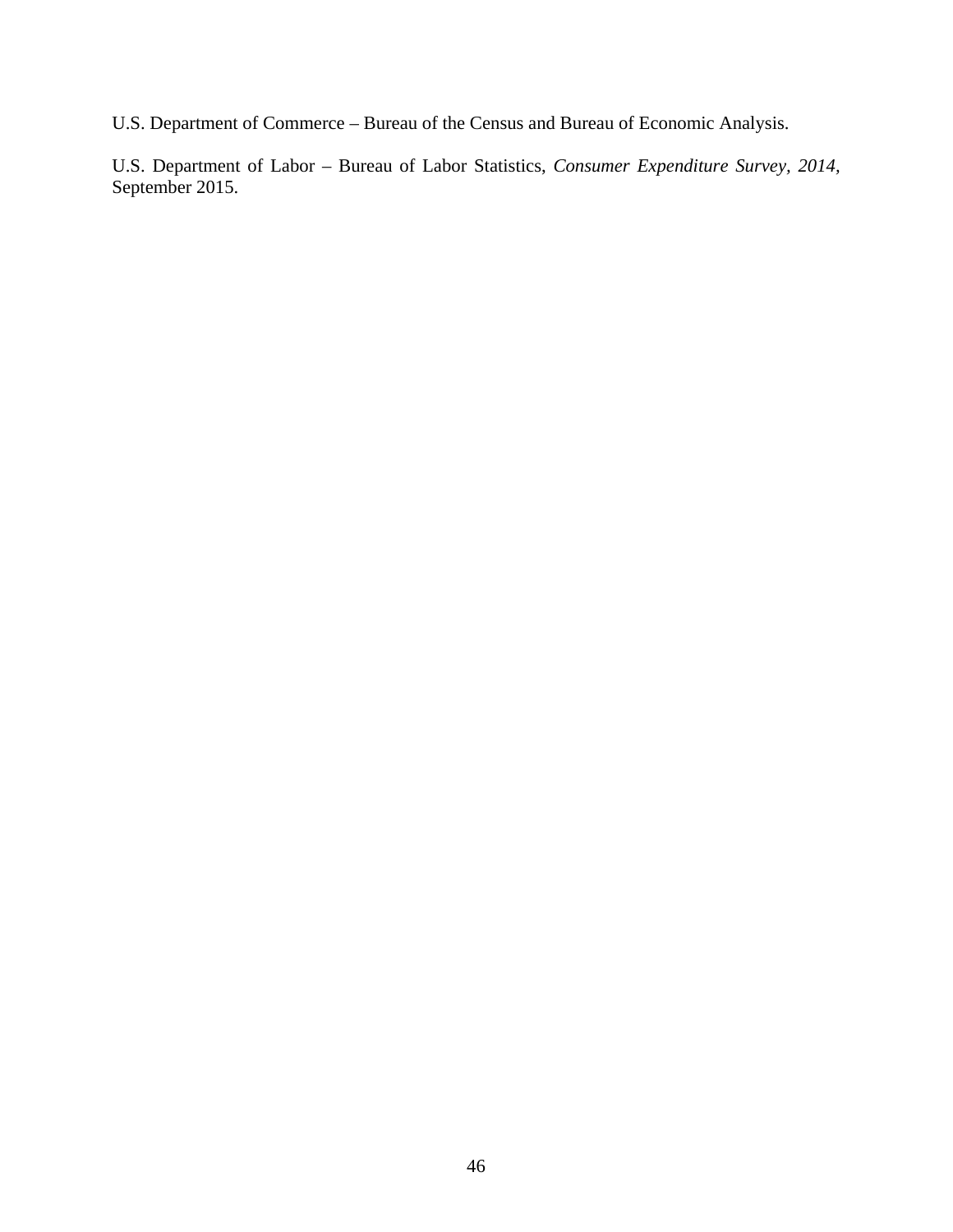U.S. Department of Commerce – Bureau of the Census and Bureau of Economic Analysis.

U.S. Department of Labor – Bureau of Labor Statistics, *Consumer Expenditure Survey, 2014*, September 2015.